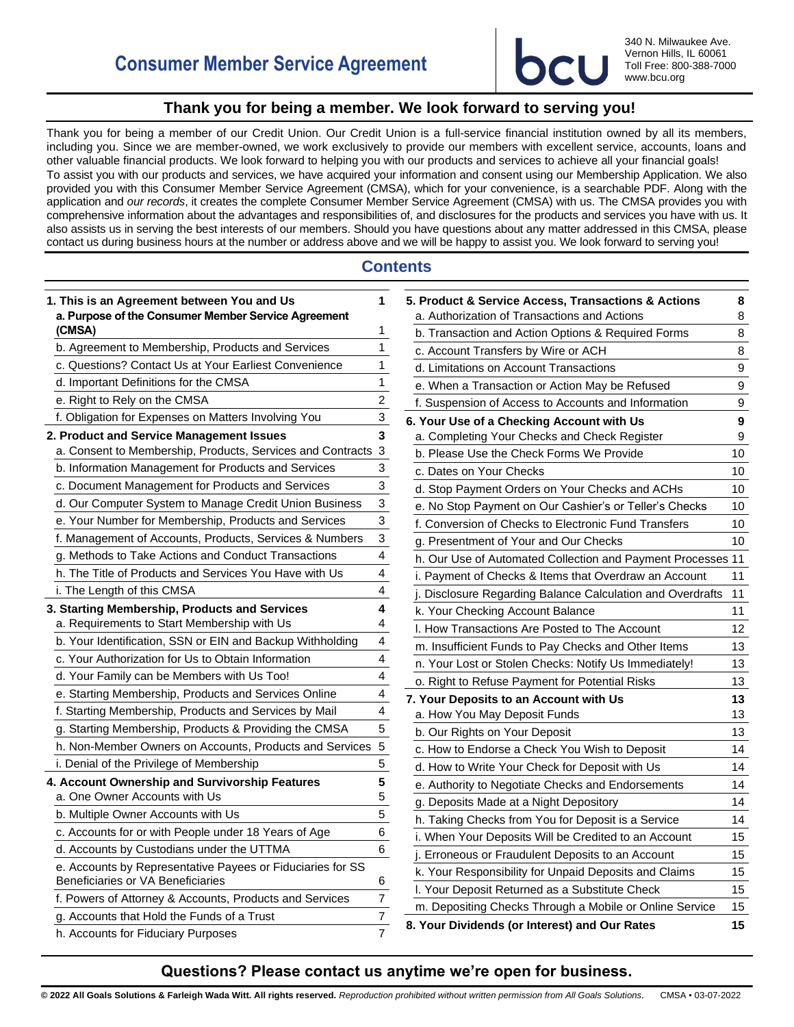# Consumer Member Service Agreement

bcu

340 N. Milwaukee Ave.
Vernon Hills, IL 60061
Toll Free: 800-388-7000
www.bcu.org

## Thank you for being a member. We look forward to serving you!

Thank you for being a member of our Credit Union. Our Credit Union is a full-service financial institution owned by all its members, including you. Since we are member-owned, we work exclusively to provide our members with excellent service, accounts, loans and other valuable financial products. We look forward to helping you with our products and services to achieve all your financial goals!

To assist you with our products and services, we have acquired your information and consent using our Membership Application. We also provided you with this Consumer Member Service Agreement (CMSA), which for your convenience, is a searchable PDF. Along with the application and *our records*, it creates the complete Consumer Member Service Agreement (CMSA) with us. The CMSA provides you with comprehensive information about the advantages and responsibilities of, and disclosures for the products and services you have with us. It also assists us in serving the best interests of our members. Should you have questions about any matter addressed in this CMSA, please contact us during business hours at the number or address above and we will be happy to assist you. We look forward to serving you!

## Contents

| Section | Page |
|---|---|
| **1. This is an Agreement between You and Us** | **1** |
| **a. Purpose of the Consumer Member Service Agreement (CMSA)** | 1 |
| b. Agreement to Membership, Products and Services | 1 |
| c. Questions? Contact Us at Your Earliest Convenience | 1 |
| d. Important Definitions for the CMSA | 1 |
| e. Right to Rely on the CMSA | 2 |
| f. Obligation for Expenses on Matters Involving You | 3 |
| **2. Product and Service Management Issues** | **3** |
| a. Consent to Membership, Products, Services and Contracts | 3 |
| b. Information Management for Products and Services | 3 |
| c. Document Management for Products and Services | 3 |
| d. Our Computer System to Manage Credit Union Business | 3 |
| e. Your Number for Membership, Products and Services | 3 |
| f. Management of Accounts, Products, Services & Numbers | 3 |
| g. Methods to Take Actions and Conduct Transactions | 4 |
| h. The Title of Products and Services You Have with Us | 4 |
| i. The Length of this CMSA | 4 |
| **3. Starting Membership, Products and Services** | **4** |
| a. Requirements to Start Membership with Us | 4 |
| b. Your Identification, SSN or EIN and Backup Withholding | 4 |
| c. Your Authorization for Us to Obtain Information | 4 |
| d. Your Family can be Members with Us Too! | 4 |
| e. Starting Membership, Products and Services Online | 4 |
| f. Starting Membership, Products and Services by Mail | 4 |
| g. Starting Membership, Products & Providing the CMSA | 5 |
| h. Non-Member Owners on Accounts, Products and Services | 5 |
| i. Denial of the Privilege of Membership | 5 |
| **4. Account Ownership and Survivorship Features** | **5** |
| a. One Owner Accounts with Us | 5 |
| b. Multiple Owner Accounts with Us | 5 |
| c. Accounts for or with People under 18 Years of Age | 6 |
| d. Accounts by Custodians under the UTTMA | 6 |
| e. Accounts by Representative Payees or Fiduciaries for SS Beneficiaries or VA Beneficiaries | 6 |
| f. Powers of Attorney & Accounts, Products and Services | 7 |
| g. Accounts that Hold the Funds of a Trust | 7 |
| h. Accounts for Fiduciary Purposes | 7 |
| **5. Product & Service Access, Transactions & Actions** | **8** |
| a. Authorization of Transactions and Actions | 8 |
| b. Transaction and Action Options & Required Forms | 8 |
| c. Account Transfers by Wire or ACH | 8 |
| d. Limitations on Account Transactions | 9 |
| e. When a Transaction or Action May be Refused | 9 |
| f. Suspension of Access to Accounts and Information | 9 |
| **6. Your Use of a Checking Account with Us** | **9** |
| a. Completing Your Checks and Check Register | 9 |
| b. Please Use the Check Forms We Provide | 10 |
| c. Dates on Your Checks | 10 |
| d. Stop Payment Orders on Your Checks and ACHs | 10 |
| e. No Stop Payment on Our Cashier's or Teller's Checks | 10 |
| f. Conversion of Checks to Electronic Fund Transfers | 10 |
| g. Presentment of Your and Our Checks | 10 |
| h. Our Use of Automated Collection and Payment Processes | 11 |
| i. Payment of Checks & Items that Overdraw an Account | 11 |
| j. Disclosure Regarding Balance Calculation and Overdrafts | 11 |
| k. Your Checking Account Balance | 11 |
| l. How Transactions Are Posted to The Account | 12 |
| m. Insufficient Funds to Pay Checks and Other Items | 13 |
| n. Your Lost or Stolen Checks: Notify Us Immediately! | 13 |
| o. Right to Refuse Payment for Potential Risks | 13 |
| **7. Your Deposits to an Account with Us** | **13** |
| a. How You May Deposit Funds | 13 |
| b. Our Rights on Your Deposit | 13 |
| c. How to Endorse a Check You Wish to Deposit | 14 |
| d. How to Write Your Check for Deposit with Us | 14 |
| e. Authority to Negotiate Checks and Endorsements | 14 |
| g. Deposits Made at a Night Depository | 14 |
| h. Taking Checks from You for Deposit is a Service | 14 |
| i. When Your Deposits Will be Credited to an Account | 15 |
| j. Erroneous or Fraudulent Deposits to an Account | 15 |
| k. Your Responsibility for Unpaid Deposits and Claims | 15 |
| l. Your Deposit Returned as a Substitute Check | 15 |
| m. Depositing Checks Through a Mobile or Online Service | 15 |
| **8. Your Dividends (or Interest) and Our Rates** | **15** |

**Questions? Please contact us anytime we're open for business.**

**© 2022 All Goals Solutions & Farleigh Wada Witt. All rights reserved.** *Reproduction prohibited without written permission from All Goals Solutions.* CMSA • 03-07-2022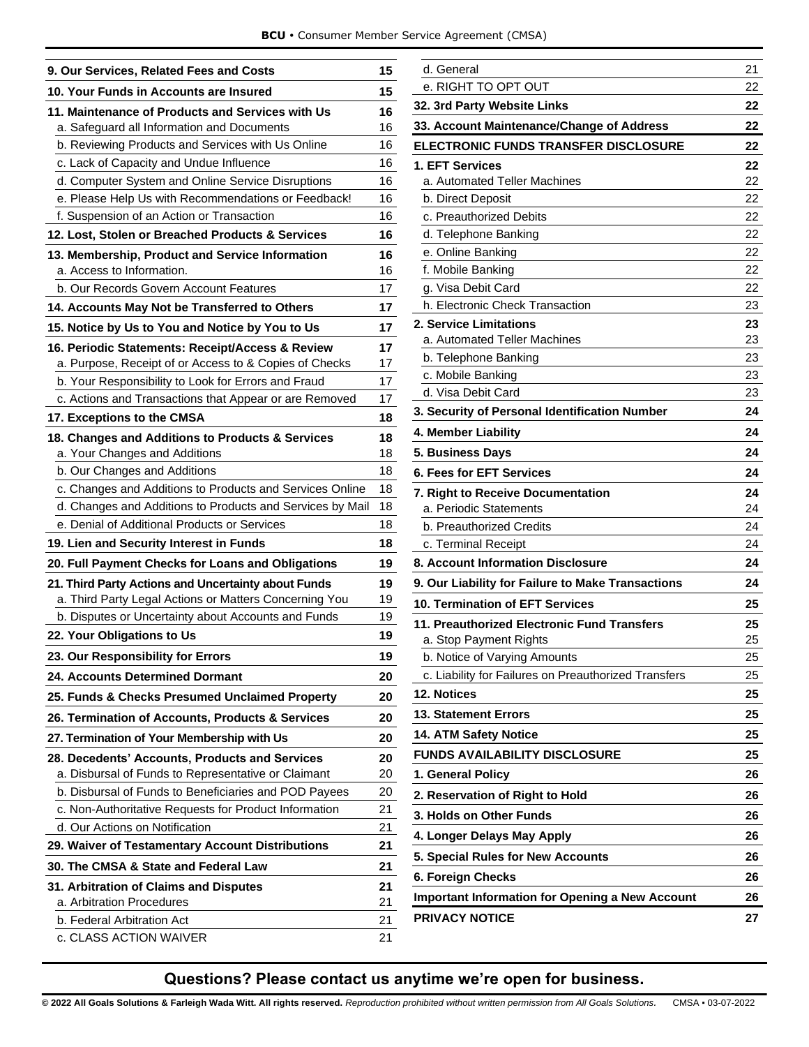| | |
|---|---|
| **9. Our Services, Related Fees and Costs** | **15** |
| **10. Your Funds in Accounts are Insured** | **15** |
| **11. Maintenance of Products and Services with Us** | **16** |
| a. Safeguard all Information and Documents | 16 |
| b. Reviewing Products and Services with Us Online | 16 |
| c. Lack of Capacity and Undue Influence | 16 |
| d. Computer System and Online Service Disruptions | 16 |
| e. Please Help Us with Recommendations or Feedback! | 16 |
| f. Suspension of an Action or Transaction | 16 |
| **12. Lost, Stolen or Breached Products & Services** | **16** |
| **13. Membership, Product and Service Information** | **16** |
| a. Access to Information. | 16 |
| b. Our Records Govern Account Features | 17 |
| **14. Accounts May Not be Transferred to Others** | **17** |
| **15. Notice by Us to You and Notice by You to Us** | **17** |
| **16. Periodic Statements: Receipt/Access & Review** | **17** |
| a. Purpose, Receipt of or Access to & Copies of Checks | 17 |
| b. Your Responsibility to Look for Errors and Fraud | 17 |
| c. Actions and Transactions that Appear or are Removed | 17 |
| **17. Exceptions to the CMSA** | **18** |
| **18. Changes and Additions to Products & Services** | **18** |
| a. Your Changes and Additions | 18 |
| b. Our Changes and Additions | 18 |
| c. Changes and Additions to Products and Services Online | 18 |
| d. Changes and Additions to Products and Services by Mail | 18 |
| e. Denial of Additional Products or Services | 18 |
| **19. Lien and Security Interest in Funds** | **18** |
| **20. Full Payment Checks for Loans and Obligations** | **19** |
| **21. Third Party Actions and Uncertainty about Funds** | **19** |
| a. Third Party Legal Actions or Matters Concerning You | 19 |
| b. Disputes or Uncertainty about Accounts and Funds | 19 |
| **22. Your Obligations to Us** | **19** |
| **23. Our Responsibility for Errors** | **19** |
| **24. Accounts Determined Dormant** | **20** |
| **25. Funds & Checks Presumed Unclaimed Property** | **20** |
| **26. Termination of Accounts, Products & Services** | **20** |
| **27. Termination of Your Membership with Us** | **20** |
| **28. Decedents' Accounts, Products and Services** | **20** |
| a. Disbursal of Funds to Representative or Claimant | 20 |
| b. Disbursal of Funds to Beneficiaries and POD Payees | 20 |
| c. Non-Authoritative Requests for Product Information | 21 |
| d. Our Actions on Notification | 21 |
| **29. Waiver of Testamentary Account Distributions** | **21** |
| **30. The CMSA & State and Federal Law** | **21** |
| **31. Arbitration of Claims and Disputes** | **21** |
| a. Arbitration Procedures | 21 |
| b. Federal Arbitration Act | 21 |
| c. CLASS ACTION WAIVER | 21 |
| d. General | 21 |
| e. RIGHT TO OPT OUT | 22 |
| **32. 3rd Party Website Links** | **22** |
| **33. Account Maintenance/Change of Address** | **22** |
| **ELECTRONIC FUNDS TRANSFER DISCLOSURE** | **22** |
| **1. EFT Services** | **22** |
| a. Automated Teller Machines | 22 |
| b. Direct Deposit | 22 |
| c. Preauthorized Debits | 22 |
| d. Telephone Banking | 22 |
| e. Online Banking | 22 |
| f. Mobile Banking | 22 |
| g. Visa Debit Card | 22 |
| h. Electronic Check Transaction | 23 |
| **2. Service Limitations** | **23** |
| a. Automated Teller Machines | 23 |
| b. Telephone Banking | 23 |
| c. Mobile Banking | 23 |
| d. Visa Debit Card | 23 |
| **3. Security of Personal Identification Number** | **24** |
| **4. Member Liability** | **24** |
| **5. Business Days** | **24** |
| **6. Fees for EFT Services** | **24** |
| **7. Right to Receive Documentation** | **24** |
| a. Periodic Statements | 24 |
| b. Preauthorized Credits | 24 |
| c. Terminal Receipt | 24 |
| **8. Account Information Disclosure** | **24** |
| **9. Our Liability for Failure to Make Transactions** | **24** |
| **10. Termination of EFT Services** | **25** |
| **11. Preauthorized Electronic Fund Transfers** | **25** |
| a. Stop Payment Rights | 25 |
| b. Notice of Varying Amounts | 25 |
| c. Liability for Failures on Preauthorized Transfers | 25 |
| **12. Notices** | **25** |
| **13. Statement Errors** | **25** |
| **14. ATM Safety Notice** | **25** |
| **FUNDS AVAILABILITY DISCLOSURE** | **25** |
| **1. General Policy** | **26** |
| **2. Reservation of Right to Hold** | **26** |
| **3. Holds on Other Funds** | **26** |
| **4. Longer Delays May Apply** | **26** |
| **5. Special Rules for New Accounts** | **26** |
| **6. Foreign Checks** | **26** |
| **Important Information for Opening a New Account** | **26** |
| **PRIVACY NOTICE** | **27** |

**Questions? Please contact us anytime we're open for business.**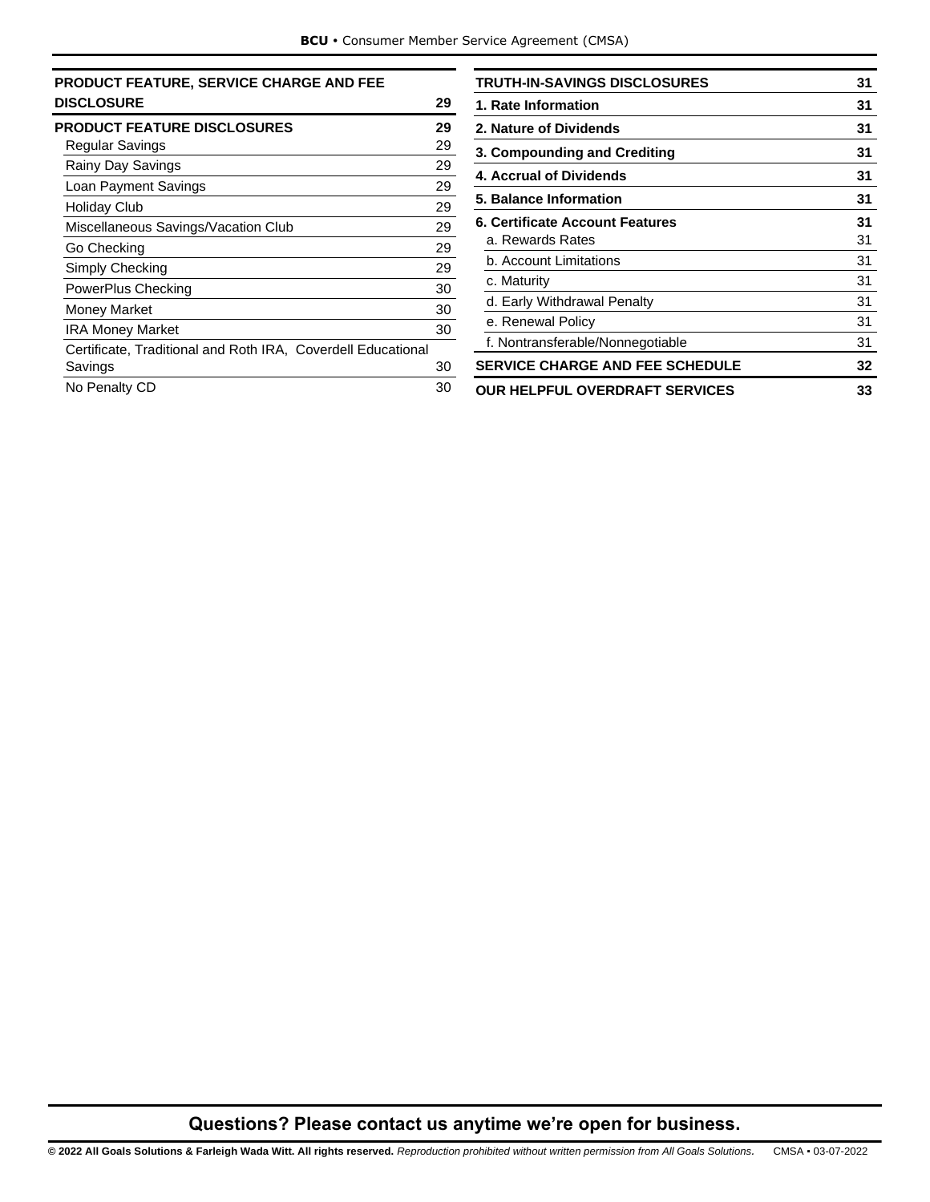| PRODUCT FEATURE, SERVICE CHARGE AND FEE DISCLOSURE | 29 |
|---|---|
| **PRODUCT FEATURE DISCLOSURES** | **29** |
| Regular Savings | 29 |
| Rainy Day Savings | 29 |
| Loan Payment Savings | 29 |
| Holiday Club | 29 |
| Miscellaneous Savings/Vacation Club | 29 |
| Go Checking | 29 |
| Simply Checking | 29 |
| PowerPlus Checking | 30 |
| Money Market | 30 |
| IRA Money Market | 30 |
| Certificate, Traditional and Roth IRA, Coverdell Educational Savings | 30 |
| No Penalty CD | 30 |
| **TRUTH-IN-SAVINGS DISCLOSURES** | **31** |
| **1. Rate Information** | **31** |
| **2. Nature of Dividends** | **31** |
| **3. Compounding and Crediting** | **31** |
| **4. Accrual of Dividends** | **31** |
| **5. Balance Information** | **31** |
| **6. Certificate Account Features** | **31** |
| a. Rewards Rates | 31 |
| b. Account Limitations | 31 |
| c. Maturity | 31 |
| d. Early Withdrawal Penalty | 31 |
| e. Renewal Policy | 31 |
| f. Nontransferable/Nonnegotiable | 31 |
| **SERVICE CHARGE AND FEE SCHEDULE** | **32** |
| **OUR HELPFUL OVERDRAFT SERVICES** | **33** |

**Questions? Please contact us anytime we're open for business.**

**© 2022 All Goals Solutions & Farleigh Wada Witt. All rights reserved.** *Reproduction prohibited without written permission from All Goals Solutions.* CMSA • 03-07-2022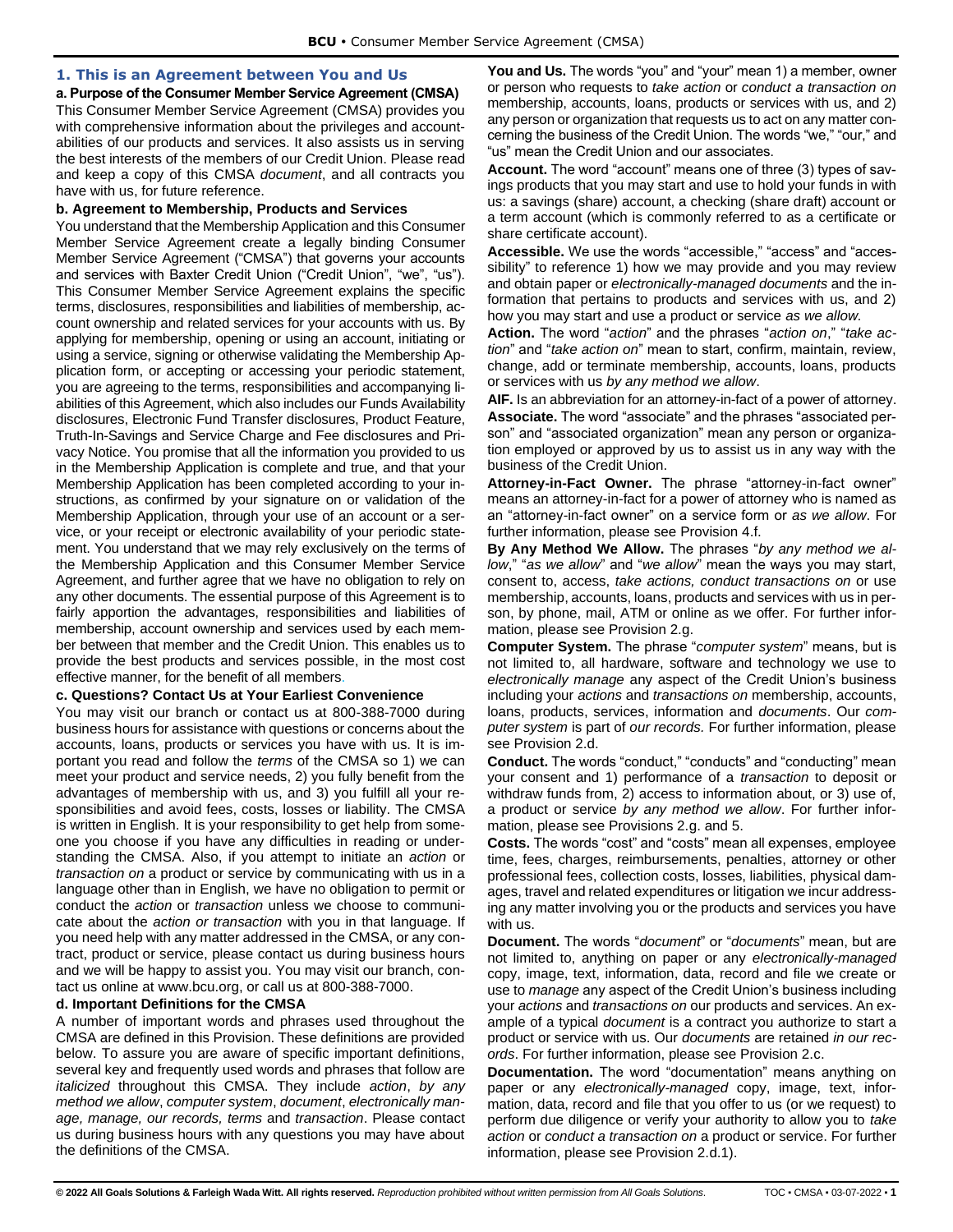## 1. This is an Agreement between You and Us

**a. Purpose of the Consumer Member Service Agreement (CMSA)**

This Consumer Member Service Agreement (CMSA) provides you with comprehensive information about the privileges and accountabilities of our products and services. It also assists us in serving the best interests of the members of our Credit Union. Please read and keep a copy of this CMSA *document*, and all contracts you have with us, for future reference.

**b. Agreement to Membership, Products and Services**

You understand that the Membership Application and this Consumer Member Service Agreement create a legally binding Consumer Member Service Agreement ("CMSA") that governs your accounts and services with Baxter Credit Union ("Credit Union", "we", "us"). This Consumer Member Service Agreement explains the specific terms, disclosures, responsibilities and liabilities of membership, account ownership and related services for your accounts with us. By applying for membership, opening or using an account, initiating or using a service, signing or otherwise validating the Membership Application form, or accepting or accessing your periodic statement, you are agreeing to the terms, responsibilities and accompanying liabilities of this Agreement, which also includes our Funds Availability disclosures, Electronic Fund Transfer disclosures, Product Feature, Truth-In-Savings and Service Charge and Fee disclosures and Privacy Notice. You promise that all the information you provided to us in the Membership Application is complete and true, and that your Membership Application has been completed according to your instructions, as confirmed by your signature on or validation of the Membership Application, through your use of an account or a service, or your receipt or electronic availability of your periodic statement. You understand that we may rely exclusively on the terms of the Membership Application and this Consumer Member Service Agreement, and further agree that we have no obligation to rely on any other documents. The essential purpose of this Agreement is to fairly apportion the advantages, responsibilities and liabilities of membership, account ownership and services used by each member between that member and the Credit Union. This enables us to provide the best products and services possible, in the most cost effective manner, for the benefit of all members.

**c. Questions? Contact Us at Your Earliest Convenience**

You may visit our branch or contact us at 800-388-7000 during business hours for assistance with questions or concerns about the accounts, loans, products or services you have with us. It is important you read and follow the *terms* of the CMSA so 1) we can meet your product and service needs, 2) you fully benefit from the advantages of membership with us, and 3) you fulfill all your responsibilities and avoid fees, costs, losses or liability. The CMSA is written in English. It is your responsibility to get help from someone you choose if you have any difficulties in reading or understanding the CMSA. Also, if you attempt to initiate an *action* or *transaction on* a product or service by communicating with us in a language other than in English, we have no obligation to permit or conduct the *action* or *transaction* unless we choose to communicate about the *action or transaction* with you in that language. If you need help with any matter addressed in the CMSA, or any contract, product or service, please contact us during business hours and we will be happy to assist you. You may visit our branch, contact us online at www.bcu.org, or call us at 800-388-7000.

**d. Important Definitions for the CMSA**

A number of important words and phrases used throughout the CMSA are defined in this Provision. These definitions are provided below. To assure you are aware of specific important definitions, several key and frequently used words and phrases that follow are *italicized* throughout this CMSA. They include *action*, *by any method we allow*, *computer system*, *document*, *electronically manage, manage, our records, terms* and *transaction*. Please contact us during business hours with any questions you may have about the definitions of the CMSA.

**You and Us.** The words "you" and "your" mean 1) a member, owner or person who requests to *take action* or *conduct a transaction on* membership, accounts, loans, products or services with us, and 2) any person or organization that requests us to act on any matter concerning the business of the Credit Union. The words "we," "our," and "us" mean the Credit Union and our associates.

**Account.** The word "account" means one of three (3) types of savings products that you may start and use to hold your funds in with us: a savings (share) account, a checking (share draft) account or a term account (which is commonly referred to as a certificate or share certificate account).

**Accessible.** We use the words "accessible," "access" and "accessibility" to reference 1) how we may provide and you may review and obtain paper or *electronically-managed documents* and the information that pertains to products and services with us, and 2) how you may start and use a product or service *as we allow.*

**Action.** The word "*action*" and the phrases "*action on*," "*take action*" and "*take action on*" mean to start, confirm, maintain, review, change, add or terminate membership, accounts, loans, products or services with us *by any method we allow*.

**AIF.** Is an abbreviation for an attorney-in-fact of a power of attorney.

**Associate.** The word "associate" and the phrases "associated person" and "associated organization" mean any person or organization employed or approved by us to assist us in any way with the business of the Credit Union.

**Attorney-in-Fact Owner.** The phrase "attorney-in-fact owner" means an attorney-in-fact for a power of attorney who is named as an "attorney-in-fact owner" on a service form or *as we allow*. For further information, please see Provision 4.f.

**By Any Method We Allow.** The phrases "*by any method we allow*," "*as we allow*" and "*we allow*" mean the ways you may start, consent to, access, *take actions, conduct transactions on* or use membership, accounts, loans, products and services with us in person, by phone, mail, ATM or online as we offer. For further information, please see Provision 2.g.

**Computer System.** The phrase "*computer system*" means, but is not limited to, all hardware, software and technology we use to *electronically manage* any aspect of the Credit Union's business including your *actions* and *transactions on* membership, accounts, loans, products, services, information and *documents*. Our *computer system* is part of *our records.* For further information, please see Provision 2.d.

**Conduct.** The words "conduct," "conducts" and "conducting" mean your consent and 1) performance of a *transaction* to deposit or withdraw funds from, 2) access to information about, or 3) use of, a product or service *by any method we allow*. For further information, please see Provisions 2.g. and 5.

**Costs.** The words "cost" and "costs" mean all expenses, employee time, fees, charges, reimbursements, penalties, attorney or other professional fees, collection costs, losses, liabilities, physical damages, travel and related expenditures or litigation we incur addressing any matter involving you or the products and services you have with us.

**Document.** The words "*document*" or "*documents*" mean, but are not limited to, anything on paper or any *electronically-managed* copy, image, text, information, data, record and file we create or use to *manage* any aspect of the Credit Union's business including your *actions* and *transactions on* our products and services. An example of a typical *document* is a contract you authorize to start a product or service with us. Our *documents* are retained *in our records*. For further information, please see Provision 2.c.

**Documentation.** The word "documentation" means anything on paper or any *electronically-managed* copy, image, text, information, data, record and file that you offer to us (or we request) to perform due diligence or verify your authority to allow you to *take action* or *conduct a transaction on* a product or service. For further information, please see Provision 2.d.1).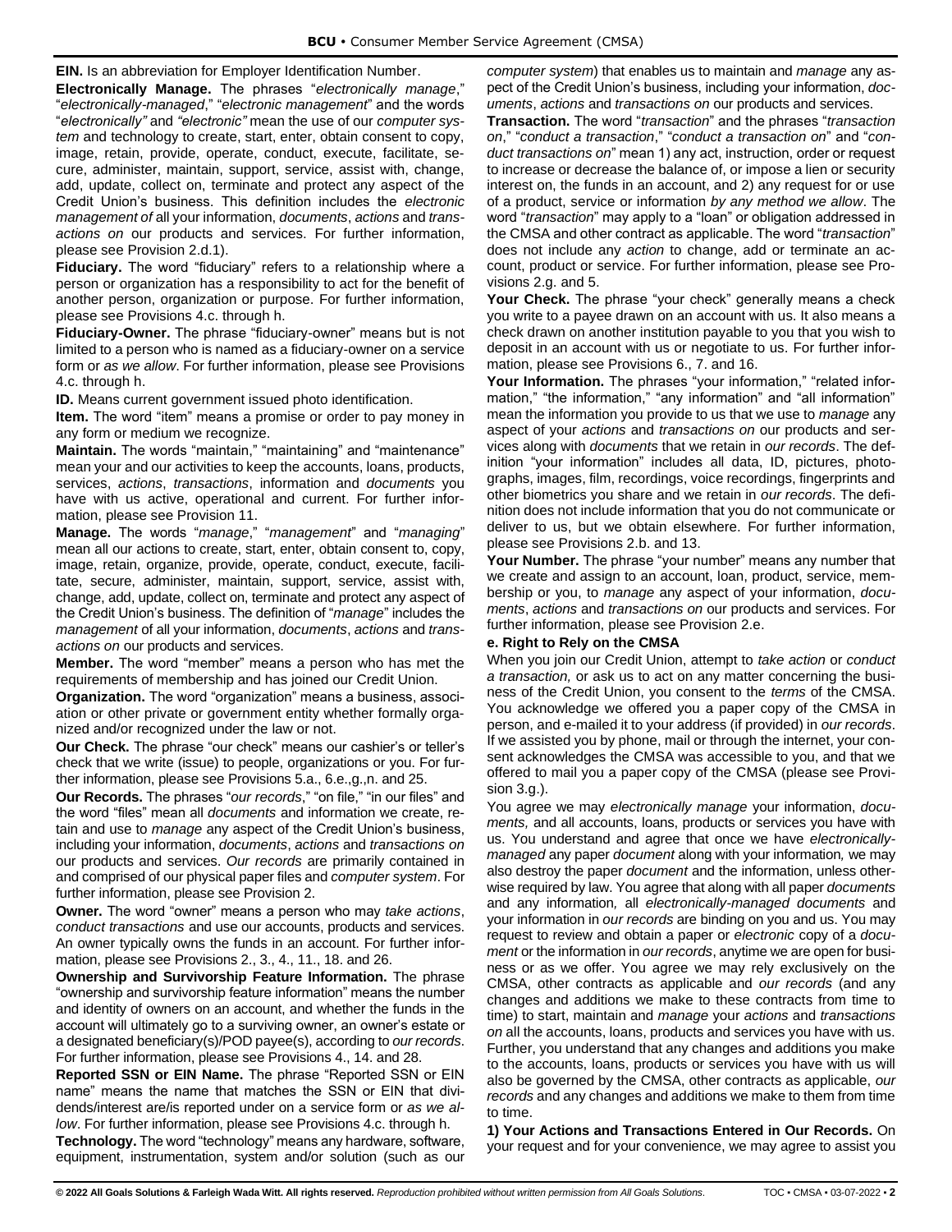**EIN.** Is an abbreviation for Employer Identification Number.

**Electronically Manage.** The phrases "*electronically manage*," "*electronically-managed*," "*electronic management*" and the words "*electronically"* and *"electronic"* mean the use of our *computer system* and technology to create, start, enter, obtain consent to copy, image, retain, provide, operate, conduct, execute, facilitate, secure, administer, maintain, support, service, assist with, change, add, update, collect on, terminate and protect any aspect of the Credit Union's business. This definition includes the *electronic management of* all your information, *documents*, *actions* and *transactions on* our products and services. For further information, please see Provision 2.d.1).

**Fiduciary.** The word "fiduciary" refers to a relationship where a person or organization has a responsibility to act for the benefit of another person, organization or purpose. For further information, please see Provisions 4.c. through h.

**Fiduciary-Owner.** The phrase "fiduciary-owner" means but is not limited to a person who is named as a fiduciary-owner on a service form or *as we allow*. For further information, please see Provisions 4.c. through h.

**ID.** Means current government issued photo identification.

**Item.** The word "item" means a promise or order to pay money in any form or medium we recognize.

**Maintain.** The words "maintain," "maintaining" and "maintenance" mean your and our activities to keep the accounts, loans, products, services, *actions*, *transactions*, information and *documents* you have with us active, operational and current. For further information, please see Provision 11.

**Manage.** The words "*manage*," "*management*" and "*managing*" mean all our actions to create, start, enter, obtain consent to, copy, image, retain, organize, provide, operate, conduct, execute, facilitate, secure, administer, maintain, support, service, assist with, change, add, update, collect on, terminate and protect any aspect of the Credit Union's business. The definition of "*manage*" includes the *management* of all your information, *documents*, *actions* and *transactions on* our products and services.

**Member.** The word "member" means a person who has met the requirements of membership and has joined our Credit Union.

**Organization.** The word "organization" means a business, association or other private or government entity whether formally organized and/or recognized under the law or not.

**Our Check.** The phrase "our check" means our cashier's or teller's check that we write (issue) to people, organizations or you. For further information, please see Provisions 5.a., 6.e.,g.,n. and 25.

**Our Records.** The phrases "*our records*," "on file," "in our files" and the word "files" mean all *documents* and information we create, retain and use to *manage* any aspect of the Credit Union's business, including your information, *documents*, *actions* and *transactions on* our products and services. *Our records* are primarily contained in and comprised of our physical paper files and *computer system*. For further information, please see Provision 2.

**Owner.** The word "owner" means a person who may *take actions*, *conduct transactions* and use our accounts, products and services. An owner typically owns the funds in an account. For further information, please see Provisions 2., 3., 4., 11., 18. and 26.

**Ownership and Survivorship Feature Information.** The phrase "ownership and survivorship feature information" means the number and identity of owners on an account, and whether the funds in the account will ultimately go to a surviving owner, an owner's estate or a designated beneficiary(s)/POD payee(s), according to *our records*. For further information, please see Provisions 4., 14. and 28.

**Reported SSN or EIN Name.** The phrase "Reported SSN or EIN name" means the name that matches the SSN or EIN that dividends/interest are/is reported under on a service form or *as we allow*. For further information, please see Provisions 4.c. through h.

**Technology.** The word "technology" means any hardware, software, equipment, instrumentation, system and/or solution (such as our *computer system*) that enables us to maintain and *manage* any aspect of the Credit Union's business, including your information, *documents*, *actions* and *transactions on* our products and services.

**Transaction.** The word "*transaction*" and the phrases "*transaction on*," "*conduct a transaction*," "*conduct a transaction on*" and "*conduct transactions on*" mean 1) any act, instruction, order or request to increase or decrease the balance of, or impose a lien or security interest on, the funds in an account, and 2) any request for or use of a product, service or information *by any method we allow*. The word "*transaction*" may apply to a "loan" or obligation addressed in the CMSA and other contract as applicable. The word "*transaction*" does not include any *action* to change, add or terminate an account, product or service. For further information, please see Provisions 2.g. and 5.

**Your Check.** The phrase "your check" generally means a check you write to a payee drawn on an account with us. It also means a check drawn on another institution payable to you that you wish to deposit in an account with us or negotiate to us. For further information, please see Provisions 6., 7. and 16.

**Your Information.** The phrases "your information," "related information," "the information," "any information" and "all information" mean the information you provide to us that we use to *manage* any aspect of your *actions* and *transactions on* our products and services along with *documents* that we retain in *our records*. The definition "your information" includes all data, ID, pictures, photographs, images, film, recordings, voice recordings, fingerprints and other biometrics you share and we retain in *our records*. The definition does not include information that you do not communicate or deliver to us, but we obtain elsewhere. For further information, please see Provisions 2.b. and 13.

**Your Number.** The phrase "your number" means any number that we create and assign to an account, loan, product, service, membership or you, to *manage* any aspect of your information, *documents*, *actions* and *transactions on* our products and services. For further information, please see Provision 2.e.

### e. Right to Rely on the CMSA

When you join our Credit Union, attempt to *take action* or *conduct a transaction,* or ask us to act on any matter concerning the business of the Credit Union, you consent to the *terms* of the CMSA. You acknowledge we offered you a paper copy of the CMSA in person, and e-mailed it to your address (if provided) in *our records*. If we assisted you by phone, mail or through the internet, your consent acknowledges the CMSA was accessible to you, and that we offered to mail you a paper copy of the CMSA (please see Provision 3.g.).

You agree we may *electronically manage* your information, *documents,* and all accounts, loans, products or services you have with us. You understand and agree that once we have *electronically-managed* any paper *document* along with your information*,* we may also destroy the paper *document* and the information, unless otherwise required by law. You agree that along with all paper *documents* and any information*,* all *electronically-managed documents* and your information in *our records* are binding on you and us. You may request to review and obtain a paper or *electronic* copy of a *document* or the information in *our records*, anytime we are open for business or as we offer. You agree we may rely exclusively on the CMSA, other contracts as applicable and *our records* (and any changes and additions we make to these contracts from time to time) to start, maintain and *manage* your *actions* and *transactions on* all the accounts, loans, products and services you have with us. Further, you understand that any changes and additions you make to the accounts, loans, products or services you have with us will also be governed by the CMSA, other contracts as applicable, *our records* and any changes and additions we make to them from time to time.

**1) Your Actions and Transactions Entered in Our Records.** On your request and for your convenience, we may agree to assist you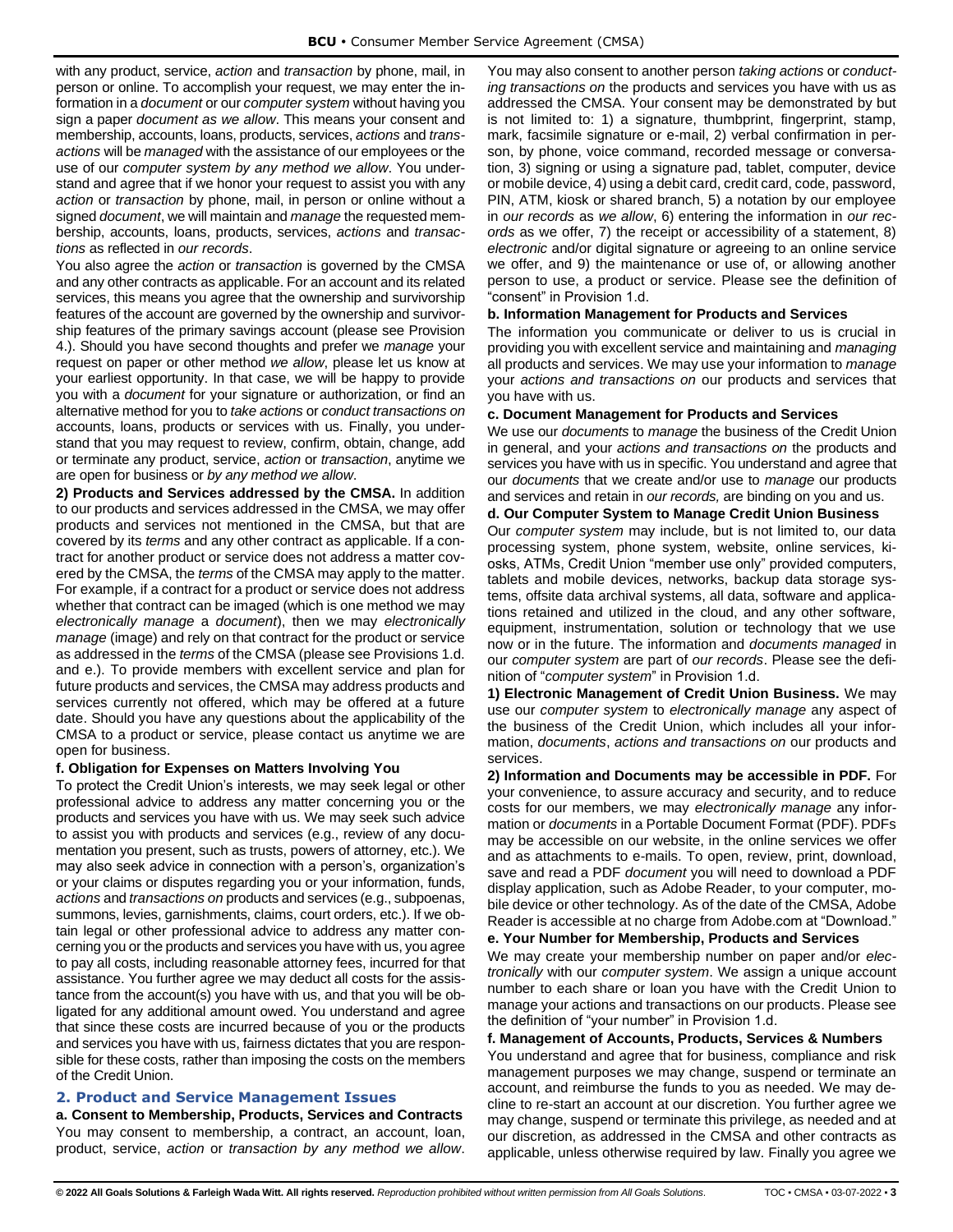with any product, service, *action* and *transaction* by phone, mail, in person or online. To accomplish your request, we may enter the information in a *document* or our *computer system* without having you sign a paper *document as we allow*. This means your consent and membership, accounts, loans, products, services, *actions* and *transactions* will be *managed* with the assistance of our employees or the use of our *computer system by any method we allow*. You understand and agree that if we honor your request to assist you with any *action* or *transaction* by phone, mail, in person or online without a signed *document*, we will maintain and *manage* the requested membership, accounts, loans, products, services, *actions* and *transactions* as reflected in *our records*.

You also agree the *action* or *transaction* is governed by the CMSA and any other contracts as applicable. For an account and its related services, this means you agree that the ownership and survivorship features of the account are governed by the ownership and survivorship features of the primary savings account (please see Provision 4.). Should you have second thoughts and prefer we *manage* your request on paper or other method *we allow*, please let us know at your earliest opportunity. In that case, we will be happy to provide you with a *document* for your signature or authorization, or find an alternative method for you to *take actions* or *conduct transactions on* accounts, loans, products or services with us. Finally, you understand that you may request to review, confirm, obtain, change, add or terminate any product, service, *action* or *transaction*, anytime we are open for business or *by any method we allow*.

**2) Products and Services addressed by the CMSA.** In addition to our products and services addressed in the CMSA, we may offer products and services not mentioned in the CMSA, but that are covered by its *terms* and any other contract as applicable. If a contract for another product or service does not address a matter covered by the CMSA, the *terms* of the CMSA may apply to the matter. For example, if a contract for a product or service does not address whether that contract can be imaged (which is one method we may *electronically manage* a *document*), then we may *electronically manage* (image) and rely on that contract for the product or service as addressed in the *terms* of the CMSA (please see Provisions 1.d. and e.). To provide members with excellent service and plan for future products and services, the CMSA may address products and services currently not offered, which may be offered at a future date. Should you have any questions about the applicability of the CMSA to a product or service, please contact us anytime we are open for business.

**f. Obligation for Expenses on Matters Involving You**

To protect the Credit Union's interests, we may seek legal or other professional advice to address any matter concerning you or the products and services you have with us. We may seek such advice to assist you with products and services (e.g., review of any documentation you present, such as trusts, powers of attorney, etc.). We may also seek advice in connection with a person's, organization's or your claims or disputes regarding you or your information, funds, *actions* and *transactions on* products and services (e.g., subpoenas, summons, levies, garnishments, claims, court orders, etc.). If we obtain legal or other professional advice to address any matter concerning you or the products and services you have with us, you agree to pay all costs, including reasonable attorney fees, incurred for that assistance. You further agree we may deduct all costs for the assistance from the account(s) you have with us, and that you will be obligated for any additional amount owed. You understand and agree that since these costs are incurred because of you or the products and services you have with us, fairness dictates that you are responsible for these costs, rather than imposing the costs on the members of the Credit Union.

## 2. Product and Service Management Issues

**a. Consent to Membership, Products, Services and Contracts**

You may consent to membership, a contract, an account, loan, product, service, *action* or *transaction by any method we allow*. You may also consent to another person *taking actions* or *conducting transactions on* the products and services you have with us as addressed the CMSA. Your consent may be demonstrated by but is not limited to: 1) a signature, thumbprint, fingerprint, stamp, mark, facsimile signature or e-mail, 2) verbal confirmation in person, by phone, voice command, recorded message or conversation, 3) signing or using a signature pad, tablet, computer, device or mobile device, 4) using a debit card, credit card, code, password, PIN, ATM, kiosk or shared branch, 5) a notation by our employee in *our records* as *we allow*, 6) entering the information in *our records* as we offer, 7) the receipt or accessibility of a statement, 8) *electronic* and/or digital signature or agreeing to an online service we offer, and 9) the maintenance or use of, or allowing another person to use, a product or service. Please see the definition of "consent" in Provision 1.d.

**b. Information Management for Products and Services**

The information you communicate or deliver to us is crucial in providing you with excellent service and maintaining and *managing* all products and services. We may use your information to *manage* your *actions and transactions on* our products and services that you have with us.

**c. Document Management for Products and Services**

We use our *documents* to *manage* the business of the Credit Union in general, and your *actions and transactions on* the products and services you have with us in specific. You understand and agree that our *documents* that we create and/or use to *manage* our products and services and retain in *our records,* are binding on you and us.

**d. Our Computer System to Manage Credit Union Business**

Our *computer system* may include, but is not limited to, our data processing system, phone system, website, online services, kiosks, ATMs, Credit Union "member use only" provided computers, tablets and mobile devices, networks, backup data storage systems, offsite data archival systems, all data, software and applications retained and utilized in the cloud, and any other software, equipment, instrumentation, solution or technology that we use now or in the future. The information and *documents managed* in our *computer system* are part of *our records*. Please see the definition of "*computer system*" in Provision 1.d.

**1) Electronic Management of Credit Union Business.** We may use our *computer system* to *electronically manage* any aspect of the business of the Credit Union, which includes all your information, *documents*, *actions and transactions on* our products and services.

**2) Information and Documents may be accessible in PDF.** For your convenience, to assure accuracy and security, and to reduce costs for our members, we may *electronically manage* any information or *documents* in a Portable Document Format (PDF). PDFs may be accessible on our website, in the online services we offer and as attachments to e-mails. To open, review, print, download, save and read a PDF *document* you will need to download a PDF display application, such as Adobe Reader, to your computer, mobile device or other technology. As of the date of the CMSA, Adobe Reader is accessible at no charge from Adobe.com at "Download."

**e. Your Number for Membership, Products and Services**

We may create your membership number on paper and/or *electronically* with our *computer system*. We assign a unique account number to each share or loan you have with the Credit Union to manage your actions and transactions on our products. Please see the definition of "your number" in Provision 1.d.

**f. Management of Accounts, Products, Services & Numbers**

You understand and agree that for business, compliance and risk management purposes we may change, suspend or terminate an account, and reimburse the funds to you as needed. We may decline to re-start an account at our discretion. You further agree we may change, suspend or terminate this privilege, as needed and at our discretion, as addressed in the CMSA and other contracts as applicable, unless otherwise required by law. Finally you agree we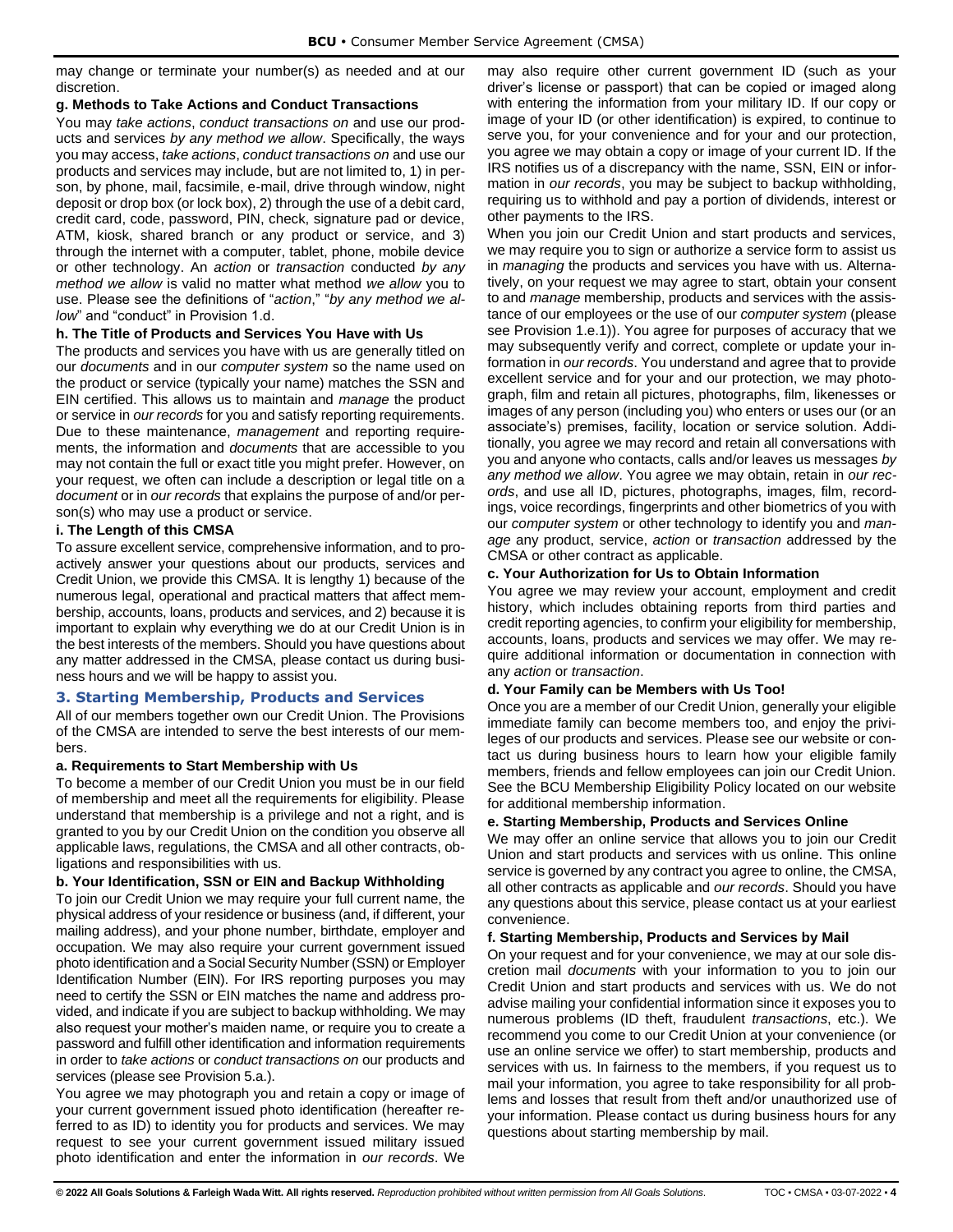may change or terminate your number(s) as needed and at our discretion.

**g. Methods to Take Actions and Conduct Transactions**

You may *take actions*, *conduct transactions on* and use our products and services *by any method we allow*. Specifically, the ways you may access, *take actions*, *conduct transactions on* and use our products and services may include, but are not limited to, 1) in person, by phone, mail, facsimile, e-mail, drive through window, night deposit or drop box (or lock box), 2) through the use of a debit card, credit card, code, password, PIN, check, signature pad or device, ATM, kiosk, shared branch or any product or service, and 3) through the internet with a computer, tablet, phone, mobile device or other technology. An *action* or *transaction* conducted *by any method we allow* is valid no matter what method *we allow* you to use. Please see the definitions of "*action*," "*by any method we allow*" and "conduct" in Provision 1.d.

**h. The Title of Products and Services You Have with Us**

The products and services you have with us are generally titled on our *documents* and in our *computer system* so the name used on the product or service (typically your name) matches the SSN and EIN certified. This allows us to maintain and *manage* the product or service in *our records* for you and satisfy reporting requirements. Due to these maintenance, *management* and reporting requirements, the information and *documents* that are accessible to you may not contain the full or exact title you might prefer. However, on your request, we often can include a description or legal title on a *document* or in *our records* that explains the purpose of and/or person(s) who may use a product or service.

**i. The Length of this CMSA**

To assure excellent service, comprehensive information, and to proactively answer your questions about our products, services and Credit Union, we provide this CMSA. It is lengthy 1) because of the numerous legal, operational and practical matters that affect membership, accounts, loans, products and services, and 2) because it is important to explain why everything we do at our Credit Union is in the best interests of the members. Should you have questions about any matter addressed in the CMSA, please contact us during business hours and we will be happy to assist you.

## 3. Starting Membership, Products and Services

All of our members together own our Credit Union. The Provisions of the CMSA are intended to serve the best interests of our members.

**a. Requirements to Start Membership with Us**

To become a member of our Credit Union you must be in our field of membership and meet all the requirements for eligibility. Please understand that membership is a privilege and not a right, and is granted to you by our Credit Union on the condition you observe all applicable laws, regulations, the CMSA and all other contracts, obligations and responsibilities with us.

**b. Your Identification, SSN or EIN and Backup Withholding**

To join our Credit Union we may require your full current name, the physical address of your residence or business (and, if different, your mailing address), and your phone number, birthdate, employer and occupation. We may also require your current government issued photo identification and a Social Security Number (SSN) or Employer Identification Number (EIN). For IRS reporting purposes you may need to certify the SSN or EIN matches the name and address provided, and indicate if you are subject to backup withholding. We may also request your mother's maiden name, or require you to create a password and fulfill other identification and information requirements in order to *take actions* or *conduct transactions on* our products and services (please see Provision 5.a.).

You agree we may photograph you and retain a copy or image of your current government issued photo identification (hereafter referred to as ID) to identity you for products and services. We may request to see your current government issued military issued photo identification and enter the information in *our records*. We may also require other current government ID (such as your driver's license or passport) that can be copied or imaged along with entering the information from your military ID. If our copy or image of your ID (or other identification) is expired, to continue to serve you, for your convenience and for your and our protection, you agree we may obtain a copy or image of your current ID. If the IRS notifies us of a discrepancy with the name, SSN, EIN or information in *our records*, you may be subject to backup withholding, requiring us to withhold and pay a portion of dividends, interest or other payments to the IRS.

When you join our Credit Union and start products and services, we may require you to sign or authorize a service form to assist us in *managing* the products and services you have with us. Alternatively, on your request we may agree to start, obtain your consent to and *manage* membership, products and services with the assistance of our employees or the use of our *computer system* (please see Provision 1.e.1)). You agree for purposes of accuracy that we may subsequently verify and correct, complete or update your information in *our records*. You understand and agree that to provide excellent service and for your and our protection, we may photograph, film and retain all pictures, photographs, film, likenesses or images of any person (including you) who enters or uses our (or an associate's) premises, facility, location or service solution. Additionally, you agree we may record and retain all conversations with you and anyone who contacts, calls and/or leaves us messages *by any method we allow*. You agree we may obtain, retain in *our records*, and use all ID, pictures, photographs, images, film, recordings, voice recordings, fingerprints and other biometrics of you with our *computer system* or other technology to identify you and *manage* any product, service, *action* or *transaction* addressed by the CMSA or other contract as applicable.

**c. Your Authorization for Us to Obtain Information**

You agree we may review your account, employment and credit history, which includes obtaining reports from third parties and credit reporting agencies, to confirm your eligibility for membership, accounts, loans, products and services we may offer. We may require additional information or documentation in connection with any *action* or *transaction*.

**d. Your Family can be Members with Us Too!**

Once you are a member of our Credit Union, generally your eligible immediate family can become members too, and enjoy the privileges of our products and services. Please see our website or contact us during business hours to learn how your eligible family members, friends and fellow employees can join our Credit Union. See the BCU Membership Eligibility Policy located on our website for additional membership information.

**e. Starting Membership, Products and Services Online**

We may offer an online service that allows you to join our Credit Union and start products and services with us online. This online service is governed by any contract you agree to online, the CMSA, all other contracts as applicable and *our records*. Should you have any questions about this service, please contact us at your earliest convenience.

**f. Starting Membership, Products and Services by Mail**

On your request and for your convenience, we may at our sole discretion mail *documents* with your information to you to join our Credit Union and start products and services with us. We do not advise mailing your confidential information since it exposes you to numerous problems (ID theft, fraudulent *transactions*, etc.). We recommend you come to our Credit Union at your convenience (or use an online service we offer) to start membership, products and services with us. In fairness to the members, if you request us to mail your information, you agree to take responsibility for all problems and losses that result from theft and/or unauthorized use of your information. Please contact us during business hours for any questions about starting membership by mail.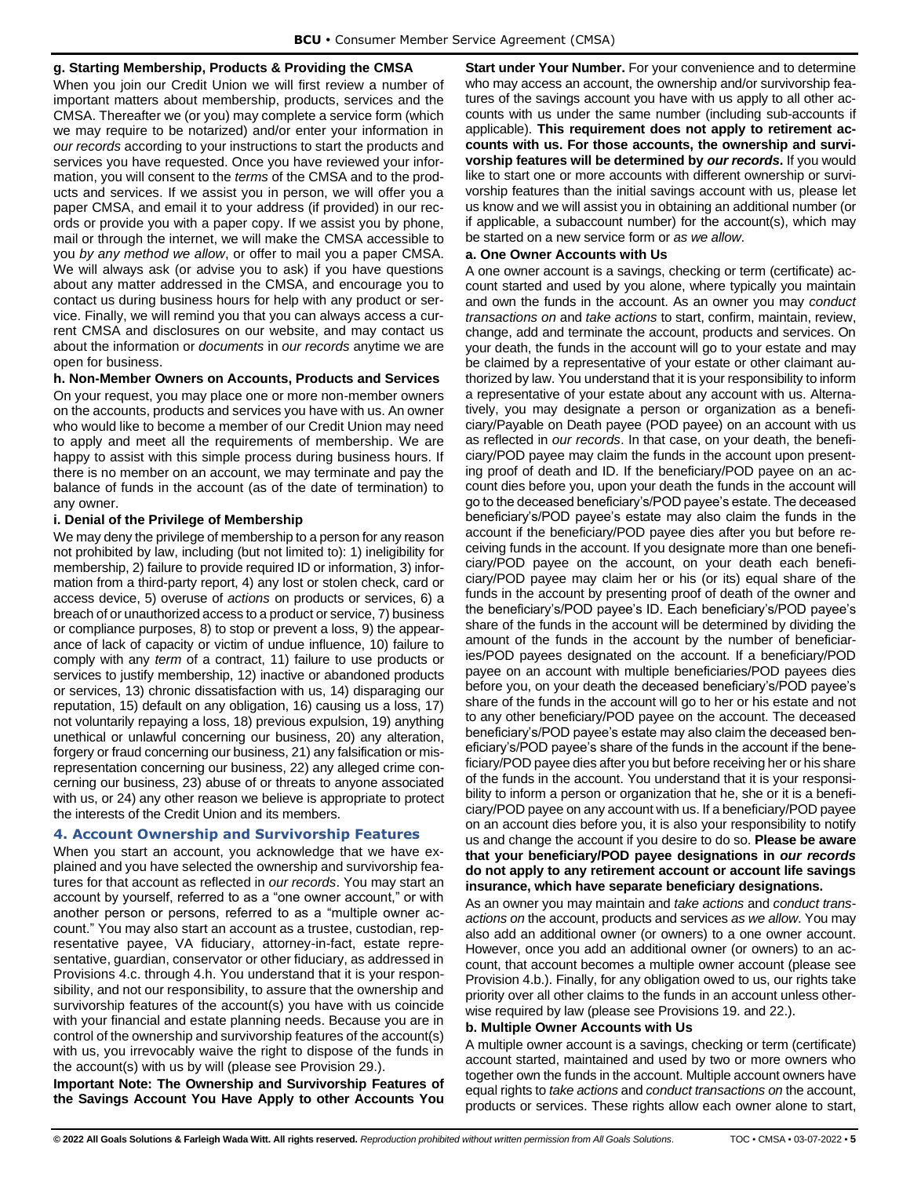**g. Starting Membership, Products & Providing the CMSA**

When you join our Credit Union we will first review a number of important matters about membership, products, services and the CMSA. Thereafter we (or you) may complete a service form (which we may require to be notarized) and/or enter your information in *our records* according to your instructions to start the products and services you have requested. Once you have reviewed your information, you will consent to the *terms* of the CMSA and to the products and services. If we assist you in person, we will offer you a paper CMSA, and email it to your address (if provided) in our records or provide you with a paper copy. If we assist you by phone, mail or through the internet, we will make the CMSA accessible to you *by any method we allow*, or offer to mail you a paper CMSA. We will always ask (or advise you to ask) if you have questions about any matter addressed in the CMSA, and encourage you to contact us during business hours for help with any product or service. Finally, we will remind you that you can always access a current CMSA and disclosures on our website, and may contact us about the information or *documents* in *our records* anytime we are open for business.

**h. Non-Member Owners on Accounts, Products and Services**

On your request, you may place one or more non-member owners on the accounts, products and services you have with us. An owner who would like to become a member of our Credit Union may need to apply and meet all the requirements of membership. We are happy to assist with this simple process during business hours. If there is no member on an account, we may terminate and pay the balance of funds in the account (as of the date of termination) to any owner.

**i. Denial of the Privilege of Membership**

We may deny the privilege of membership to a person for any reason not prohibited by law, including (but not limited to): 1) ineligibility for membership, 2) failure to provide required ID or information, 3) information from a third-party report, 4) any lost or stolen check, card or access device, 5) overuse of *actions* on products or services, 6) a breach of or unauthorized access to a product or service, 7) business or compliance purposes, 8) to stop or prevent a loss, 9) the appearance of lack of capacity or victim of undue influence, 10) failure to comply with any *term* of a contract, 11) failure to use products or services to justify membership, 12) inactive or abandoned products or services, 13) chronic dissatisfaction with us, 14) disparaging our reputation, 15) default on any obligation, 16) causing us a loss, 17) not voluntarily repaying a loss, 18) previous expulsion, 19) anything unethical or unlawful concerning our business, 20) any alteration, forgery or fraud concerning our business, 21) any falsification or misrepresentation concerning our business, 22) any alleged crime concerning our business, 23) abuse of or threats to anyone associated with us, or 24) any other reason we believe is appropriate to protect the interests of the Credit Union and its members.

## 4. Account Ownership and Survivorship Features

When you start an account, you acknowledge that we have explained and you have selected the ownership and survivorship features for that account as reflected in *our records*. You may start an account by yourself, referred to as a "one owner account," or with another person or persons, referred to as a "multiple owner account." You may also start an account as a trustee, custodian, representative payee, VA fiduciary, attorney-in-fact, estate representative, guardian, conservator or other fiduciary, as addressed in Provisions 4.c. through 4.h. You understand that it is your responsibility, and not our responsibility, to assure that the ownership and survivorship features of the account(s) you have with us coincide with your financial and estate planning needs. Because you are in control of the ownership and survivorship features of the account(s) with us, you irrevocably waive the right to dispose of the funds in the account(s) with us by will (please see Provision 29.).

**Important Note: The Ownership and Survivorship Features of the Savings Account You Have Apply to other Accounts You Start under Your Number.** For your convenience and to determine who may access an account, the ownership and/or survivorship features of the savings account you have with us apply to all other accounts with us under the same number (including sub-accounts if applicable). **This requirement does not apply to retirement accounts with us. For those accounts, the ownership and survivorship features will be determined by *our records*.** If you would like to start one or more accounts with different ownership or survivorship features than the initial savings account with us, please let us know and we will assist you in obtaining an additional number (or if applicable, a subaccount number) for the account(s), which may be started on a new service form or *as we allow*.

**a. One Owner Accounts with Us**

A one owner account is a savings, checking or term (certificate) account started and used by you alone, where typically you maintain and own the funds in the account. As an owner you may *conduct transactions on* and *take actions* to start, confirm, maintain, review, change, add and terminate the account, products and services. On your death, the funds in the account will go to your estate and may be claimed by a representative of your estate or other claimant authorized by law. You understand that it is your responsibility to inform a representative of your estate about any account with us. Alternatively, you may designate a person or organization as a beneficiary/Payable on Death payee (POD payee) on an account with us as reflected in *our records*. In that case, on your death, the beneficiary/POD payee may claim the funds in the account upon presenting proof of death and ID. If the beneficiary/POD payee on an account dies before you, upon your death the funds in the account will go to the deceased beneficiary's/POD payee's estate. The deceased beneficiary's/POD payee's estate may also claim the funds in the account if the beneficiary/POD payee dies after you but before receiving funds in the account. If you designate more than one beneficiary/POD payee on the account, on your death each beneficiary/POD payee may claim her or his (or its) equal share of the funds in the account by presenting proof of death of the owner and the beneficiary's/POD payee's ID. Each beneficiary's/POD payee's share of the funds in the account will be determined by dividing the amount of the funds in the account by the number of beneficiaries/POD payees designated on the account. If a beneficiary/POD payee on an account with multiple beneficiaries/POD payees dies before you, on your death the deceased beneficiary's/POD payee's share of the funds in the account will go to her or his estate and not to any other beneficiary/POD payee on the account. The deceased beneficiary's/POD payee's estate may also claim the deceased beneficiary's/POD payee's share of the funds in the account if the beneficiary/POD payee dies after you but before receiving her or his share of the funds in the account. You understand that it is your responsibility to inform a person or organization that he, she or it is a beneficiary/POD payee on any account with us. If a beneficiary/POD payee on an account dies before you, it is also your responsibility to notify us and change the account if you desire to do so. **Please be aware that your beneficiary/POD payee designations in *our records* do not apply to any retirement account or account life savings insurance, which have separate beneficiary designations.**

As an owner you may maintain and *take actions* and *conduct transactions on* the account, products and services *as we allow*. You may also add an additional owner (or owners) to a one owner account. However, once you add an additional owner (or owners) to an account, that account becomes a multiple owner account (please see Provision 4.b.). Finally, for any obligation owed to us, our rights take priority over all other claims to the funds in an account unless otherwise required by law (please see Provisions 19. and 22.).

**b. Multiple Owner Accounts with Us**

A multiple owner account is a savings, checking or term (certificate) account started, maintained and used by two or more owners who together own the funds in the account. Multiple account owners have equal rights to *take actions* and *conduct transactions on* the account, products or services. These rights allow each owner alone to start,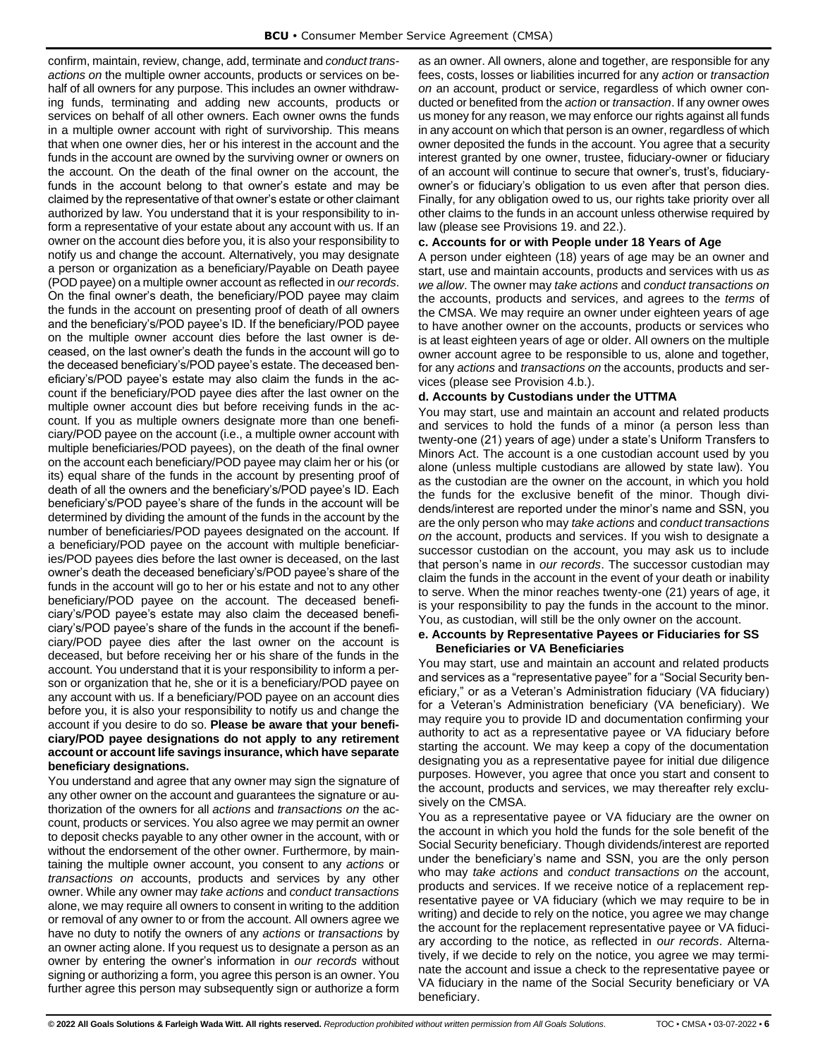confirm, maintain, review, change, add, terminate and *conduct transactions on* the multiple owner accounts, products or services on behalf of all owners for any purpose. This includes an owner withdrawing funds, terminating and adding new accounts, products or services on behalf of all other owners. Each owner owns the funds in a multiple owner account with right of survivorship. This means that when one owner dies, her or his interest in the account and the funds in the account are owned by the surviving owner or owners on the account. On the death of the final owner on the account, the funds in the account belong to that owner's estate and may be claimed by the representative of that owner's estate or other claimant authorized by law. You understand that it is your responsibility to inform a representative of your estate about any account with us. If an owner on the account dies before you, it is also your responsibility to notify us and change the account. Alternatively, you may designate a person or organization as a beneficiary/Payable on Death payee (POD payee) on a multiple owner account as reflected in *our records*. On the final owner's death, the beneficiary/POD payee may claim the funds in the account on presenting proof of death of all owners and the beneficiary's/POD payee's ID. If the beneficiary/POD payee on the multiple owner account dies before the last owner is deceased, on the last owner's death the funds in the account will go to the deceased beneficiary's/POD payee's estate. The deceased beneficiary's/POD payee's estate may also claim the funds in the account if the beneficiary/POD payee dies after the last owner on the multiple owner account dies but before receiving funds in the account. If you as multiple owners designate more than one beneficiary/POD payee on the account (i.e., a multiple owner account with multiple beneficiaries/POD payees), on the death of the final owner on the account each beneficiary/POD payee may claim her or his (or its) equal share of the funds in the account by presenting proof of death of all the owners and the beneficiary's/POD payee's ID. Each beneficiary's/POD payee's share of the funds in the account will be determined by dividing the amount of the funds in the account by the number of beneficiaries/POD payees designated on the account. If a beneficiary/POD payee on the account with multiple beneficiaries/POD payees dies before the last owner is deceased, on the last owner's death the deceased beneficiary's/POD payee's share of the funds in the account will go to her or his estate and not to any other beneficiary/POD payee on the account. The deceased beneficiary's/POD payee's estate may also claim the deceased beneficiary's/POD payee's share of the funds in the account if the beneficiary/POD payee dies after the last owner on the account is deceased, but before receiving her or his share of the funds in the account. You understand that it is your responsibility to inform a person or organization that he, she or it is a beneficiary/POD payee on any account with us. If a beneficiary/POD payee on an account dies before you, it is also your responsibility to notify us and change the account if you desire to do so. **Please be aware that your beneficiary/POD payee designations do not apply to any retirement account or account life savings insurance, which have separate beneficiary designations.**

You understand and agree that any owner may sign the signature of any other owner on the account and guarantees the signature or authorization of the owners for all *actions* and *transactions on* the account, products or services. You also agree we may permit an owner to deposit checks payable to any other owner in the account, with or without the endorsement of the other owner. Furthermore, by maintaining the multiple owner account, you consent to any *actions* or *transactions on* accounts, products and services by any other owner. While any owner may *take actions* and *conduct transactions* alone, we may require all owners to consent in writing to the addition or removal of any owner to or from the account. All owners agree we have no duty to notify the owners of any *actions* or *transactions* by an owner acting alone. If you request us to designate a person as an owner by entering the owner's information in *our records* without signing or authorizing a form, you agree this person is an owner. You further agree this person may subsequently sign or authorize a form as an owner. All owners, alone and together, are responsible for any fees, costs, losses or liabilities incurred for any *action* or *transaction on* an account, product or service, regardless of which owner conducted or benefited from the *action* or *transaction*. If any owner owes us money for any reason, we may enforce our rights against all funds in any account on which that person is an owner, regardless of which owner deposited the funds in the account. You agree that a security interest granted by one owner, trustee, fiduciary-owner or fiduciary of an account will continue to secure that owner's, trust's, fiduciary-owner's or fiduciary's obligation to us even after that person dies. Finally, for any obligation owed to us, our rights take priority over all other claims to the funds in an account unless otherwise required by law (please see Provisions 19. and 22.).

### c. Accounts for or with People under 18 Years of Age

A person under eighteen (18) years of age may be an owner and start, use and maintain accounts, products and services with us *as we allow*. The owner may *take actions* and *conduct transactions on* the accounts, products and services, and agrees to the *terms* of the CMSA. We may require an owner under eighteen years of age to have another owner on the accounts, products or services who is at least eighteen years of age or older. All owners on the multiple owner account agree to be responsible to us, alone and together, for any *actions* and *transactions on* the accounts, products and services (please see Provision 4.b.).

### d. Accounts by Custodians under the UTTMA

You may start, use and maintain an account and related products and services to hold the funds of a minor (a person less than twenty-one (21) years of age) under a state's Uniform Transfers to Minors Act. The account is a one custodian account used by you alone (unless multiple custodians are allowed by state law). You as the custodian are the owner on the account, in which you hold the funds for the exclusive benefit of the minor. Though dividends/interest are reported under the minor's name and SSN, you are the only person who may *take actions* and *conduct transactions on* the account, products and services. If you wish to designate a successor custodian on the account, you may ask us to include that person's name in *our records*. The successor custodian may claim the funds in the account in the event of your death or inability to serve. When the minor reaches twenty-one (21) years of age, it is your responsibility to pay the funds in the account to the minor. You, as custodian, will still be the only owner on the account.

### e. Accounts by Representative Payees or Fiduciaries for SS Beneficiaries or VA Beneficiaries

You may start, use and maintain an account and related products and services as a "representative payee" for a "Social Security beneficiary," or as a Veteran's Administration fiduciary (VA fiduciary) for a Veteran's Administration beneficiary (VA beneficiary). We may require you to provide ID and documentation confirming your authority to act as a representative payee or VA fiduciary before starting the account. We may keep a copy of the documentation designating you as a representative payee for initial due diligence purposes. However, you agree that once you start and consent to the account, products and services, we may thereafter rely exclusively on the CMSA.

You as a representative payee or VA fiduciary are the owner on the account in which you hold the funds for the sole benefit of the Social Security beneficiary. Though dividends/interest are reported under the beneficiary's name and SSN, you are the only person who may *take actions* and *conduct transactions on* the account, products and services. If we receive notice of a replacement representative payee or VA fiduciary (which we may require to be in writing) and decide to rely on the notice, you agree we may change the account for the replacement representative payee or VA fiduciary according to the notice, as reflected in *our records*. Alternatively, if we decide to rely on the notice, you agree we may terminate the account and issue a check to the representative payee or VA fiduciary in the name of the Social Security beneficiary or VA beneficiary.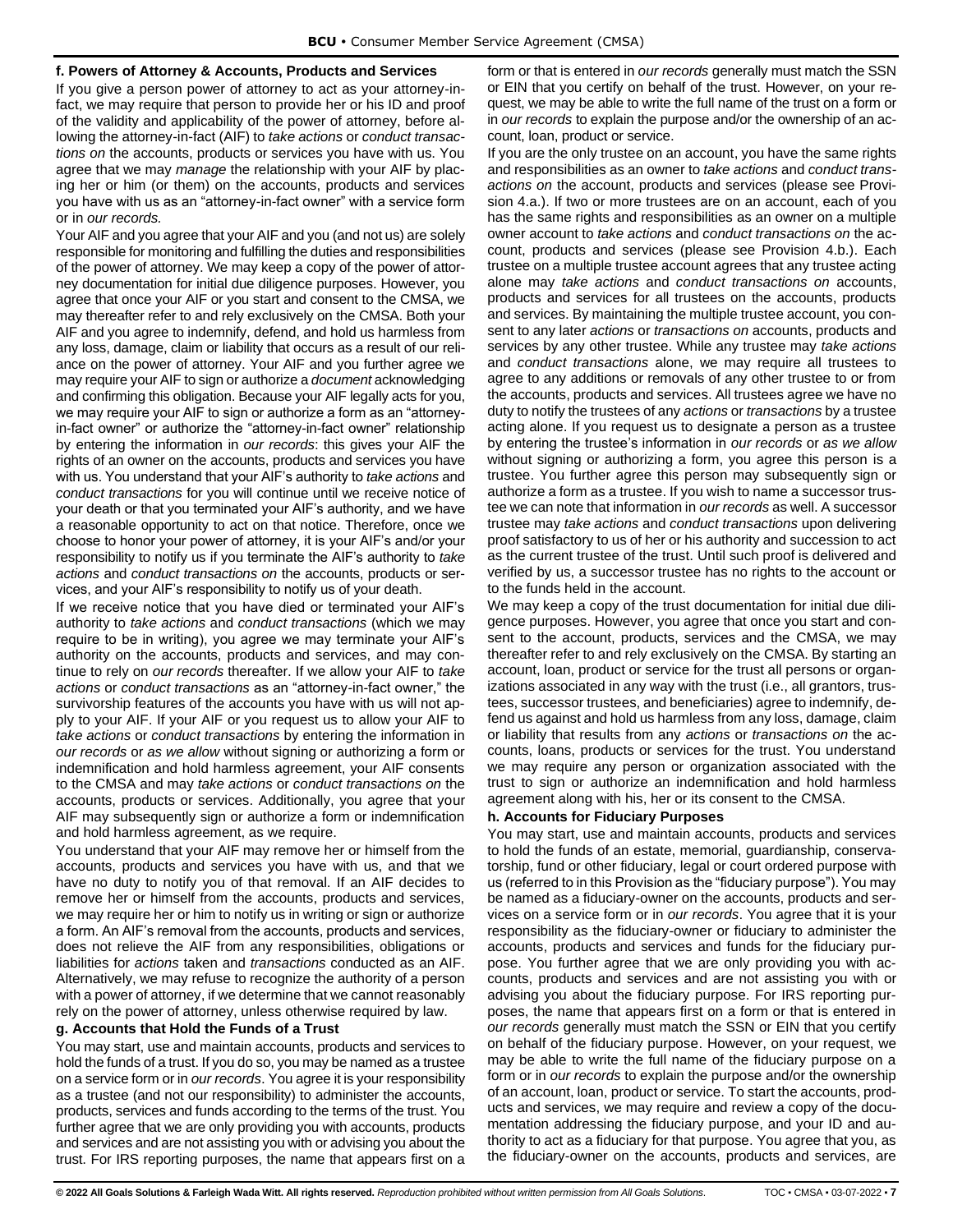**f. Powers of Attorney & Accounts, Products and Services**

If you give a person power of attorney to act as your attorney-in-fact, we may require that person to provide her or his ID and proof of the validity and applicability of the power of attorney, before allowing the attorney-in-fact (AIF) to *take actions* or *conduct transactions on* the accounts, products or services you have with us. You agree that we may *manage* the relationship with your AIF by placing her or him (or them) on the accounts, products and services you have with us as an "attorney-in-fact owner" with a service form or in *our records.*

Your AIF and you agree that your AIF and you (and not us) are solely responsible for monitoring and fulfilling the duties and responsibilities of the power of attorney. We may keep a copy of the power of attorney documentation for initial due diligence purposes. However, you agree that once your AIF or you start and consent to the CMSA, we may thereafter refer to and rely exclusively on the CMSA. Both your AIF and you agree to indemnify, defend, and hold us harmless from any loss, damage, claim or liability that occurs as a result of our reliance on the power of attorney. Your AIF and you further agree we may require your AIF to sign or authorize a *document* acknowledging and confirming this obligation. Because your AIF legally acts for you, we may require your AIF to sign or authorize a form as an "attorney-in-fact owner" or authorize the "attorney-in-fact owner" relationship by entering the information in *our records*: this gives your AIF the rights of an owner on the accounts, products and services you have with us. You understand that your AIF's authority to *take actions* and *conduct transactions* for you will continue until we receive notice of your death or that you terminated your AIF's authority, and we have a reasonable opportunity to act on that notice. Therefore, once we choose to honor your power of attorney, it is your AIF's and/or your responsibility to notify us if you terminate the AIF's authority to *take actions* and *conduct transactions on* the accounts, products or services, and your AIF's responsibility to notify us of your death.

If we receive notice that you have died or terminated your AIF's authority to *take actions* and *conduct transactions* (which we may require to be in writing), you agree we may terminate your AIF's authority on the accounts, products and services, and may continue to rely on *our records* thereafter. If we allow your AIF to *take actions* or *conduct transactions* as an "attorney-in-fact owner," the survivorship features of the accounts you have with us will not apply to your AIF. If your AIF or you request us to allow your AIF to *take actions* or *conduct transactions* by entering the information in *our records* or *as we allow* without signing or authorizing a form or indemnification and hold harmless agreement, your AIF consents to the CMSA and may *take actions* or *conduct transactions on* the accounts, products or services. Additionally, you agree that your AIF may subsequently sign or authorize a form or indemnification and hold harmless agreement, as we require.

You understand that your AIF may remove her or himself from the accounts, products and services you have with us, and that we have no duty to notify you of that removal. If an AIF decides to remove her or himself from the accounts, products and services, we may require her or him to notify us in writing or sign or authorize a form. An AIF's removal from the accounts, products and services, does not relieve the AIF from any responsibilities, obligations or liabilities for *actions* taken and *transactions* conducted as an AIF. Alternatively, we may refuse to recognize the authority of a person with a power of attorney, if we determine that we cannot reasonably rely on the power of attorney, unless otherwise required by law.

**g. Accounts that Hold the Funds of a Trust**

You may start, use and maintain accounts, products and services to hold the funds of a trust. If you do so, you may be named as a trustee on a service form or in *our records*. You agree it is your responsibility as a trustee (and not our responsibility) to administer the accounts, products, services and funds according to the terms of the trust. You further agree that we are only providing you with accounts, products and services and are not assisting you with or advising you about the trust. For IRS reporting purposes, the name that appears first on a form or that is entered in *our records* generally must match the SSN or EIN that you certify on behalf of the trust. However, on your request, we may be able to write the full name of the trust on a form or in *our records* to explain the purpose and/or the ownership of an account, loan, product or service.

If you are the only trustee on an account, you have the same rights and responsibilities as an owner to *take actions* and *conduct transactions on* the account, products and services (please see Provision 4.a.). If two or more trustees are on an account, each of you has the same rights and responsibilities as an owner on a multiple owner account to *take actions* and *conduct transactions on* the account, products and services (please see Provision 4.b.). Each trustee on a multiple trustee account agrees that any trustee acting alone may *take actions* and *conduct transactions on* accounts, products and services for all trustees on the accounts, products and services. By maintaining the multiple trustee account, you consent to any later *actions* or *transactions on* accounts, products and services by any other trustee. While any trustee may *take actions* and *conduct transactions* alone, we may require all trustees to agree to any additions or removals of any other trustee to or from the accounts, products and services. All trustees agree we have no duty to notify the trustees of any *actions* or *transactions* by a trustee acting alone. If you request us to designate a person as a trustee by entering the trustee's information in *our records* or *as we allow* without signing or authorizing a form, you agree this person is a trustee. You further agree this person may subsequently sign or authorize a form as a trustee. If you wish to name a successor trustee we can note that information in *our records* as well. A successor trustee may *take actions* and *conduct transactions* upon delivering proof satisfactory to us of her or his authority and succession to act as the current trustee of the trust. Until such proof is delivered and verified by us, a successor trustee has no rights to the account or to the funds held in the account.

We may keep a copy of the trust documentation for initial due diligence purposes. However, you agree that once you start and consent to the account, products, services and the CMSA, we may thereafter refer to and rely exclusively on the CMSA. By starting an account, loan, product or service for the trust all persons or organizations associated in any way with the trust (i.e., all grantors, trustees, successor trustees, and beneficiaries) agree to indemnify, defend us against and hold us harmless from any loss, damage, claim or liability that results from any *actions* or *transactions on* the accounts, loans, products or services for the trust. You understand we may require any person or organization associated with the trust to sign or authorize an indemnification and hold harmless agreement along with his, her or its consent to the CMSA.

**h. Accounts for Fiduciary Purposes**

You may start, use and maintain accounts, products and services to hold the funds of an estate, memorial, guardianship, conservatorship, fund or other fiduciary, legal or court ordered purpose with us (referred to in this Provision as the "fiduciary purpose"). You may be named as a fiduciary-owner on the accounts, products and services on a service form or in *our records*. You agree that it is your responsibility as the fiduciary-owner or fiduciary to administer the accounts, products and services and funds for the fiduciary purpose. You further agree that we are only providing you with accounts, products and services and are not assisting you with or advising you about the fiduciary purpose. For IRS reporting purposes, the name that appears first on a form or that is entered in *our records* generally must match the SSN or EIN that you certify on behalf of the fiduciary purpose. However, on your request, we may be able to write the full name of the fiduciary purpose on a form or in *our records* to explain the purpose and/or the ownership of an account, loan, product or service. To start the accounts, products and services, we may require and review a copy of the documentation addressing the fiduciary purpose, and your ID and authority to act as a fiduciary for that purpose. You agree that you, as the fiduciary-owner on the accounts, products and services, are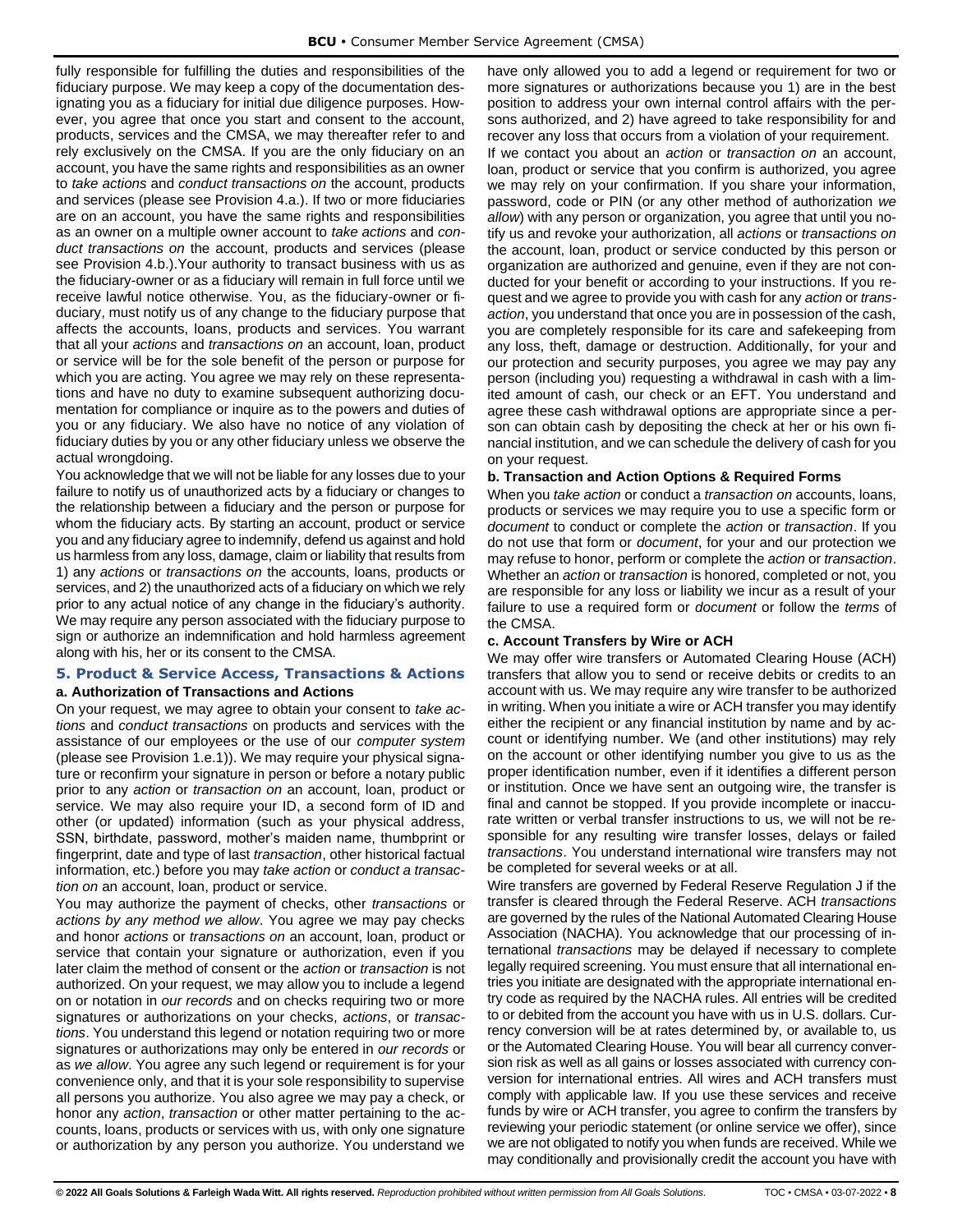fully responsible for fulfilling the duties and responsibilities of the fiduciary purpose. We may keep a copy of the documentation designating you as a fiduciary for initial due diligence purposes. However, you agree that once you start and consent to the account, products, services and the CMSA, we may thereafter refer to and rely exclusively on the CMSA. If you are the only fiduciary on an account, you have the same rights and responsibilities as an owner to *take actions* and *conduct transactions on* the account, products and services (please see Provision 4.a.). If two or more fiduciaries are on an account, you have the same rights and responsibilities as an owner on a multiple owner account to *take actions* and *conduct transactions on* the account, products and services (please see Provision 4.b.).Your authority to transact business with us as the fiduciary-owner or as a fiduciary will remain in full force until we receive lawful notice otherwise. You, as the fiduciary-owner or fiduciary, must notify us of any change to the fiduciary purpose that affects the accounts, loans, products and services. You warrant that all your *actions* and *transactions on* an account, loan, product or service will be for the sole benefit of the person or purpose for which you are acting. You agree we may rely on these representations and have no duty to examine subsequent authorizing documentation for compliance or inquire as to the powers and duties of you or any fiduciary. We also have no notice of any violation of fiduciary duties by you or any other fiduciary unless we observe the actual wrongdoing.

You acknowledge that we will not be liable for any losses due to your failure to notify us of unauthorized acts by a fiduciary or changes to the relationship between a fiduciary and the person or purpose for whom the fiduciary acts. By starting an account, product or service you and any fiduciary agree to indemnify, defend us against and hold us harmless from any loss, damage, claim or liability that results from 1) any *actions* or *transactions on* the accounts, loans, products or services, and 2) the unauthorized acts of a fiduciary on which we rely prior to any actual notice of any change in the fiduciary's authority. We may require any person associated with the fiduciary purpose to sign or authorize an indemnification and hold harmless agreement along with his, her or its consent to the CMSA.

## 5. Product & Service Access, Transactions & Actions

### a. Authorization of Transactions and Actions

On your request, we may agree to obtain your consent to *take actions* and *conduct transactions* on products and services with the assistance of our employees or the use of our *computer system* (please see Provision 1.e.1)). We may require your physical signature or reconfirm your signature in person or before a notary public prior to any *action* or *transaction on* an account, loan, product or service. We may also require your ID, a second form of ID and other (or updated) information (such as your physical address, SSN, birthdate, password, mother's maiden name, thumbprint or fingerprint, date and type of last *transaction*, other historical factual information, etc.) before you may *take action* or *conduct a transaction on* an account, loan, product or service.

You may authorize the payment of checks, other *transactions* or *actions by any method we allow*. You agree we may pay checks and honor *actions* or *transactions on* an account, loan, product or service that contain your signature or authorization, even if you later claim the method of consent or the *action* or *transaction* is not authorized. On your request, we may allow you to include a legend on or notation in *our records* and on checks requiring two or more signatures or authorizations on your checks, *actions*, or *transactions*. You understand this legend or notation requiring two or more signatures or authorizations may only be entered in *our records* or as *we allow*. You agree any such legend or requirement is for your convenience only, and that it is your sole responsibility to supervise all persons you authorize. You also agree we may pay a check, or honor any *action*, *transaction* or other matter pertaining to the accounts, loans, products or services with us, with only one signature or authorization by any person you authorize. You understand we have only allowed you to add a legend or requirement for two or more signatures or authorizations because you 1) are in the best position to address your own internal control affairs with the persons authorized, and 2) have agreed to take responsibility for and recover any loss that occurs from a violation of your requirement.

If we contact you about an *action* or *transaction on* an account, loan, product or service that you confirm is authorized, you agree we may rely on your confirmation. If you share your information, password, code or PIN (or any other method of authorization *we allow*) with any person or organization, you agree that until you notify us and revoke your authorization, all *actions* or *transactions on* the account, loan, product or service conducted by this person or organization are authorized and genuine, even if they are not conducted for your benefit or according to your instructions. If you request and we agree to provide you with cash for any *action* or *transaction*, you understand that once you are in possession of the cash, you are completely responsible for its care and safekeeping from any loss, theft, damage or destruction. Additionally, for your and our protection and security purposes, you agree we may pay any person (including you) requesting a withdrawal in cash with a limited amount of cash, our check or an EFT. You understand and agree these cash withdrawal options are appropriate since a person can obtain cash by depositing the check at her or his own financial institution, and we can schedule the delivery of cash for you on your request.

### b. Transaction and Action Options & Required Forms

When you *take action* or conduct a *transaction on* accounts, loans, products or services we may require you to use a specific form or *document* to conduct or complete the *action* or *transaction*. If you do not use that form or *document*, for your and our protection we may refuse to honor, perform or complete the *action* or *transaction*. Whether an *action* or *transaction* is honored, completed or not, you are responsible for any loss or liability we incur as a result of your failure to use a required form or *document* or follow the *terms* of the CMSA.

### c. Account Transfers by Wire or ACH

We may offer wire transfers or Automated Clearing House (ACH) transfers that allow you to send or receive debits or credits to an account with us. We may require any wire transfer to be authorized in writing. When you initiate a wire or ACH transfer you may identify either the recipient or any financial institution by name and by account or identifying number. We (and other institutions) may rely on the account or other identifying number you give to us as the proper identification number, even if it identifies a different person or institution. Once we have sent an outgoing wire, the transfer is final and cannot be stopped. If you provide incomplete or inaccurate written or verbal transfer instructions to us, we will not be responsible for any resulting wire transfer losses, delays or failed *transactions*. You understand international wire transfers may not be completed for several weeks or at all.

Wire transfers are governed by Federal Reserve Regulation J if the transfer is cleared through the Federal Reserve. ACH *transactions* are governed by the rules of the National Automated Clearing House Association (NACHA). You acknowledge that our processing of international *transactions* may be delayed if necessary to complete legally required screening. You must ensure that all international entries you initiate are designated with the appropriate international entry code as required by the NACHA rules. All entries will be credited to or debited from the account you have with us in U.S. dollars. Currency conversion will be at rates determined by, or available to, us or the Automated Clearing House. You will bear all currency conversion risk as well as all gains or losses associated with currency conversion for international entries. All wires and ACH transfers must comply with applicable law. If you use these services and receive funds by wire or ACH transfer, you agree to confirm the transfers by reviewing your periodic statement (or online service we offer), since we are not obligated to notify you when funds are received. While we may conditionally and provisionally credit the account you have with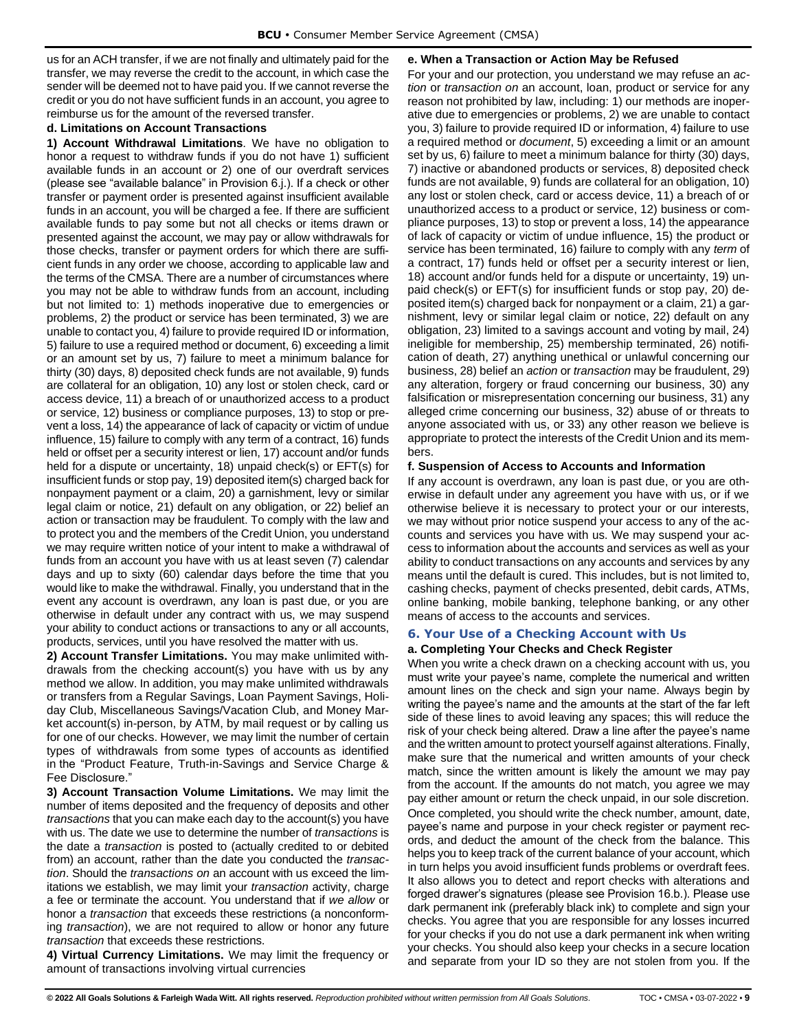us for an ACH transfer, if we are not finally and ultimately paid for the transfer, we may reverse the credit to the account, in which case the sender will be deemed not to have paid you. If we cannot reverse the credit or you do not have sufficient funds in an account, you agree to reimburse us for the amount of the reversed transfer.

#### d. Limitations on Account Transactions

**1) Account Withdrawal Limitations**. We have no obligation to honor a request to withdraw funds if you do not have 1) sufficient available funds in an account or 2) one of our overdraft services (please see "available balance" in Provision 6.j.). If a check or other transfer or payment order is presented against insufficient available funds in an account, you will be charged a fee. If there are sufficient available funds to pay some but not all checks or items drawn or presented against the account, we may pay or allow withdrawals for those checks, transfer or payment orders for which there are sufficient funds in any order we choose, according to applicable law and the terms of the CMSA. There are a number of circumstances where you may not be able to withdraw funds from an account, including but not limited to: 1) methods inoperative due to emergencies or problems, 2) the product or service has been terminated, 3) we are unable to contact you, 4) failure to provide required ID or information, 5) failure to use a required method or document, 6) exceeding a limit or an amount set by us, 7) failure to meet a minimum balance for thirty (30) days, 8) deposited check funds are not available, 9) funds are collateral for an obligation, 10) any lost or stolen check, card or access device, 11) a breach of or unauthorized access to a product or service, 12) business or compliance purposes, 13) to stop or prevent a loss, 14) the appearance of lack of capacity or victim of undue influence, 15) failure to comply with any term of a contract, 16) funds held or offset per a security interest or lien, 17) account and/or funds held for a dispute or uncertainty, 18) unpaid check(s) or EFT(s) for insufficient funds or stop pay, 19) deposited item(s) charged back for nonpayment payment or a claim, 20) a garnishment, levy or similar legal claim or notice, 21) default on any obligation, or 22) belief an action or transaction may be fraudulent. To comply with the law and to protect you and the members of the Credit Union, you understand we may require written notice of your intent to make a withdrawal of funds from an account you have with us at least seven (7) calendar days and up to sixty (60) calendar days before the time that you would like to make the withdrawal. Finally, you understand that in the event any account is overdrawn, any loan is past due, or you are otherwise in default under any contract with us, we may suspend your ability to conduct actions or transactions to any or all accounts, products, services, until you have resolved the matter with us.

**2) Account Transfer Limitations.** You may make unlimited withdrawals from the checking account(s) you have with us by any method we allow. In addition, you may make unlimited withdrawals or transfers from a Regular Savings, Loan Payment Savings, Holiday Club, Miscellaneous Savings/Vacation Club, and Money Market account(s) in-person, by ATM, by mail request or by calling us for one of our checks. However, we may limit the number of certain types of withdrawals from some types of accounts as identified in the "Product Feature, Truth-in-Savings and Service Charge & Fee Disclosure."

**3) Account Transaction Volume Limitations.** We may limit the number of items deposited and the frequency of deposits and other *transactions* that you can make each day to the account(s) you have with us. The date we use to determine the number of *transactions* is the date a *transaction* is posted to (actually credited to or debited from) an account, rather than the date you conducted the *transaction*. Should the *transactions on* an account with us exceed the limitations we establish, we may limit your *transaction* activity, charge a fee or terminate the account. You understand that if *we allow* or honor a *transaction* that exceeds these restrictions (a nonconforming *transaction*), we are not required to allow or honor any future *transaction* that exceeds these restrictions.

**4) Virtual Currency Limitations.** We may limit the frequency or amount of transactions involving virtual currencies

#### e. When a Transaction or Action May be Refused

For your and our protection, you understand we may refuse an *action* or *transaction on* an account, loan, product or service for any reason not prohibited by law, including: 1) our methods are inoperative due to emergencies or problems, 2) we are unable to contact you, 3) failure to provide required ID or information, 4) failure to use a required method or *document*, 5) exceeding a limit or an amount set by us, 6) failure to meet a minimum balance for thirty (30) days, 7) inactive or abandoned products or services, 8) deposited check funds are not available, 9) funds are collateral for an obligation, 10) any lost or stolen check, card or access device, 11) a breach of or unauthorized access to a product or service, 12) business or compliance purposes, 13) to stop or prevent a loss, 14) the appearance of lack of capacity or victim of undue influence, 15) the product or service has been terminated, 16) failure to comply with any *term* of a contract, 17) funds held or offset per a security interest or lien, 18) account and/or funds held for a dispute or uncertainty, 19) unpaid check(s) or EFT(s) for insufficient funds or stop pay, 20) deposited item(s) charged back for nonpayment or a claim, 21) a garnishment, levy or similar legal claim or notice, 22) default on any obligation, 23) limited to a savings account and voting by mail, 24) ineligible for membership, 25) membership terminated, 26) notification of death, 27) anything unethical or unlawful concerning our business, 28) belief an *action* or *transaction* may be fraudulent, 29) any alteration, forgery or fraud concerning our business, 30) any falsification or misrepresentation concerning our business, 31) any alleged crime concerning our business, 32) abuse of or threats to anyone associated with us, or 33) any other reason we believe is appropriate to protect the interests of the Credit Union and its members.

#### f. Suspension of Access to Accounts and Information

If any account is overdrawn, any loan is past due, or you are otherwise in default under any agreement you have with us, or if we otherwise believe it is necessary to protect your or our interests, we may without prior notice suspend your access to any of the accounts and services you have with us. We may suspend your access to information about the accounts and services as well as your ability to conduct transactions on any accounts and services by any means until the default is cured. This includes, but is not limited to, cashing checks, payment of checks presented, debit cards, ATMs, online banking, mobile banking, telephone banking, or any other means of access to the accounts and services.

## 6. Your Use of a Checking Account with Us

#### a. Completing Your Checks and Check Register

When you write a check drawn on a checking account with us, you must write your payee's name, complete the numerical and written amount lines on the check and sign your name. Always begin by writing the payee's name and the amounts at the start of the far left side of these lines to avoid leaving any spaces; this will reduce the risk of your check being altered. Draw a line after the payee's name and the written amount to protect yourself against alterations. Finally, make sure that the numerical and written amounts of your check match, since the written amount is likely the amount we may pay from the account. If the amounts do not match, you agree we may pay either amount or return the check unpaid, in our sole discretion. Once completed, you should write the check number, amount, date, payee's name and purpose in your check register or payment records, and deduct the amount of the check from the balance. This helps you to keep track of the current balance of your account, which in turn helps you avoid insufficient funds problems or overdraft fees. It also allows you to detect and report checks with alterations and forged drawer's signatures (please see Provision 16.b.). Please use dark permanent ink (preferably black ink) to complete and sign your checks. You agree that you are responsible for any losses incurred for your checks if you do not use a dark permanent ink when writing your checks. You should also keep your checks in a secure location and separate from your ID so they are not stolen from you. If the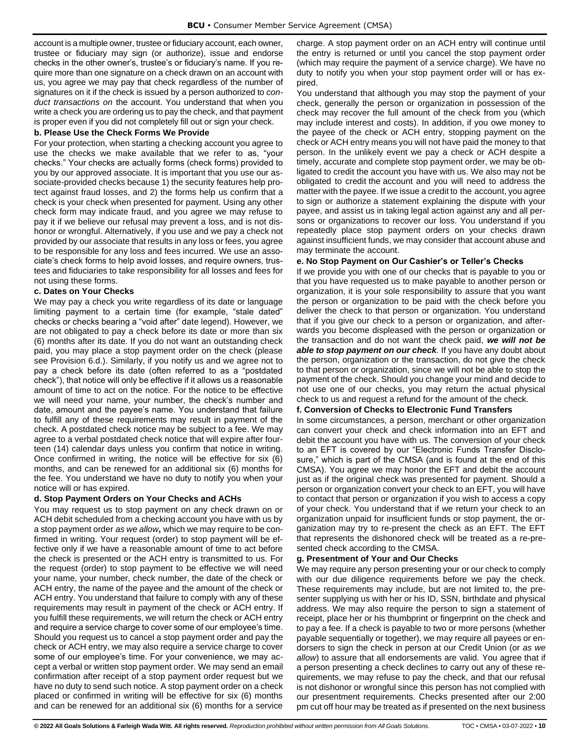account is a multiple owner, trustee or fiduciary account, each owner, trustee or fiduciary may sign (or authorize), issue and endorse checks in the other owner's, trustee's or fiduciary's name. If you require more than one signature on a check drawn on an account with us, you agree we may pay that check regardless of the number of signatures on it if the check is issued by a person authorized to *conduct transactions on* the account. You understand that when you write a check you are ordering us to pay the check, and that payment is proper even if you did not completely fill out or sign your check.

**b. Please Use the Check Forms We Provide**

For your protection, when starting a checking account you agree to use the checks we make available that we refer to as, "your checks." Your checks are actually forms (check forms) provided to you by our approved associate. It is important that you use our associate-provided checks because 1) the security features help protect against fraud losses, and 2) the forms help us confirm that a check is your check when presented for payment. Using any other check form may indicate fraud, and you agree we may refuse to pay it if we believe our refusal may prevent a loss, and is not dishonor or wrongful. Alternatively, if you use and we pay a check not provided by our associate that results in any loss or fees, you agree to be responsible for any loss and fees incurred. We use an associate's check forms to help avoid losses, and require owners, trustees and fiduciaries to take responsibility for all losses and fees for not using these forms.

**c. Dates on Your Checks**

We may pay a check you write regardless of its date or language limiting payment to a certain time (for example, "stale dated" checks or checks bearing a "void after" date legend). However, we are not obligated to pay a check before its date or more than six (6) months after its date. If you do not want an outstanding check paid, you may place a stop payment order on the check (please see Provision 6.d.). Similarly, if you notify us and we agree not to pay a check before its date (often referred to as a "postdated check"), that notice will only be effective if it allows us a reasonable amount of time to act on the notice. For the notice to be effective we will need your name, your number, the check's number and date, amount and the payee's name. You understand that failure to fulfill any of these requirements may result in payment of the check. A postdated check notice may be subject to a fee. We may agree to a verbal postdated check notice that will expire after fourteen (14) calendar days unless you confirm that notice in writing. Once confirmed in writing, the notice will be effective for six (6) months, and can be renewed for an additional six (6) months for the fee. You understand we have no duty to notify you when your notice will or has expired.

**d. Stop Payment Orders on Your Checks and ACHs**

You may request us to stop payment on any check drawn on or ACH debit scheduled from a checking account you have with us by a stop payment order *as we allow***,** which we may require to be confirmed in writing. Your request (order) to stop payment will be effective only if we have a reasonable amount of time to act before the check is presented or the ACH entry is transmitted to us. For the request (order) to stop payment to be effective we will need your name, your number, check number, the date of the check or ACH entry, the name of the payee and the amount of the check or ACH entry. You understand that failure to comply with any of these requirements may result in payment of the check or ACH entry. If you fulfill these requirements, we will return the check or ACH entry and require a service charge to cover some of our employee's time. Should you request us to cancel a stop payment order and pay the check or ACH entry, we may also require a service charge to cover some of our employee's time. For your convenience, we may accept a verbal or written stop payment order. We may send an email confirmation after receipt of a stop payment order request but we have no duty to send such notice. A stop payment order on a check placed or confirmed in writing will be effective for six (6) months and can be renewed for an additional six (6) months for a service charge. A stop payment order on an ACH entry will continue until the entry is returned or until you cancel the stop payment order (which may require the payment of a service charge). We have no duty to notify you when your stop payment order will or has expired.

You understand that although you may stop the payment of your check, generally the person or organization in possession of the check may recover the full amount of the check from you (which may include interest and costs). In addition, if you owe money to the payee of the check or ACH entry, stopping payment on the check or ACH entry means you will not have paid the money to that person. In the unlikely event we pay a check or ACH despite a timely, accurate and complete stop payment order, we may be obligated to credit the account you have with us. We also may not be obligated to credit the account and you will need to address the matter with the payee. If we issue a credit to the account, you agree to sign or authorize a statement explaining the dispute with your payee, and assist us in taking legal action against any and all persons or organizations to recover our loss. You understand if you repeatedly place stop payment orders on your checks drawn against insufficient funds, we may consider that account abuse and may terminate the account.

**e. No Stop Payment on Our Cashier's or Teller's Checks**

If we provide you with one of our checks that is payable to you or that you have requested us to make payable to another person or organization, it is your sole responsibility to assure that you want the person or organization to be paid with the check before you deliver the check to that person or organization. You understand that if you give our check to a person or organization, and afterwards you become displeased with the person or organization or the transaction and do not want the check paid, ***we will not be able to stop payment on our check***. If you have any doubt about the person, organization or the transaction, do not give the check to that person or organization, since we will not be able to stop the payment of the check. Should you change your mind and decide to not use one of our checks, you may return the actual physical check to us and request a refund for the amount of the check.

**f. Conversion of Checks to Electronic Fund Transfers**

In some circumstances, a person, merchant or other organization can convert your check and check information into an EFT and debit the account you have with us. The conversion of your check to an EFT is covered by our "Electronic Funds Transfer Disclosure," which is part of the CMSA (and is found at the end of this CMSA). You agree we may honor the EFT and debit the account just as if the original check was presented for payment. Should a person or organization convert your check to an EFT, you will have to contact that person or organization if you wish to access a copy of your check. You understand that if we return your check to an organization unpaid for insufficient funds or stop payment, the organization may try to re-present the check as an EFT. The EFT that represents the dishonored check will be treated as a re-presented check according to the CMSA.

**g. Presentment of Your and Our Checks**

We may require any person presenting your or our check to comply with our due diligence requirements before we pay the check. These requirements may include, but are not limited to, the presenter supplying us with her or his ID, SSN, birthdate and physical address. We may also require the person to sign a statement of receipt, place her or his thumbprint or fingerprint on the check and to pay a fee. If a check is payable to two or more persons (whether payable sequentially or together), we may require all payees or endorsers to sign the check in person at our Credit Union (or *as we allow*) to assure that all endorsements are valid. You agree that if a person presenting a check declines to carry out any of these requirements, we may refuse to pay the check, and that our refusal is not dishonor or wrongful since this person has not complied with our presentment requirements. Checks presented after our 2:00 pm cut off hour may be treated as if presented on the next business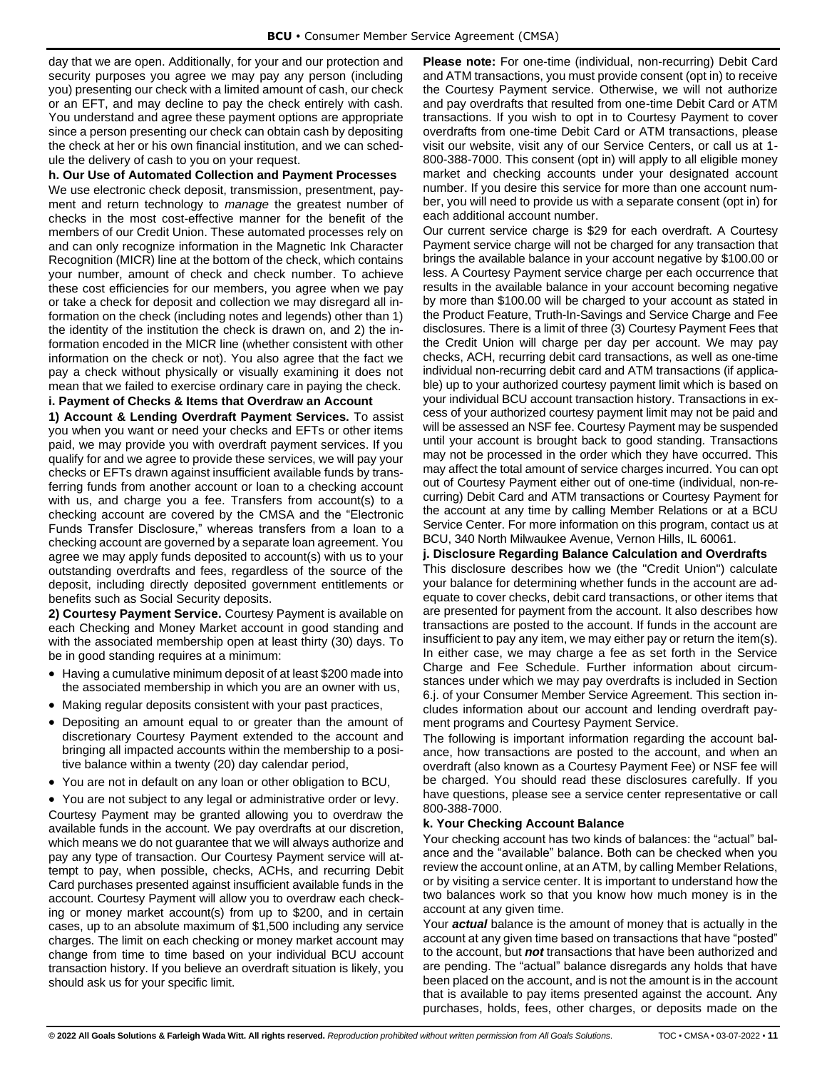day that we are open. Additionally, for your and our protection and security purposes you agree we may pay any person (including you) presenting our check with a limited amount of cash, our check or an EFT, and may decline to pay the check entirely with cash. You understand and agree these payment options are appropriate since a person presenting our check can obtain cash by depositing the check at her or his own financial institution, and we can schedule the delivery of cash to you on your request.

**h. Our Use of Automated Collection and Payment Processes**

We use electronic check deposit, transmission, presentment, payment and return technology to *manage* the greatest number of checks in the most cost-effective manner for the benefit of the members of our Credit Union. These automated processes rely on and can only recognize information in the Magnetic Ink Character Recognition (MICR) line at the bottom of the check, which contains your number, amount of check and check number. To achieve these cost efficiencies for our members, you agree when we pay or take a check for deposit and collection we may disregard all information on the check (including notes and legends) other than 1) the identity of the institution the check is drawn on, and 2) the information encoded in the MICR line (whether consistent with other information on the check or not). You also agree that the fact we pay a check without physically or visually examining it does not mean that we failed to exercise ordinary care in paying the check.

**i. Payment of Checks & Items that Overdraw an Account**

**1) Account & Lending Overdraft Payment Services.** To assist you when you want or need your checks and EFTs or other items paid, we may provide you with overdraft payment services. If you qualify for and we agree to provide these services, we will pay your checks or EFTs drawn against insufficient available funds by transferring funds from another account or loan to a checking account with us, and charge you a fee. Transfers from account(s) to a checking account are covered by the CMSA and the "Electronic Funds Transfer Disclosure," whereas transfers from a loan to a checking account are governed by a separate loan agreement. You agree we may apply funds deposited to account(s) with us to your outstanding overdrafts and fees, regardless of the source of the deposit, including directly deposited government entitlements or benefits such as Social Security deposits.

**2) Courtesy Payment Service.** Courtesy Payment is available on each Checking and Money Market account in good standing and with the associated membership open at least thirty (30) days. To be in good standing requires at a minimum:

- Having a cumulative minimum deposit of at least $200 made into the associated membership in which you are an owner with us,
- Making regular deposits consistent with your past practices,
- Depositing an amount equal to or greater than the amount of discretionary Courtesy Payment extended to the account and bringing all impacted accounts within the membership to a positive balance within a twenty (20) day calendar period,
- You are not in default on any loan or other obligation to BCU,
- You are not subject to any legal or administrative order or levy.

Courtesy Payment may be granted allowing you to overdraw the available funds in the account. We pay overdrafts at our discretion, which means we do not guarantee that we will always authorize and pay any type of transaction. Our Courtesy Payment service will attempt to pay, when possible, checks, ACHs, and recurring Debit Card purchases presented against insufficient available funds in the account. Courtesy Payment will allow you to overdraw each checking or money market account(s) from up to $200, and in certain cases, up to an absolute maximum of $1,500 including any service charges. The limit on each checking or money market account may change from time to time based on your individual BCU account transaction history. If you believe an overdraft situation is likely, you should ask us for your specific limit.

**Please note:** For one-time (individual, non-recurring) Debit Card and ATM transactions, you must provide consent (opt in) to receive the Courtesy Payment service. Otherwise, we will not authorize and pay overdrafts that resulted from one-time Debit Card or ATM transactions. If you wish to opt in to Courtesy Payment to cover overdrafts from one-time Debit Card or ATM transactions, please visit our website, visit any of our Service Centers, or call us at 1-800-388-7000. This consent (opt in) will apply to all eligible money market and checking accounts under your designated account number. If you desire this service for more than one account number, you will need to provide us with a separate consent (opt in) for each additional account number.

Our current service charge is $29 for each overdraft. A Courtesy Payment service charge will not be charged for any transaction that brings the available balance in your account negative by $100.00 or less. A Courtesy Payment service charge per each occurrence that results in the available balance in your account becoming negative by more than $100.00 will be charged to your account as stated in the Product Feature, Truth-In-Savings and Service Charge and Fee disclosures. There is a limit of three (3) Courtesy Payment Fees that the Credit Union will charge per day per account. We may pay checks, ACH, recurring debit card transactions, as well as one-time individual non-recurring debit card and ATM transactions (if applicable) up to your authorized courtesy payment limit which is based on your individual BCU account transaction history. Transactions in excess of your authorized courtesy payment limit may not be paid and will be assessed an NSF fee. Courtesy Payment may be suspended until your account is brought back to good standing. Transactions may not be processed in the order which they have occurred. This may affect the total amount of service charges incurred. You can opt out of Courtesy Payment either out of one-time (individual, non-recurring) Debit Card and ATM transactions or Courtesy Payment for the account at any time by calling Member Relations or at a BCU Service Center. For more information on this program, contact us at BCU, 340 North Milwaukee Avenue, Vernon Hills, IL 60061.

**j. Disclosure Regarding Balance Calculation and Overdrafts**

This disclosure describes how we (the "Credit Union") calculate your balance for determining whether funds in the account are adequate to cover checks, debit card transactions, or other items that are presented for payment from the account. It also describes how transactions are posted to the account. If funds in the account are insufficient to pay any item, we may either pay or return the item(s). In either case, we may charge a fee as set forth in the Service Charge and Fee Schedule. Further information about circumstances under which we may pay overdrafts is included in Section 6.j. of your Consumer Member Service Agreement. This section includes information about our account and lending overdraft payment programs and Courtesy Payment Service.

The following is important information regarding the account balance, how transactions are posted to the account, and when an overdraft (also known as a Courtesy Payment Fee) or NSF fee will be charged. You should read these disclosures carefully. If you have questions, please see a service center representative or call 800-388-7000.

**k. Your Checking Account Balance**

Your checking account has two kinds of balances: the "actual" balance and the "available" balance. Both can be checked when you review the account online, at an ATM, by calling Member Relations, or by visiting a service center. It is important to understand how the two balances work so that you know how much money is in the account at any given time.

Your ***actual*** balance is the amount of money that is actually in the account at any given time based on transactions that have "posted" to the account, but ***not*** transactions that have been authorized and are pending. The "actual" balance disregards any holds that have been placed on the account, and is not the amount is in the account that is available to pay items presented against the account. Any purchases, holds, fees, other charges, or deposits made on the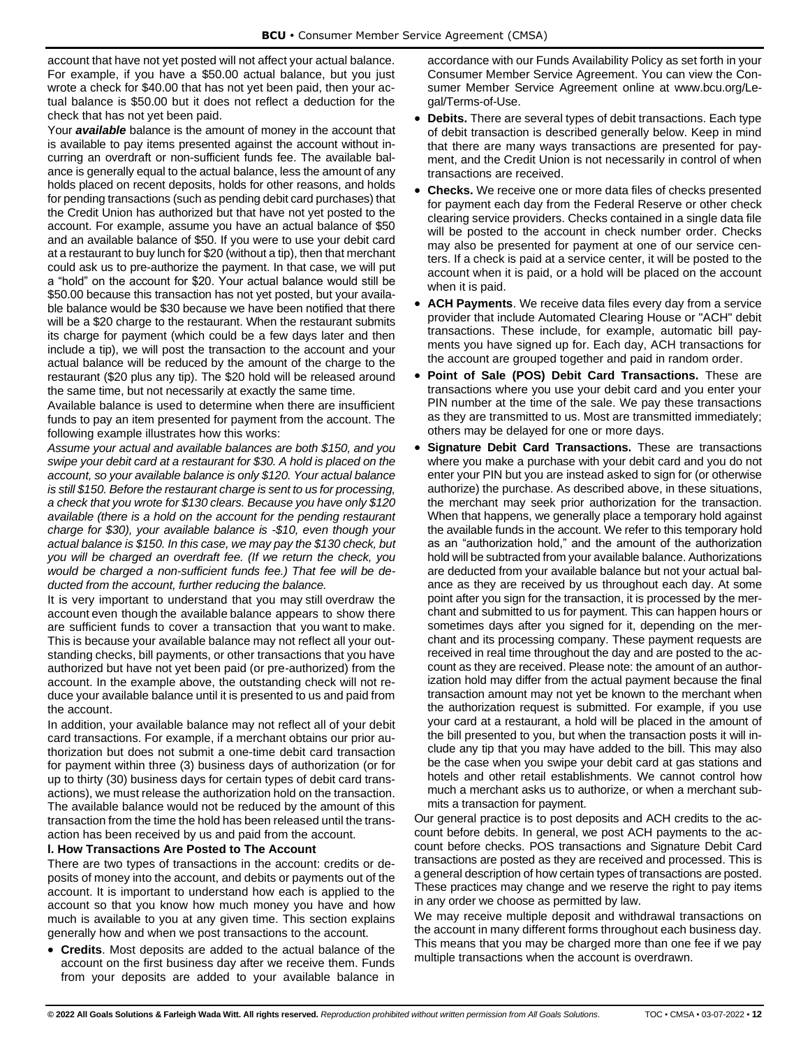account that have not yet posted will not affect your actual balance. For example, if you have a $50.00 actual balance, but you just wrote a check for $40.00 that has not yet been paid, then your actual balance is $50.00 but it does not reflect a deduction for the check that has not yet been paid.

Your ***available*** balance is the amount of money in the account that is available to pay items presented against the account without incurring an overdraft or non-sufficient funds fee. The available balance is generally equal to the actual balance, less the amount of any holds placed on recent deposits, holds for other reasons, and holds for pending transactions (such as pending debit card purchases) that the Credit Union has authorized but that have not yet posted to the account. For example, assume you have an actual balance of $50 and an available balance of $50. If you were to use your debit card at a restaurant to buy lunch for $20 (without a tip), then that merchant could ask us to pre-authorize the payment. In that case, we will put a "hold" on the account for $20. Your actual balance would still be $50.00 because this transaction has not yet posted, but your available balance would be $30 because we have been notified that there will be a $20 charge to the restaurant. When the restaurant submits its charge for payment (which could be a few days later and then include a tip), we will post the transaction to the account and your actual balance will be reduced by the amount of the charge to the restaurant ($20 plus any tip). The $20 hold will be released around the same time, but not necessarily at exactly the same time.

Available balance is used to determine when there are insufficient funds to pay an item presented for payment from the account. The following example illustrates how this works:

*Assume your actual and available balances are both $150, and you swipe your debit card at a restaurant for $30. A hold is placed on the account, so your available balance is only $120. Your actual balance is still $150. Before the restaurant charge is sent to us for processing, a check that you wrote for $130 clears. Because you have only $120 available (there is a hold on the account for the pending restaurant charge for $30), your available balance is -$10, even though your actual balance is $150. In this case, we may pay the $130 check, but you will be charged an overdraft fee. (If we return the check, you would be charged a non-sufficient funds fee.) That fee will be deducted from the account, further reducing the balance.*

It is very important to understand that you may still overdraw the account even though the available balance appears to show there are sufficient funds to cover a transaction that you want to make. This is because your available balance may not reflect all your outstanding checks, bill payments, or other transactions that you have authorized but that have not yet been paid (or pre-authorized) from the account. In the example above, the outstanding check will not reduce your available balance until it is presented to us and paid from the account.

In addition, your available balance may not reflect all of your debit card transactions. For example, if a merchant obtains our prior authorization but does not submit a one-time debit card transaction for payment within three (3) business days of authorization (or for up to thirty (30) business days for certain types of debit card transactions), we must release the authorization hold on the transaction. The available balance would not be reduced by the amount of this transaction from the time the hold has been released until the transaction has been received by us and paid from the account.

**I. How Transactions Are Posted to The Account**

There are two types of transactions in the account: credits or deposits of money into the account, and debits or payments out of the account. It is important to understand how each is applied to the account so that you know how much money you have and how much is available to you at any given time. This section explains generally how and when we post transactions to the account.

- **Credits**. Most deposits are added to the actual balance of the account on the first business day after we receive them. Funds from your deposits are added to your available balance in accordance with our Funds Availability Policy as set forth in your Consumer Member Service Agreement. You can view the Consumer Member Service Agreement online at www.bcu.org/Legal/Terms-of-Use.
- **Debits.** There are several types of debit transactions. Each type of debit transaction is described generally below. Keep in mind that there are many ways transactions are presented for payment, and the Credit Union is not necessarily in control of when transactions are received.
- **Checks.** We receive one or more data files of checks presented for payment each day from the Federal Reserve or other check clearing service providers. Checks contained in a single data file will be posted to the account in check number order. Checks may also be presented for payment at one of our service centers. If a check is paid at a service center, it will be posted to the account when it is paid, or a hold will be placed on the account when it is paid.
- **ACH Payments**. We receive data files every day from a service provider that include Automated Clearing House or "ACH" debit transactions. These include, for example, automatic bill payments you have signed up for. Each day, ACH transactions for the account are grouped together and paid in random order.
- **Point of Sale (POS) Debit Card Transactions.** These are transactions where you use your debit card and you enter your PIN number at the time of the sale. We pay these transactions as they are transmitted to us. Most are transmitted immediately; others may be delayed for one or more days.
- **Signature Debit Card Transactions.** These are transactions where you make a purchase with your debit card and you do not enter your PIN but you are instead asked to sign for (or otherwise authorize) the purchase. As described above, in these situations, the merchant may seek prior authorization for the transaction. When that happens, we generally place a temporary hold against the available funds in the account. We refer to this temporary hold as an "authorization hold," and the amount of the authorization hold will be subtracted from your available balance. Authorizations are deducted from your available balance but not your actual balance as they are received by us throughout each day. At some point after you sign for the transaction, it is processed by the merchant and submitted to us for payment. This can happen hours or sometimes days after you signed for it, depending on the merchant and its processing company. These payment requests are received in real time throughout the day and are posted to the account as they are received. Please note: the amount of an authorization hold may differ from the actual payment because the final transaction amount may not yet be known to the merchant when the authorization request is submitted. For example, if you use your card at a restaurant, a hold will be placed in the amount of the bill presented to you, but when the transaction posts it will include any tip that you may have added to the bill. This may also be the case when you swipe your debit card at gas stations and hotels and other retail establishments. We cannot control how much a merchant asks us to authorize, or when a merchant submits a transaction for payment.

Our general practice is to post deposits and ACH credits to the account before debits. In general, we post ACH payments to the account before checks. POS transactions and Signature Debit Card transactions are posted as they are received and processed. This is a general description of how certain types of transactions are posted. These practices may change and we reserve the right to pay items in any order we choose as permitted by law.

We may receive multiple deposit and withdrawal transactions on the account in many different forms throughout each business day. This means that you may be charged more than one fee if we pay multiple transactions when the account is overdrawn.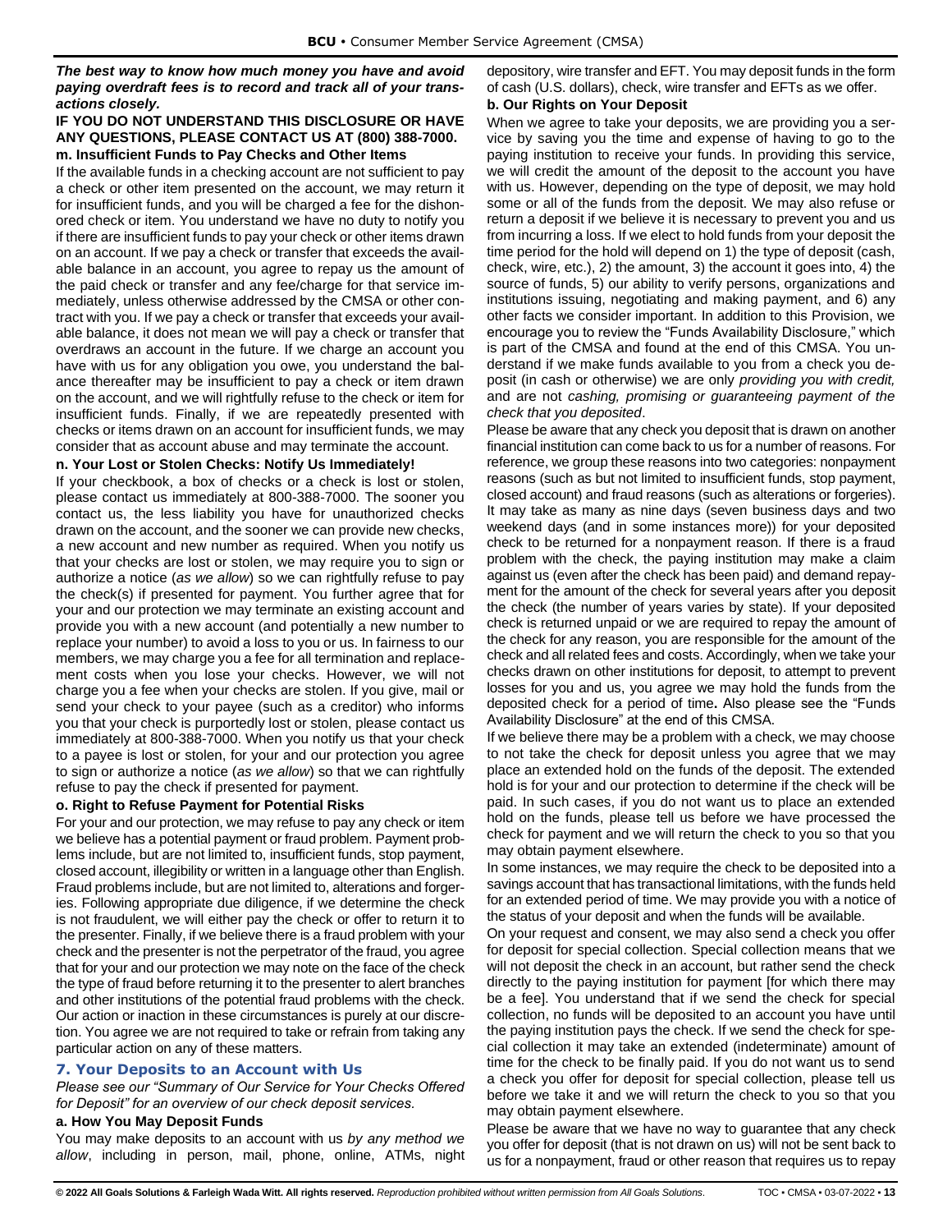***The best way to know how much money you have and avoid paying overdraft fees is to record and track all of your transactions closely.***

**IF YOU DO NOT UNDERSTAND THIS DISCLOSURE OR HAVE ANY QUESTIONS, PLEASE CONTACT US AT (800) 388-7000.**

**m. Insufficient Funds to Pay Checks and Other Items**

If the available funds in a checking account are not sufficient to pay a check or other item presented on the account, we may return it for insufficient funds, and you will be charged a fee for the dishonored check or item. You understand we have no duty to notify you if there are insufficient funds to pay your check or other items drawn on an account. If we pay a check or transfer that exceeds the available balance in an account, you agree to repay us the amount of the paid check or transfer and any fee/charge for that service immediately, unless otherwise addressed by the CMSA or other contract with you. If we pay a check or transfer that exceeds your available balance, it does not mean we will pay a check or transfer that overdraws an account in the future. If we charge an account you have with us for any obligation you owe, you understand the balance thereafter may be insufficient to pay a check or item drawn on the account, and we will rightfully refuse to the check or item for insufficient funds. Finally, if we are repeatedly presented with checks or items drawn on an account for insufficient funds, we may consider that as account abuse and may terminate the account.

**n. Your Lost or Stolen Checks: Notify Us Immediately!**

If your checkbook, a box of checks or a check is lost or stolen, please contact us immediately at 800-388-7000. The sooner you contact us, the less liability you have for unauthorized checks drawn on the account, and the sooner we can provide new checks, a new account and new number as required. When you notify us that your checks are lost or stolen, we may require you to sign or authorize a notice (*as we allow*) so we can rightfully refuse to pay the check(s) if presented for payment. You further agree that for your and our protection we may terminate an existing account and provide you with a new account (and potentially a new number to replace your number) to avoid a loss to you or us. In fairness to our members, we may charge you a fee for all termination and replacement costs when you lose your checks. However, we will not charge you a fee when your checks are stolen. If you give, mail or send your check to your payee (such as a creditor) who informs you that your check is purportedly lost or stolen, please contact us immediately at 800-388-7000. When you notify us that your check to a payee is lost or stolen, for your and our protection you agree to sign or authorize a notice (*as we allow*) so that we can rightfully refuse to pay the check if presented for payment.

**o. Right to Refuse Payment for Potential Risks**

For your and our protection, we may refuse to pay any check or item we believe has a potential payment or fraud problem. Payment problems include, but are not limited to, insufficient funds, stop payment, closed account, illegibility or written in a language other than English. Fraud problems include, but are not limited to, alterations and forgeries. Following appropriate due diligence, if we determine the check is not fraudulent, we will either pay the check or offer to return it to the presenter. Finally, if we believe there is a fraud problem with your check and the presenter is not the perpetrator of the fraud, you agree that for your and our protection we may note on the face of the check the type of fraud before returning it to the presenter to alert branches and other institutions of the potential fraud problems with the check. Our action or inaction in these circumstances is purely at our discretion. You agree we are not required to take or refrain from taking any particular action on any of these matters.

## 7. Your Deposits to an Account with Us

*Please see our "Summary of Our Service for Your Checks Offered for Deposit" for an overview of our check deposit services.*

**a. How You May Deposit Funds**

You may make deposits to an account with us *by any method we allow*, including in person, mail, phone, online, ATMs, night depository, wire transfer and EFT. You may deposit funds in the form of cash (U.S. dollars), check, wire transfer and EFTs as we offer.

**b. Our Rights on Your Deposit**

When we agree to take your deposits, we are providing you a service by saving you the time and expense of having to go to the paying institution to receive your funds. In providing this service, we will credit the amount of the deposit to the account you have with us. However, depending on the type of deposit, we may hold some or all of the funds from the deposit. We may also refuse or return a deposit if we believe it is necessary to prevent you and us from incurring a loss. If we elect to hold funds from your deposit the time period for the hold will depend on 1) the type of deposit (cash, check, wire, etc.), 2) the amount, 3) the account it goes into, 4) the source of funds, 5) our ability to verify persons, organizations and institutions issuing, negotiating and making payment, and 6) any other facts we consider important. In addition to this Provision, we encourage you to review the "Funds Availability Disclosure," which is part of the CMSA and found at the end of this CMSA. You understand if we make funds available to you from a check you deposit (in cash or otherwise) we are only *providing you with credit,* and are not *cashing, promising or guaranteeing payment of the check that you deposited*.

Please be aware that any check you deposit that is drawn on another financial institution can come back to us for a number of reasons. For reference, we group these reasons into two categories: nonpayment reasons (such as but not limited to insufficient funds, stop payment, closed account) and fraud reasons (such as alterations or forgeries). It may take as many as nine days (seven business days and two weekend days (and in some instances more)) for your deposited check to be returned for a nonpayment reason. If there is a fraud problem with the check, the paying institution may make a claim against us (even after the check has been paid) and demand repayment for the amount of the check for several years after you deposit the check (the number of years varies by state). If your deposited check is returned unpaid or we are required to repay the amount of the check for any reason, you are responsible for the amount of the check and all related fees and costs. Accordingly, when we take your checks drawn on other institutions for deposit, to attempt to prevent losses for you and us, you agree we may hold the funds from the deposited check for a period of time**.** Also please see the "Funds Availability Disclosure" at the end of this CMSA.

If we believe there may be a problem with a check, we may choose to not take the check for deposit unless you agree that we may place an extended hold on the funds of the deposit. The extended hold is for your and our protection to determine if the check will be paid. In such cases, if you do not want us to place an extended hold on the funds, please tell us before we have processed the check for payment and we will return the check to you so that you may obtain payment elsewhere.

In some instances, we may require the check to be deposited into a savings account that has transactional limitations, with the funds held for an extended period of time. We may provide you with a notice of the status of your deposit and when the funds will be available.

On your request and consent, we may also send a check you offer for deposit for special collection. Special collection means that we will not deposit the check in an account, but rather send the check directly to the paying institution for payment [for which there may be a fee]. You understand that if we send the check for special collection, no funds will be deposited to an account you have until the paying institution pays the check. If we send the check for special collection it may take an extended (indeterminate) amount of time for the check to be finally paid. If you do not want us to send a check you offer for deposit for special collection, please tell us before we take it and we will return the check to you so that you may obtain payment elsewhere.

Please be aware that we have no way to guarantee that any check you offer for deposit (that is not drawn on us) will not be sent back to us for a nonpayment, fraud or other reason that requires us to repay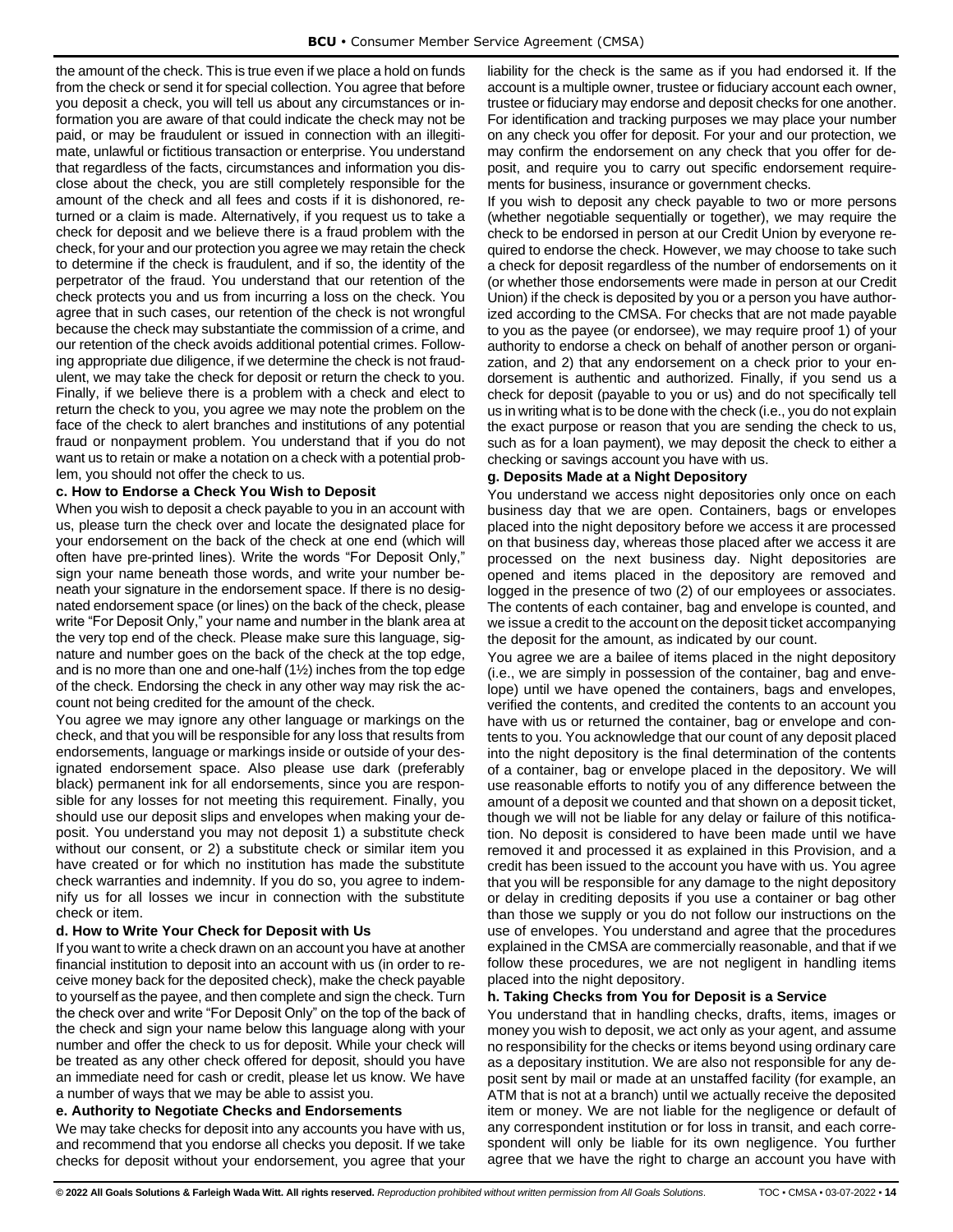the amount of the check. This is true even if we place a hold on funds from the check or send it for special collection. You agree that before you deposit a check, you will tell us about any circumstances or information you are aware of that could indicate the check may not be paid, or may be fraudulent or issued in connection with an illegitimate, unlawful or fictitious transaction or enterprise. You understand that regardless of the facts, circumstances and information you disclose about the check, you are still completely responsible for the amount of the check and all fees and costs if it is dishonored, returned or a claim is made. Alternatively, if you request us to take a check for deposit and we believe there is a fraud problem with the check, for your and our protection you agree we may retain the check to determine if the check is fraudulent, and if so, the identity of the perpetrator of the fraud. You understand that our retention of the check protects you and us from incurring a loss on the check. You agree that in such cases, our retention of the check is not wrongful because the check may substantiate the commission of a crime, and our retention of the check avoids additional potential crimes. Following appropriate due diligence, if we determine the check is not fraudulent, we may take the check for deposit or return the check to you. Finally, if we believe there is a problem with a check and elect to return the check to you, you agree we may note the problem on the face of the check to alert branches and institutions of any potential fraud or nonpayment problem. You understand that if you do not want us to retain or make a notation on a check with a potential problem, you should not offer the check to us.

**c. How to Endorse a Check You Wish to Deposit**

When you wish to deposit a check payable to you in an account with us, please turn the check over and locate the designated place for your endorsement on the back of the check at one end (which will often have pre-printed lines). Write the words "For Deposit Only," sign your name beneath those words, and write your number beneath your signature in the endorsement space. If there is no designated endorsement space (or lines) on the back of the check, please write "For Deposit Only," your name and number in the blank area at the very top end of the check. Please make sure this language, signature and number goes on the back of the check at the top edge, and is no more than one and one-half (1½) inches from the top edge of the check. Endorsing the check in any other way may risk the account not being credited for the amount of the check.

You agree we may ignore any other language or markings on the check, and that you will be responsible for any loss that results from endorsements, language or markings inside or outside of your designated endorsement space. Also please use dark (preferably black) permanent ink for all endorsements, since you are responsible for any losses for not meeting this requirement. Finally, you should use our deposit slips and envelopes when making your deposit. You understand you may not deposit 1) a substitute check without our consent, or 2) a substitute check or similar item you have created or for which no institution has made the substitute check warranties and indemnity. If you do so, you agree to indemnify us for all losses we incur in connection with the substitute check or item.

**d. How to Write Your Check for Deposit with Us**

If you want to write a check drawn on an account you have at another financial institution to deposit into an account with us (in order to receive money back for the deposited check), make the check payable to yourself as the payee, and then complete and sign the check. Turn the check over and write "For Deposit Only" on the top of the back of the check and sign your name below this language along with your number and offer the check to us for deposit. While your check will be treated as any other check offered for deposit, should you have an immediate need for cash or credit, please let us know. We have a number of ways that we may be able to assist you.

**e. Authority to Negotiate Checks and Endorsements**

We may take checks for deposit into any accounts you have with us, and recommend that you endorse all checks you deposit. If we take checks for deposit without your endorsement, you agree that your liability for the check is the same as if you had endorsed it. If the account is a multiple owner, trustee or fiduciary account each owner, trustee or fiduciary may endorse and deposit checks for one another. For identification and tracking purposes we may place your number on any check you offer for deposit. For your and our protection, we may confirm the endorsement on any check that you offer for deposit, and require you to carry out specific endorsement requirements for business, insurance or government checks.

If you wish to deposit any check payable to two or more persons (whether negotiable sequentially or together), we may require the check to be endorsed in person at our Credit Union by everyone required to endorse the check. However, we may choose to take such a check for deposit regardless of the number of endorsements on it (or whether those endorsements were made in person at our Credit Union) if the check is deposited by you or a person you have authorized according to the CMSA. For checks that are not made payable to you as the payee (or endorsee), we may require proof 1) of your authority to endorse a check on behalf of another person or organization, and 2) that any endorsement on a check prior to your endorsement is authentic and authorized. Finally, if you send us a check for deposit (payable to you or us) and do not specifically tell us in writing what is to be done with the check (i.e., you do not explain the exact purpose or reason that you are sending the check to us, such as for a loan payment), we may deposit the check to either a checking or savings account you have with us.

**g. Deposits Made at a Night Depository**

You understand we access night depositories only once on each business day that we are open. Containers, bags or envelopes placed into the night depository before we access it are processed on that business day, whereas those placed after we access it are processed on the next business day. Night depositories are opened and items placed in the depository are removed and logged in the presence of two (2) of our employees or associates. The contents of each container, bag and envelope is counted, and we issue a credit to the account on the deposit ticket accompanying the deposit for the amount, as indicated by our count.

You agree we are a bailee of items placed in the night depository (i.e., we are simply in possession of the container, bag and envelope) until we have opened the containers, bags and envelopes, verified the contents, and credited the contents to an account you have with us or returned the container, bag or envelope and contents to you. You acknowledge that our count of any deposit placed into the night depository is the final determination of the contents of a container, bag or envelope placed in the depository. We will use reasonable efforts to notify you of any difference between the amount of a deposit we counted and that shown on a deposit ticket, though we will not be liable for any delay or failure of this notification. No deposit is considered to have been made until we have removed it and processed it as explained in this Provision, and a credit has been issued to the account you have with us. You agree that you will be responsible for any damage to the night depository or delay in crediting deposits if you use a container or bag other than those we supply or you do not follow our instructions on the use of envelopes. You understand and agree that the procedures explained in the CMSA are commercially reasonable, and that if we follow these procedures, we are not negligent in handling items placed into the night depository.

**h. Taking Checks from You for Deposit is a Service**

You understand that in handling checks, drafts, items, images or money you wish to deposit, we act only as your agent, and assume no responsibility for the checks or items beyond using ordinary care as a depositary institution. We are also not responsible for any deposit sent by mail or made at an unstaffed facility (for example, an ATM that is not at a branch) until we actually receive the deposited item or money. We are not liable for the negligence or default of any correspondent institution or for loss in transit, and each correspondent will only be liable for its own negligence. You further agree that we have the right to charge an account you have with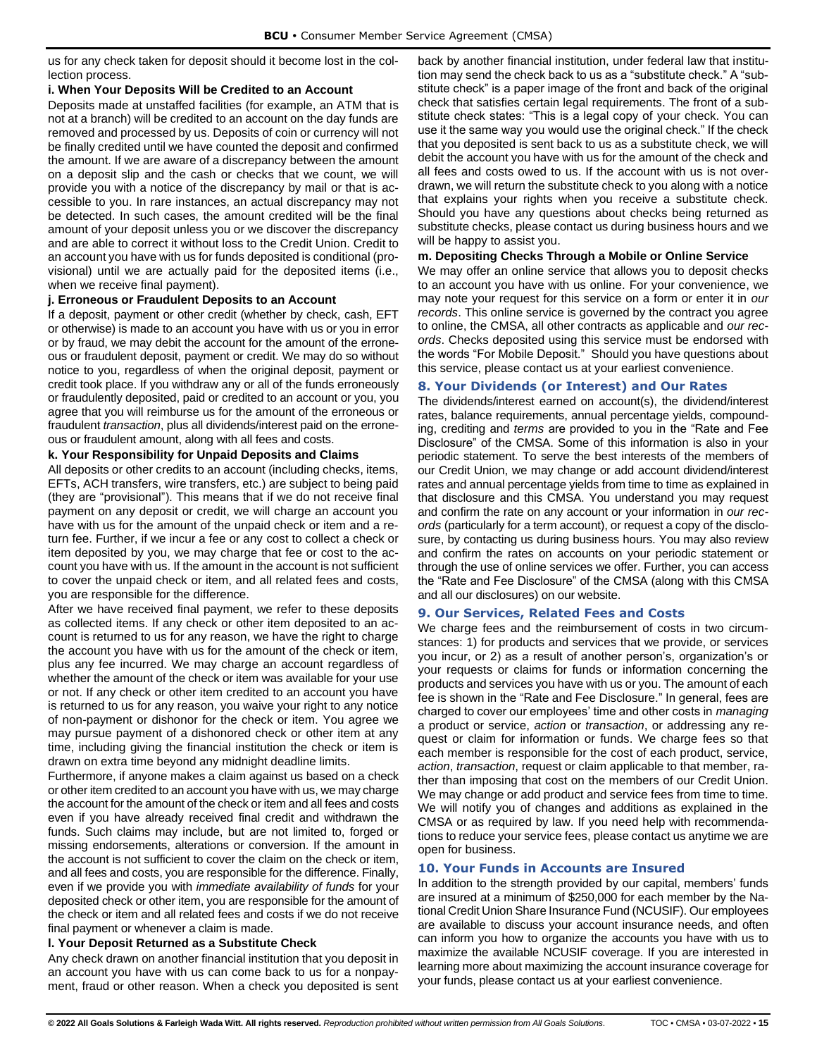us for any check taken for deposit should it become lost in the collection process.

**i. When Your Deposits Will be Credited to an Account**

Deposits made at unstaffed facilities (for example, an ATM that is not at a branch) will be credited to an account on the day funds are removed and processed by us. Deposits of coin or currency will not be finally credited until we have counted the deposit and confirmed the amount. If we are aware of a discrepancy between the amount on a deposit slip and the cash or checks that we count, we will provide you with a notice of the discrepancy by mail or that is accessible to you. In rare instances, an actual discrepancy may not be detected. In such cases, the amount credited will be the final amount of your deposit unless you or we discover the discrepancy and are able to correct it without loss to the Credit Union. Credit to an account you have with us for funds deposited is conditional (provisional) until we are actually paid for the deposited items (i.e., when we receive final payment).

**j. Erroneous or Fraudulent Deposits to an Account**

If a deposit, payment or other credit (whether by check, cash, EFT or otherwise) is made to an account you have with us or you in error or by fraud, we may debit the account for the amount of the erroneous or fraudulent deposit, payment or credit. We may do so without notice to you, regardless of when the original deposit, payment or credit took place. If you withdraw any or all of the funds erroneously or fraudulently deposited, paid or credited to an account or you, you agree that you will reimburse us for the amount of the erroneous or fraudulent *transaction*, plus all dividends/interest paid on the erroneous or fraudulent amount, along with all fees and costs.

**k. Your Responsibility for Unpaid Deposits and Claims**

All deposits or other credits to an account (including checks, items, EFTs, ACH transfers, wire transfers, etc.) are subject to being paid (they are "provisional"). This means that if we do not receive final payment on any deposit or credit, we will charge an account you have with us for the amount of the unpaid check or item and a return fee. Further, if we incur a fee or any cost to collect a check or item deposited by you, we may charge that fee or cost to the account you have with us. If the amount in the account is not sufficient to cover the unpaid check or item, and all related fees and costs, you are responsible for the difference.

After we have received final payment, we refer to these deposits as collected items. If any check or other item deposited to an account is returned to us for any reason, we have the right to charge the account you have with us for the amount of the check or item, plus any fee incurred. We may charge an account regardless of whether the amount of the check or item was available for your use or not. If any check or other item credited to an account you have is returned to us for any reason, you waive your right to any notice of non-payment or dishonor for the check or item. You agree we may pursue payment of a dishonored check or other item at any time, including giving the financial institution the check or item is drawn on extra time beyond any midnight deadline limits.

Furthermore, if anyone makes a claim against us based on a check or other item credited to an account you have with us, we may charge the account for the amount of the check or item and all fees and costs even if you have already received final credit and withdrawn the funds. Such claims may include, but are not limited to, forged or missing endorsements, alterations or conversion. If the amount in the account is not sufficient to cover the claim on the check or item, and all fees and costs, you are responsible for the difference. Finally, even if we provide you with *immediate availability of funds* for your deposited check or other item, you are responsible for the amount of the check or item and all related fees and costs if we do not receive final payment or whenever a claim is made.

**l. Your Deposit Returned as a Substitute Check**

Any check drawn on another financial institution that you deposit in an account you have with us can come back to us for a nonpayment, fraud or other reason. When a check you deposited is sent back by another financial institution, under federal law that institution may send the check back to us as a "substitute check." A "substitute check" is a paper image of the front and back of the original check that satisfies certain legal requirements. The front of a substitute check states: "This is a legal copy of your check. You can use it the same way you would use the original check." If the check that you deposited is sent back to us as a substitute check, we will debit the account you have with us for the amount of the check and all fees and costs owed to us. If the account with us is not overdrawn, we will return the substitute check to you along with a notice that explains your rights when you receive a substitute check. Should you have any questions about checks being returned as substitute checks, please contact us during business hours and we will be happy to assist you.

**m. Depositing Checks Through a Mobile or Online Service**

We may offer an online service that allows you to deposit checks to an account you have with us online. For your convenience, we may note your request for this service on a form or enter it in *our records*. This online service is governed by the contract you agree to online, the CMSA, all other contracts as applicable and *our records*. Checks deposited using this service must be endorsed with the words "For Mobile Deposit." Should you have questions about this service, please contact us at your earliest convenience.

## 8. Your Dividends (or Interest) and Our Rates

The dividends/interest earned on account(s), the dividend/interest rates, balance requirements, annual percentage yields, compounding, crediting and *terms* are provided to you in the "Rate and Fee Disclosure" of the CMSA. Some of this information is also in your periodic statement. To serve the best interests of the members of our Credit Union, we may change or add account dividend/interest rates and annual percentage yields from time to time as explained in that disclosure and this CMSA. You understand you may request and confirm the rate on any account or your information in *our records* (particularly for a term account), or request a copy of the disclosure, by contacting us during business hours. You may also review and confirm the rates on accounts on your periodic statement or through the use of online services we offer. Further, you can access the "Rate and Fee Disclosure" of the CMSA (along with this CMSA and all our disclosures) on our website.

## 9. Our Services, Related Fees and Costs

We charge fees and the reimbursement of costs in two circumstances: 1) for products and services that we provide, or services you incur, or 2) as a result of another person's, organization's or your requests or claims for funds or information concerning the products and services you have with us or you. The amount of each fee is shown in the "Rate and Fee Disclosure." In general, fees are charged to cover our employees' time and other costs in *managing* a product or service, *action* or *transaction*, or addressing any request or claim for information or funds. We charge fees so that each member is responsible for the cost of each product, service, *action*, *transaction*, request or claim applicable to that member, rather than imposing that cost on the members of our Credit Union. We may change or add product and service fees from time to time. We will notify you of changes and additions as explained in the CMSA or as required by law. If you need help with recommendations to reduce your service fees, please contact us anytime we are open for business.

## 10. Your Funds in Accounts are Insured

In addition to the strength provided by our capital, members' funds are insured at a minimum of $250,000 for each member by the National Credit Union Share Insurance Fund (NCUSIF). Our employees are available to discuss your account insurance needs, and often can inform you how to organize the accounts you have with us to maximize the available NCUSIF coverage. If you are interested in learning more about maximizing the account insurance coverage for your funds, please contact us at your earliest convenience.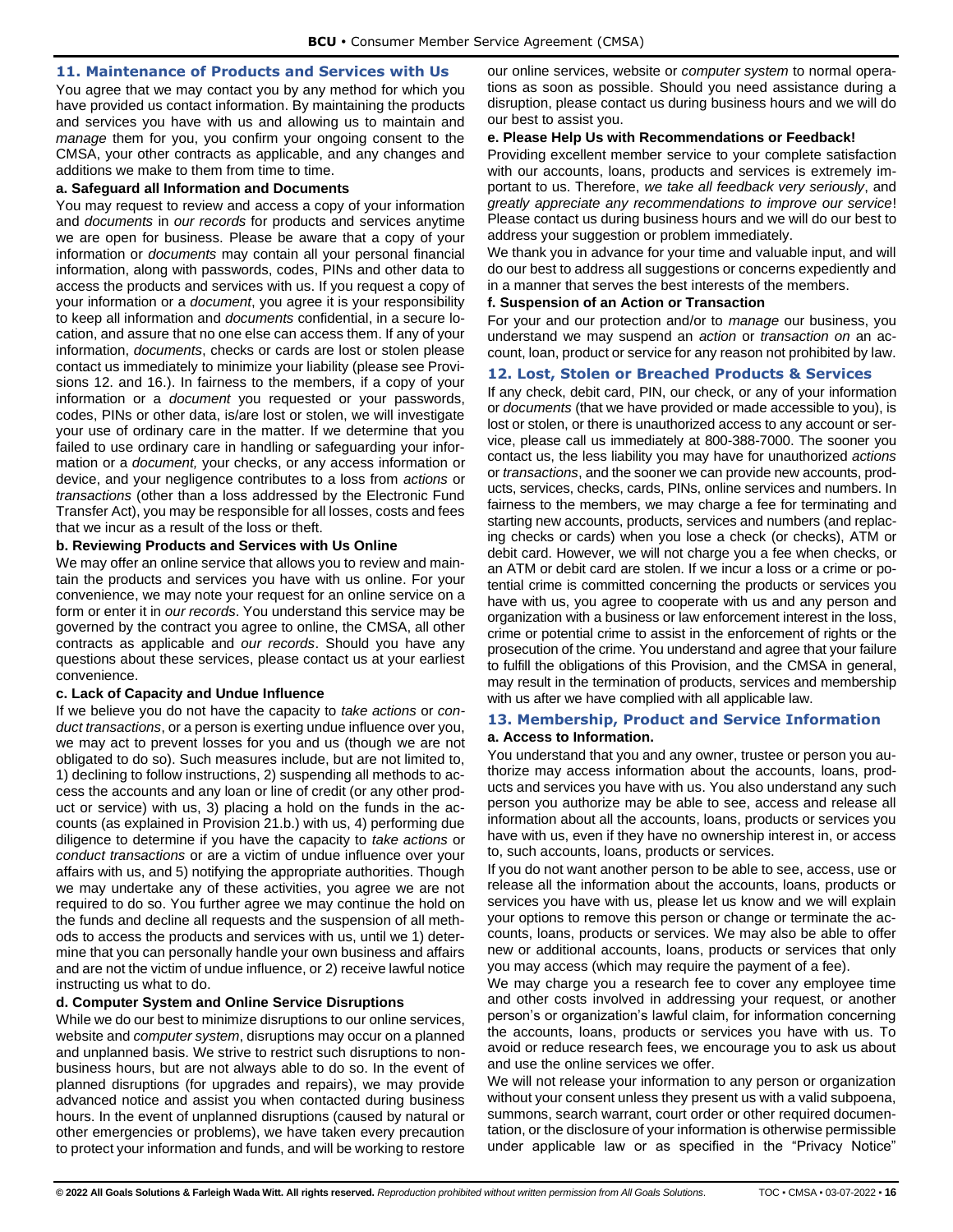## 11. Maintenance of Products and Services with Us

You agree that we may contact you by any method for which you have provided us contact information. By maintaining the products and services you have with us and allowing us to maintain and *manage* them for you, you confirm your ongoing consent to the CMSA, your other contracts as applicable, and any changes and additions we make to them from time to time.

### a. Safeguard all Information and Documents

You may request to review and access a copy of your information and *documents* in *our records* for products and services anytime we are open for business. Please be aware that a copy of your information or *documents* may contain all your personal financial information, along with passwords, codes, PINs and other data to access the products and services with us. If you request a copy of your information or a *document*, you agree it is your responsibility to keep all information and *documents* confidential, in a secure location, and assure that no one else can access them. If any of your information, *documents*, checks or cards are lost or stolen please contact us immediately to minimize your liability (please see Provisions 12. and 16.). In fairness to the members, if a copy of your information or a *document* you requested or your passwords, codes, PINs or other data, is/are lost or stolen, we will investigate your use of ordinary care in the matter. If we determine that you failed to use ordinary care in handling or safeguarding your information or a *document,* your checks, or any access information or device, and your negligence contributes to a loss from *actions* or *transactions* (other than a loss addressed by the Electronic Fund Transfer Act), you may be responsible for all losses, costs and fees that we incur as a result of the loss or theft.

### b. Reviewing Products and Services with Us Online

We may offer an online service that allows you to review and maintain the products and services you have with us online. For your convenience, we may note your request for an online service on a form or enter it in *our records*. You understand this service may be governed by the contract you agree to online, the CMSA, all other contracts as applicable and *our records*. Should you have any questions about these services, please contact us at your earliest convenience.

### c. Lack of Capacity and Undue Influence

If we believe you do not have the capacity to *take actions* or *conduct transactions*, or a person is exerting undue influence over you, we may act to prevent losses for you and us (though we are not obligated to do so). Such measures include, but are not limited to, 1) declining to follow instructions, 2) suspending all methods to access the accounts and any loan or line of credit (or any other product or service) with us, 3) placing a hold on the funds in the accounts (as explained in Provision 21.b.) with us, 4) performing due diligence to determine if you have the capacity to *take actions* or *conduct transactions* or are a victim of undue influence over your affairs with us, and 5) notifying the appropriate authorities. Though we may undertake any of these activities, you agree we are not required to do so. You further agree we may continue the hold on the funds and decline all requests and the suspension of all methods to access the products and services with us, until we 1) determine that you can personally handle your own business and affairs and are not the victim of undue influence, or 2) receive lawful notice instructing us what to do.

### d. Computer System and Online Service Disruptions

While we do our best to minimize disruptions to our online services, website and *computer system*, disruptions may occur on a planned and unplanned basis. We strive to restrict such disruptions to non-business hours, but are not always able to do so. In the event of planned disruptions (for upgrades and repairs), we may provide advanced notice and assist you when contacted during business hours. In the event of unplanned disruptions (caused by natural or other emergencies or problems), we have taken every precaution to protect your information and funds, and will be working to restore our online services, website or *computer system* to normal operations as soon as possible. Should you need assistance during a disruption, please contact us during business hours and we will do our best to assist you.

### e. Please Help Us with Recommendations or Feedback!

Providing excellent member service to your complete satisfaction with our accounts, loans, products and services is extremely important to us. Therefore, *we take all feedback very seriously*, and *greatly appreciate any recommendations to improve our service*! Please contact us during business hours and we will do our best to address your suggestion or problem immediately.

We thank you in advance for your time and valuable input, and will do our best to address all suggestions or concerns expediently and in a manner that serves the best interests of the members.

### f. Suspension of an Action or Transaction

For your and our protection and/or to *manage* our business, you understand we may suspend an *action* or *transaction on* an account, loan, product or service for any reason not prohibited by law.

## 12. Lost, Stolen or Breached Products & Services

If any check, debit card, PIN, our check, or any of your information or *documents* (that we have provided or made accessible to you), is lost or stolen, or there is unauthorized access to any account or service, please call us immediately at 800-388-7000. The sooner you contact us, the less liability you may have for unauthorized *actions* or *transactions*, and the sooner we can provide new accounts, products, services, checks, cards, PINs, online services and numbers. In fairness to the members, we may charge a fee for terminating and starting new accounts, products, services and numbers (and replacing checks or cards) when you lose a check (or checks), ATM or debit card. However, we will not charge you a fee when checks, or an ATM or debit card are stolen. If we incur a loss or a crime or potential crime is committed concerning the products or services you have with us, you agree to cooperate with us and any person and organization with a business or law enforcement interest in the loss, crime or potential crime to assist in the enforcement of rights or the prosecution of the crime. You understand and agree that your failure to fulfill the obligations of this Provision, and the CMSA in general, may result in the termination of products, services and membership with us after we have complied with all applicable law.

## 13. Membership, Product and Service Information

### a. Access to Information.

You understand that you and any owner, trustee or person you authorize may access information about the accounts, loans, products and services you have with us. You also understand any such person you authorize may be able to see, access and release all information about all the accounts, loans, products or services you have with us, even if they have no ownership interest in, or access to, such accounts, loans, products or services.

If you do not want another person to be able to see, access, use or release all the information about the accounts, loans, products or services you have with us, please let us know and we will explain your options to remove this person or change or terminate the accounts, loans, products or services. We may also be able to offer new or additional accounts, loans, products or services that only you may access (which may require the payment of a fee).

We may charge you a research fee to cover any employee time and other costs involved in addressing your request, or another person's or organization's lawful claim, for information concerning the accounts, loans, products or services you have with us. To avoid or reduce research fees, we encourage you to ask us about and use the online services we offer.

We will not release your information to any person or organization without your consent unless they present us with a valid subpoena, summons, search warrant, court order or other required documentation, or the disclosure of your information is otherwise permissible under applicable law or as specified in the "Privacy Notice"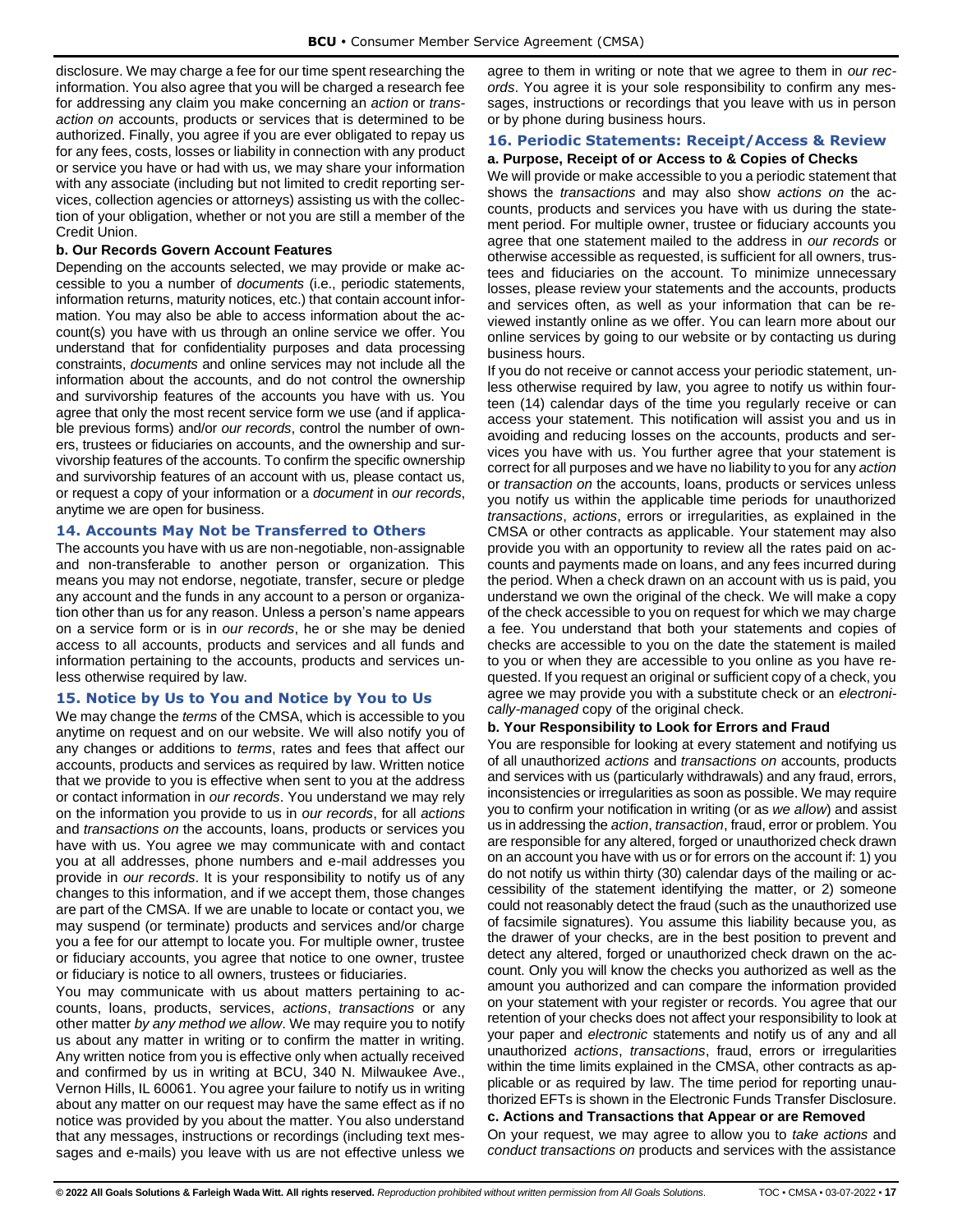disclosure. We may charge a fee for our time spent researching the information. You also agree that you will be charged a research fee for addressing any claim you make concerning an *action* or *transaction on* accounts, products or services that is determined to be authorized. Finally, you agree if you are ever obligated to repay us for any fees, costs, losses or liability in connection with any product or service you have or had with us, we may share your information with any associate (including but not limited to credit reporting services, collection agencies or attorneys) assisting us with the collection of your obligation, whether or not you are still a member of the Credit Union.

**b. Our Records Govern Account Features**

Depending on the accounts selected, we may provide or make accessible to you a number of *documents* (i.e., periodic statements, information returns, maturity notices, etc.) that contain account information. You may also be able to access information about the account(s) you have with us through an online service we offer. You understand that for confidentiality purposes and data processing constraints, *documents* and online services may not include all the information about the accounts, and do not control the ownership and survivorship features of the accounts you have with us. You agree that only the most recent service form we use (and if applicable previous forms) and/or *our records*, control the number of owners, trustees or fiduciaries on accounts, and the ownership and survivorship features of the accounts. To confirm the specific ownership and survivorship features of an account with us, please contact us, or request a copy of your information or a *document* in *our records*, anytime we are open for business.

### 14. Accounts May Not be Transferred to Others

The accounts you have with us are non-negotiable, non-assignable and non-transferable to another person or organization. This means you may not endorse, negotiate, transfer, secure or pledge any account and the funds in any account to a person or organization other than us for any reason. Unless a person's name appears on a service form or is in *our records*, he or she may be denied access to all accounts, products and services and all funds and information pertaining to the accounts, products and services unless otherwise required by law.

### 15. Notice by Us to You and Notice by You to Us

We may change the *terms* of the CMSA, which is accessible to you anytime on request and on our website. We will also notify you of any changes or additions to *terms*, rates and fees that affect our accounts, products and services as required by law. Written notice that we provide to you is effective when sent to you at the address or contact information in *our records*. You understand we may rely on the information you provide to us in *our records*, for all *actions* and *transactions on* the accounts, loans, products or services you have with us. You agree we may communicate with and contact you at all addresses, phone numbers and e-mail addresses you provide in *our records*. It is your responsibility to notify us of any changes to this information, and if we accept them, those changes are part of the CMSA. If we are unable to locate or contact you, we may suspend (or terminate) products and services and/or charge you a fee for our attempt to locate you. For multiple owner, trustee or fiduciary accounts, you agree that notice to one owner, trustee or fiduciary is notice to all owners, trustees or fiduciaries.

You may communicate with us about matters pertaining to accounts, loans, products, services, *actions*, *transactions* or any other matter *by any method we allow*. We may require you to notify us about any matter in writing or to confirm the matter in writing. Any written notice from you is effective only when actually received and confirmed by us in writing at BCU, 340 N. Milwaukee Ave., Vernon Hills, IL 60061. You agree your failure to notify us in writing about any matter on our request may have the same effect as if no notice was provided by you about the matter. You also understand that any messages, instructions or recordings (including text messages and e-mails) you leave with us are not effective unless we agree to them in writing or note that we agree to them in *our records*. You agree it is your sole responsibility to confirm any messages, instructions or recordings that you leave with us in person or by phone during business hours.

### 16. Periodic Statements: Receipt/Access & Review

**a. Purpose, Receipt of or Access to & Copies of Checks**

We will provide or make accessible to you a periodic statement that shows the *transactions* and may also show *actions on* the accounts, products and services you have with us during the statement period. For multiple owner, trustee or fiduciary accounts you agree that one statement mailed to the address in *our records* or otherwise accessible as requested, is sufficient for all owners, trustees and fiduciaries on the account. To minimize unnecessary losses, please review your statements and the accounts, products and services often, as well as your information that can be reviewed instantly online as we offer. You can learn more about our online services by going to our website or by contacting us during business hours.

If you do not receive or cannot access your periodic statement, unless otherwise required by law, you agree to notify us within fourteen (14) calendar days of the time you regularly receive or can access your statement. This notification will assist you and us in avoiding and reducing losses on the accounts, products and services you have with us. You further agree that your statement is correct for all purposes and we have no liability to you for any *action* or *transaction on* the accounts, loans, products or services unless you notify us within the applicable time periods for unauthorized *transactions*, *actions*, errors or irregularities, as explained in the CMSA or other contracts as applicable. Your statement may also provide you with an opportunity to review all the rates paid on accounts and payments made on loans, and any fees incurred during the period. When a check drawn on an account with us is paid, you understand we own the original of the check. We will make a copy of the check accessible to you on request for which we may charge a fee. You understand that both your statements and copies of checks are accessible to you on the date the statement is mailed to you or when they are accessible to you online as you have requested. If you request an original or sufficient copy of a check, you agree we may provide you with a substitute check or an *electronically-managed* copy of the original check.

**b. Your Responsibility to Look for Errors and Fraud**

You are responsible for looking at every statement and notifying us of all unauthorized *actions* and *transactions on* accounts, products and services with us (particularly withdrawals) and any fraud, errors, inconsistencies or irregularities as soon as possible. We may require you to confirm your notification in writing (or as *we allow*) and assist us in addressing the *action*, *transaction*, fraud, error or problem. You are responsible for any altered, forged or unauthorized check drawn on an account you have with us or for errors on the account if: 1) you do not notify us within thirty (30) calendar days of the mailing or accessibility of the statement identifying the matter, or 2) someone could not reasonably detect the fraud (such as the unauthorized use of facsimile signatures). You assume this liability because you, as the drawer of your checks, are in the best position to prevent and detect any altered, forged or unauthorized check drawn on the account. Only you will know the checks you authorized as well as the amount you authorized and can compare the information provided on your statement with your register or records. You agree that our retention of your checks does not affect your responsibility to look at your paper and *electronic* statements and notify us of any and all unauthorized *actions*, *transactions*, fraud, errors or irregularities within the time limits explained in the CMSA, other contracts as applicable or as required by law. The time period for reporting unauthorized EFTs is shown in the Electronic Funds Transfer Disclosure.

**c. Actions and Transactions that Appear or are Removed**

On your request, we may agree to allow you to *take actions* and *conduct transactions on* products and services with the assistance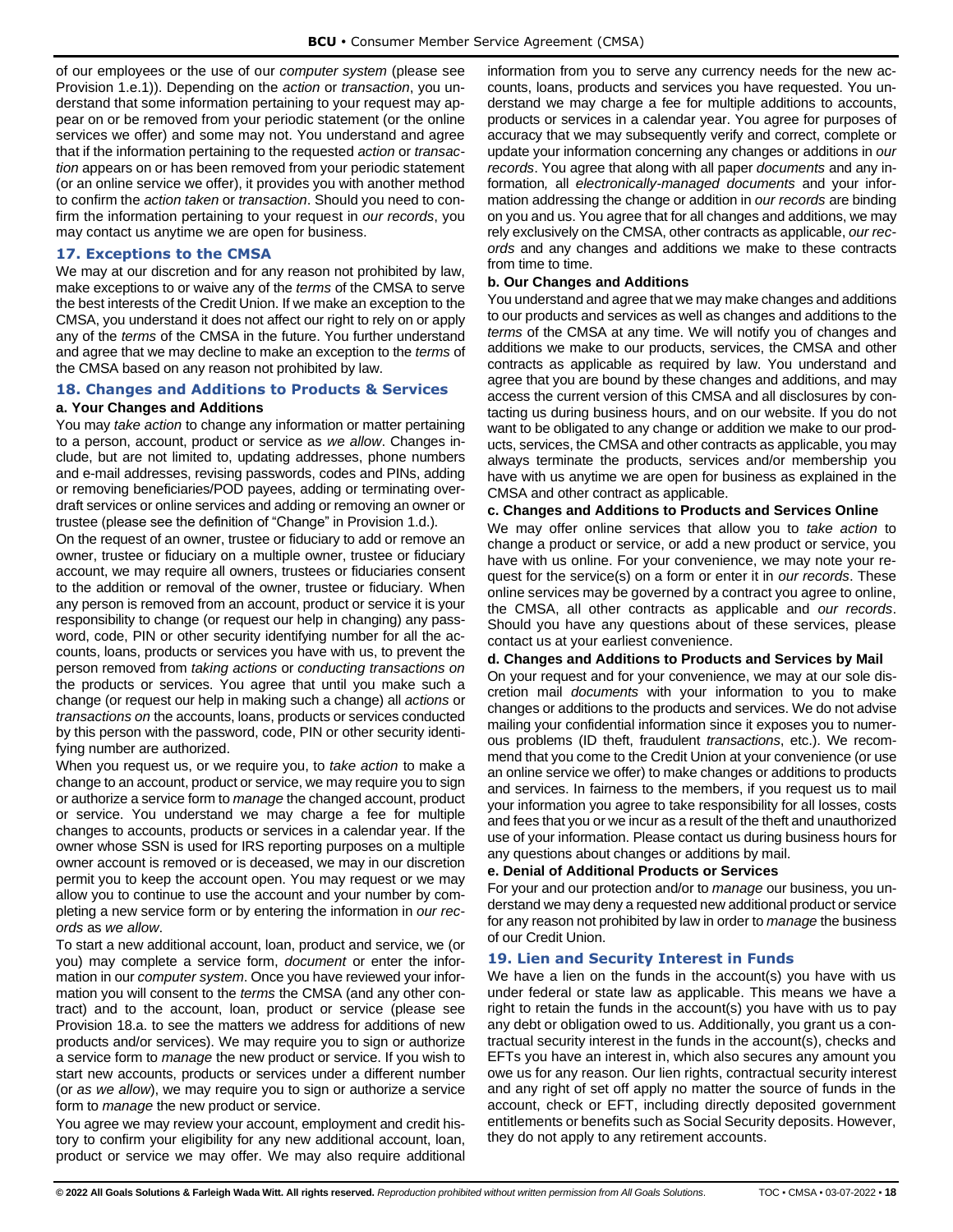of our employees or the use of our *computer system* (please see Provision 1.e.1)). Depending on the *action* or *transaction*, you understand that some information pertaining to your request may appear on or be removed from your periodic statement (or the online services we offer) and some may not. You understand and agree that if the information pertaining to the requested *action* or *transaction* appears on or has been removed from your periodic statement (or an online service we offer), it provides you with another method to confirm the *action taken* or *transaction*. Should you need to confirm the information pertaining to your request in *our records*, you may contact us anytime we are open for business.

## 17. Exceptions to the CMSA

We may at our discretion and for any reason not prohibited by law, make exceptions to or waive any of the *terms* of the CMSA to serve the best interests of the Credit Union. If we make an exception to the CMSA, you understand it does not affect our right to rely on or apply any of the *terms* of the CMSA in the future. You further understand and agree that we may decline to make an exception to the *terms* of the CMSA based on any reason not prohibited by law.

## 18. Changes and Additions to Products & Services

### a. Your Changes and Additions

You may *take action* to change any information or matter pertaining to a person, account, product or service as *we allow*. Changes include, but are not limited to, updating addresses, phone numbers and e-mail addresses, revising passwords, codes and PINs, adding or removing beneficiaries/POD payees, adding or terminating overdraft services or online services and adding or removing an owner or trustee (please see the definition of "Change" in Provision 1.d.).

On the request of an owner, trustee or fiduciary to add or remove an owner, trustee or fiduciary on a multiple owner, trustee or fiduciary account, we may require all owners, trustees or fiduciaries consent to the addition or removal of the owner, trustee or fiduciary. When any person is removed from an account, product or service it is your responsibility to change (or request our help in changing) any password, code, PIN or other security identifying number for all the accounts, loans, products or services you have with us, to prevent the person removed from *taking actions* or *conducting transactions on* the products or services. You agree that until you make such a change (or request our help in making such a change) all *actions* or *transactions on* the accounts, loans, products or services conducted by this person with the password, code, PIN or other security identifying number are authorized.

When you request us, or we require you, to *take action* to make a change to an account, product or service, we may require you to sign or authorize a service form to *manage* the changed account, product or service. You understand we may charge a fee for multiple changes to accounts, products or services in a calendar year. If the owner whose SSN is used for IRS reporting purposes on a multiple owner account is removed or is deceased, we may in our discretion permit you to keep the account open. You may request or we may allow you to continue to use the account and your number by completing a new service form or by entering the information in *our records* as *we allow*.

To start a new additional account, loan, product and service, we (or you) may complete a service form, *document* or enter the information in our *computer system*. Once you have reviewed your information you will consent to the *terms* the CMSA (and any other contract) and to the account, loan, product or service (please see Provision 18.a. to see the matters we address for additions of new products and/or services). We may require you to sign or authorize a service form to *manage* the new product or service. If you wish to start new accounts, products or services under a different number (or *as we allow*), we may require you to sign or authorize a service form to *manage* the new product or service.

You agree we may review your account, employment and credit history to confirm your eligibility for any new additional account, loan, product or service we may offer. We may also require additional information from you to serve any currency needs for the new accounts, loans, products and services you have requested. You understand we may charge a fee for multiple additions to accounts, products or services in a calendar year. You agree for purposes of accuracy that we may subsequently verify and correct, complete or update your information concerning any changes or additions in *our records*. You agree that along with all paper *documents* and any information*,* all *electronically-managed documents* and your information addressing the change or addition in *our records* are binding on you and us. You agree that for all changes and additions, we may rely exclusively on the CMSA, other contracts as applicable, *our records* and any changes and additions we make to these contracts from time to time.

### b. Our Changes and Additions

You understand and agree that we may make changes and additions to our products and services as well as changes and additions to the *terms* of the CMSA at any time. We will notify you of changes and additions we make to our products, services, the CMSA and other contracts as applicable as required by law. You understand and agree that you are bound by these changes and additions, and may access the current version of this CMSA and all disclosures by contacting us during business hours, and on our website. If you do not want to be obligated to any change or addition we make to our products, services, the CMSA and other contracts as applicable, you may always terminate the products, services and/or membership you have with us anytime we are open for business as explained in the CMSA and other contract as applicable.

### c. Changes and Additions to Products and Services Online

We may offer online services that allow you to *take action* to change a product or service, or add a new product or service, you have with us online. For your convenience, we may note your request for the service(s) on a form or enter it in *our records*. These online services may be governed by a contract you agree to online, the CMSA, all other contracts as applicable and *our records*. Should you have any questions about of these services, please contact us at your earliest convenience.

### d. Changes and Additions to Products and Services by Mail

On your request and for your convenience, we may at our sole discretion mail *documents* with your information to you to make changes or additions to the products and services. We do not advise mailing your confidential information since it exposes you to numerous problems (ID theft, fraudulent *transactions*, etc.). We recommend that you come to the Credit Union at your convenience (or use an online service we offer) to make changes or additions to products and services. In fairness to the members, if you request us to mail your information you agree to take responsibility for all losses, costs and fees that you or we incur as a result of the theft and unauthorized use of your information. Please contact us during business hours for any questions about changes or additions by mail.

### e. Denial of Additional Products or Services

For your and our protection and/or to *manage* our business, you understand we may deny a requested new additional product or service for any reason not prohibited by law in order to *manage* the business of our Credit Union.

## 19. Lien and Security Interest in Funds

We have a lien on the funds in the account(s) you have with us under federal or state law as applicable. This means we have a right to retain the funds in the account(s) you have with us to pay any debt or obligation owed to us. Additionally, you grant us a contractual security interest in the funds in the account(s), checks and EFTs you have an interest in, which also secures any amount you owe us for any reason. Our lien rights, contractual security interest and any right of set off apply no matter the source of funds in the account, check or EFT, including directly deposited government entitlements or benefits such as Social Security deposits. However, they do not apply to any retirement accounts.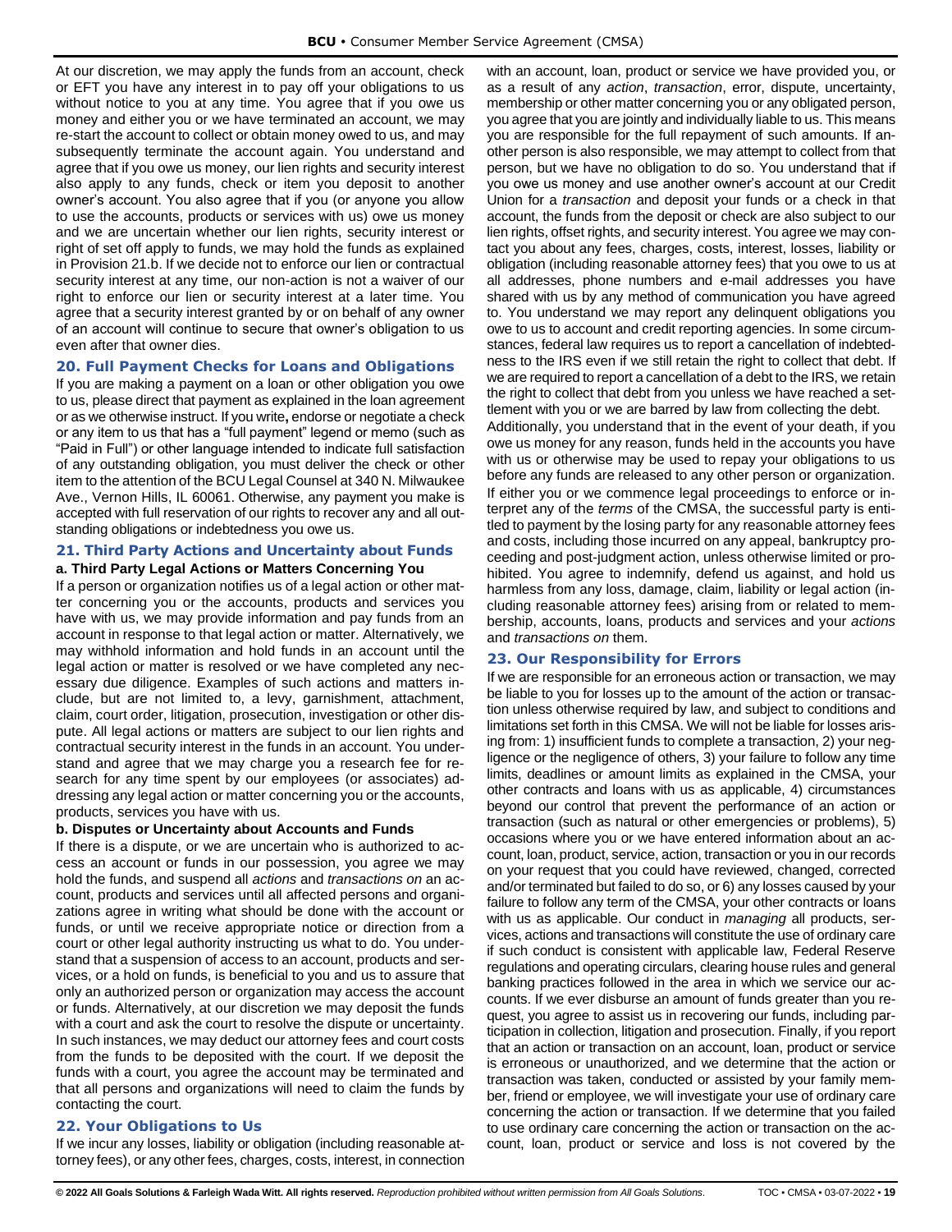At our discretion, we may apply the funds from an account, check or EFT you have any interest in to pay off your obligations to us without notice to you at any time. You agree that if you owe us money and either you or we have terminated an account, we may re-start the account to collect or obtain money owed to us, and may subsequently terminate the account again. You understand and agree that if you owe us money, our lien rights and security interest also apply to any funds, check or item you deposit to another owner's account. You also agree that if you (or anyone you allow to use the accounts, products or services with us) owe us money and we are uncertain whether our lien rights, security interest or right of set off apply to funds, we may hold the funds as explained in Provision 21.b. If we decide not to enforce our lien or contractual security interest at any time, our non-action is not a waiver of our right to enforce our lien or security interest at a later time. You agree that a security interest granted by or on behalf of any owner of an account will continue to secure that owner's obligation to us even after that owner dies.

## 20. Full Payment Checks for Loans and Obligations

If you are making a payment on a loan or other obligation you owe to us, please direct that payment as explained in the loan agreement or as we otherwise instruct. If you write**,** endorse or negotiate a check or any item to us that has a "full payment" legend or memo (such as "Paid in Full") or other language intended to indicate full satisfaction of any outstanding obligation, you must deliver the check or other item to the attention of the BCU Legal Counsel at 340 N. Milwaukee Ave., Vernon Hills, IL 60061. Otherwise, any payment you make is accepted with full reservation of our rights to recover any and all outstanding obligations or indebtedness you owe us.

## 21. Third Party Actions and Uncertainty about Funds

### a. Third Party Legal Actions or Matters Concerning You

If a person or organization notifies us of a legal action or other matter concerning you or the accounts, products and services you have with us, we may provide information and pay funds from an account in response to that legal action or matter. Alternatively, we may withhold information and hold funds in an account until the legal action or matter is resolved or we have completed any necessary due diligence. Examples of such actions and matters include, but are not limited to, a levy, garnishment, attachment, claim, court order, litigation, prosecution, investigation or other dispute. All legal actions or matters are subject to our lien rights and contractual security interest in the funds in an account. You understand and agree that we may charge you a research fee for research for any time spent by our employees (or associates) addressing any legal action or matter concerning you or the accounts, products, services you have with us.

### b. Disputes or Uncertainty about Accounts and Funds

If there is a dispute, or we are uncertain who is authorized to access an account or funds in our possession, you agree we may hold the funds, and suspend all *actions* and *transactions on* an account, products and services until all affected persons and organizations agree in writing what should be done with the account or funds, or until we receive appropriate notice or direction from a court or other legal authority instructing us what to do. You understand that a suspension of access to an account, products and services, or a hold on funds, is beneficial to you and us to assure that only an authorized person or organization may access the account or funds. Alternatively, at our discretion we may deposit the funds with a court and ask the court to resolve the dispute or uncertainty. In such instances, we may deduct our attorney fees and court costs from the funds to be deposited with the court. If we deposit the funds with a court, you agree the account may be terminated and that all persons and organizations will need to claim the funds by contacting the court.

## 22. Your Obligations to Us

If we incur any losses, liability or obligation (including reasonable attorney fees), or any other fees, charges, costs, interest, in connection with an account, loan, product or service we have provided you, or as a result of any *action*, *transaction*, error, dispute, uncertainty, membership or other matter concerning you or any obligated person, you agree that you are jointly and individually liable to us. This means you are responsible for the full repayment of such amounts. If another person is also responsible, we may attempt to collect from that person, but we have no obligation to do so. You understand that if you owe us money and use another owner's account at our Credit Union for a *transaction* and deposit your funds or a check in that account, the funds from the deposit or check are also subject to our lien rights, offset rights, and security interest. You agree we may contact you about any fees, charges, costs, interest, losses, liability or obligation (including reasonable attorney fees) that you owe to us at all addresses, phone numbers and e-mail addresses you have shared with us by any method of communication you have agreed to. You understand we may report any delinquent obligations you owe to us to account and credit reporting agencies. In some circumstances, federal law requires us to report a cancellation of indebtedness to the IRS even if we still retain the right to collect that debt. If we are required to report a cancellation of a debt to the IRS, we retain the right to collect that debt from you unless we have reached a settlement with you or we are barred by law from collecting the debt.

Additionally, you understand that in the event of your death, if you owe us money for any reason, funds held in the accounts you have with us or otherwise may be used to repay your obligations to us before any funds are released to any other person or organization.

If either you or we commence legal proceedings to enforce or interpret any of the *terms* of the CMSA, the successful party is entitled to payment by the losing party for any reasonable attorney fees and costs, including those incurred on any appeal, bankruptcy proceeding and post-judgment action, unless otherwise limited or prohibited. You agree to indemnify, defend us against, and hold us harmless from any loss, damage, claim, liability or legal action (including reasonable attorney fees) arising from or related to membership, accounts, loans, products and services and your *actions* and *transactions on* them.

## 23. Our Responsibility for Errors

If we are responsible for an erroneous action or transaction, we may be liable to you for losses up to the amount of the action or transaction unless otherwise required by law, and subject to conditions and limitations set forth in this CMSA. We will not be liable for losses arising from: 1) insufficient funds to complete a transaction, 2) your negligence or the negligence of others, 3) your failure to follow any time limits, deadlines or amount limits as explained in the CMSA, your other contracts and loans with us as applicable, 4) circumstances beyond our control that prevent the performance of an action or transaction (such as natural or other emergencies or problems), 5) occasions where you or we have entered information about an account, loan, product, service, action, transaction or you in our records on your request that you could have reviewed, changed, corrected and/or terminated but failed to do so, or 6) any losses caused by your failure to follow any term of the CMSA, your other contracts or loans with us as applicable. Our conduct in *managing* all products, services, actions and transactions will constitute the use of ordinary care if such conduct is consistent with applicable law, Federal Reserve regulations and operating circulars, clearing house rules and general banking practices followed in the area in which we service our accounts. If we ever disburse an amount of funds greater than you request, you agree to assist us in recovering our funds, including participation in collection, litigation and prosecution. Finally, if you report that an action or transaction on an account, loan, product or service is erroneous or unauthorized, and we determine that the action or transaction was taken, conducted or assisted by your family member, friend or employee, we will investigate your use of ordinary care concerning the action or transaction. If we determine that you failed to use ordinary care concerning the action or transaction on the account, loan, product or service and loss is not covered by the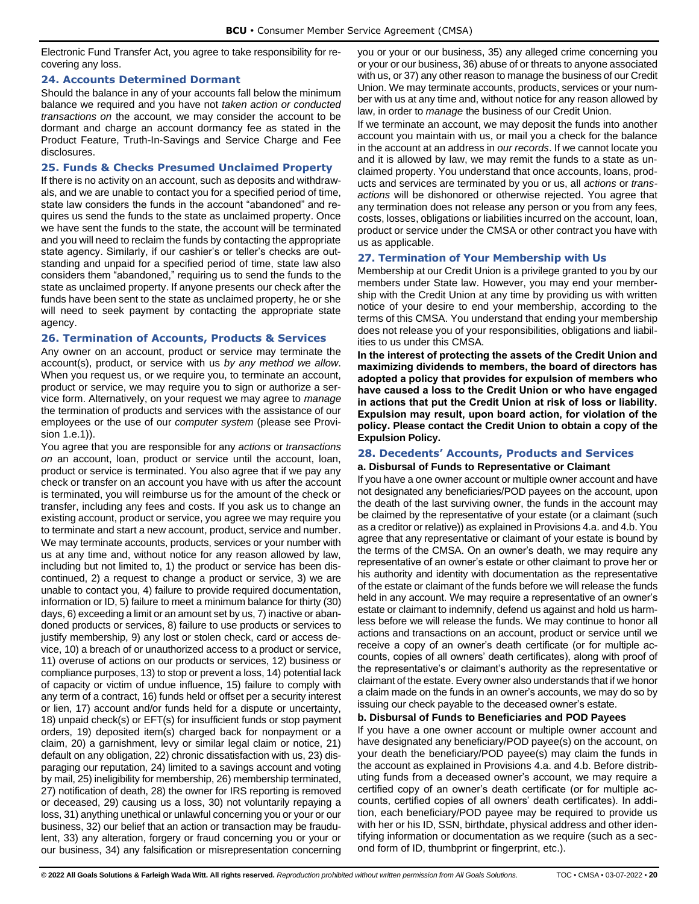Electronic Fund Transfer Act, you agree to take responsibility for recovering any loss.

### 24. Accounts Determined Dormant

Should the balance in any of your accounts fall below the minimum balance we required and you have not *taken action or conducted transactions on* the account*,* we may consider the account to be dormant and charge an account dormancy fee as stated in the Product Feature, Truth-In-Savings and Service Charge and Fee disclosures.

### 25. Funds & Checks Presumed Unclaimed Property

If there is no activity on an account, such as deposits and withdrawals, and we are unable to contact you for a specified period of time, state law considers the funds in the account "abandoned" and requires us send the funds to the state as unclaimed property. Once we have sent the funds to the state, the account will be terminated and you will need to reclaim the funds by contacting the appropriate state agency. Similarly, if our cashier's or teller's checks are outstanding and unpaid for a specified period of time, state law also considers them "abandoned," requiring us to send the funds to the state as unclaimed property. If anyone presents our check after the funds have been sent to the state as unclaimed property, he or she will need to seek payment by contacting the appropriate state agency.

### 26. Termination of Accounts, Products & Services

Any owner on an account, product or service may terminate the account(s), product, or service with us *by any method we allow*. When you request us, or we require you, to terminate an account, product or service, we may require you to sign or authorize a service form. Alternatively, on your request we may agree to *manage* the termination of products and services with the assistance of our employees or the use of our *computer system* (please see Provision 1.e.1)).

You agree that you are responsible for any *actions* or *transactions on* an account, loan, product or service until the account, loan, product or service is terminated. You also agree that if we pay any check or transfer on an account you have with us after the account is terminated, you will reimburse us for the amount of the check or transfer, including any fees and costs. If you ask us to change an existing account, product or service, you agree we may require you to terminate and start a new account, product, service and number. We may terminate accounts, products, services or your number with us at any time and, without notice for any reason allowed by law, including but not limited to, 1) the product or service has been discontinued, 2) a request to change a product or service, 3) we are unable to contact you, 4) failure to provide required documentation, information or ID, 5) failure to meet a minimum balance for thirty (30) days, 6) exceeding a limit or an amount set by us, 7) inactive or abandoned products or services, 8) failure to use products or services to justify membership, 9) any lost or stolen check, card or access device, 10) a breach of or unauthorized access to a product or service, 11) overuse of actions on our products or services, 12) business or compliance purposes, 13) to stop or prevent a loss, 14) potential lack of capacity or victim of undue influence, 15) failure to comply with any term of a contract, 16) funds held or offset per a security interest or lien, 17) account and/or funds held for a dispute or uncertainty, 18) unpaid check(s) or EFT(s) for insufficient funds or stop payment orders, 19) deposited item(s) charged back for nonpayment or a claim, 20) a garnishment, levy or similar legal claim or notice, 21) default on any obligation, 22) chronic dissatisfaction with us, 23) disparaging our reputation, 24) limited to a savings account and voting by mail, 25) ineligibility for membership, 26) membership terminated, 27) notification of death, 28) the owner for IRS reporting is removed or deceased, 29) causing us a loss, 30) not voluntarily repaying a loss, 31) anything unethical or unlawful concerning you or your or our business, 32) our belief that an action or transaction may be fraudulent, 33) any alteration, forgery or fraud concerning you or your or our business, 34) any falsification or misrepresentation concerning you or your or our business, 35) any alleged crime concerning you or your or our business, 36) abuse of or threats to anyone associated with us, or 37) any other reason to manage the business of our Credit Union. We may terminate accounts, products, services or your number with us at any time and, without notice for any reason allowed by law, in order to *manage* the business of our Credit Union.

If we terminate an account, we may deposit the funds into another account you maintain with us, or mail you a check for the balance in the account at an address in *our records*. If we cannot locate you and it is allowed by law, we may remit the funds to a state as unclaimed property. You understand that once accounts, loans, products and services are terminated by you or us, all *actions* or *transactions* will be dishonored or otherwise rejected. You agree that any termination does not release any person or you from any fees, costs, losses, obligations or liabilities incurred on the account, loan, product or service under the CMSA or other contract you have with us as applicable.

### 27. Termination of Your Membership with Us

Membership at our Credit Union is a privilege granted to you by our members under State law. However, you may end your membership with the Credit Union at any time by providing us with written notice of your desire to end your membership, according to the terms of this CMSA. You understand that ending your membership does not release you of your responsibilities, obligations and liabilities to us under this CMSA.

**In the interest of protecting the assets of the Credit Union and maximizing dividends to members, the board of directors has adopted a policy that provides for expulsion of members who have caused a loss to the Credit Union or who have engaged in actions that put the Credit Union at risk of loss or liability. Expulsion may result, upon board action, for violation of the policy. Please contact the Credit Union to obtain a copy of the Expulsion Policy.**

### 28. Decedents' Accounts, Products and Services

**a. Disbursal of Funds to Representative or Claimant**

If you have a one owner account or multiple owner account and have not designated any beneficiaries/POD payees on the account, upon the death of the last surviving owner, the funds in the account may be claimed by the representative of your estate (or a claimant (such as a creditor or relative)) as explained in Provisions 4.a. and 4.b. You agree that any representative or claimant of your estate is bound by the terms of the CMSA. On an owner's death, we may require any representative of an owner's estate or other claimant to prove her or his authority and identity with documentation as the representative of the estate or claimant of the funds before we will release the funds held in any account. We may require a representative of an owner's estate or claimant to indemnify, defend us against and hold us harmless before we will release the funds. We may continue to honor all actions and transactions on an account, product or service until we receive a copy of an owner's death certificate (or for multiple accounts, copies of all owners' death certificates), along with proof of the representative's or claimant's authority as the representative or claimant of the estate. Every owner also understands that if we honor a claim made on the funds in an owner's accounts, we may do so by issuing our check payable to the deceased owner's estate.

**b. Disbursal of Funds to Beneficiaries and POD Payees**

If you have a one owner account or multiple owner account and have designated any beneficiary/POD payee(s) on the account, on your death the beneficiary/POD payee(s) may claim the funds in the account as explained in Provisions 4.a. and 4.b. Before distributing funds from a deceased owner's account, we may require a certified copy of an owner's death certificate (or for multiple accounts, certified copies of all owners' death certificates). In addition, each beneficiary/POD payee may be required to provide us with her or his ID, SSN, birthdate, physical address and other identifying information or documentation as we require (such as a second form of ID, thumbprint or fingerprint, etc.).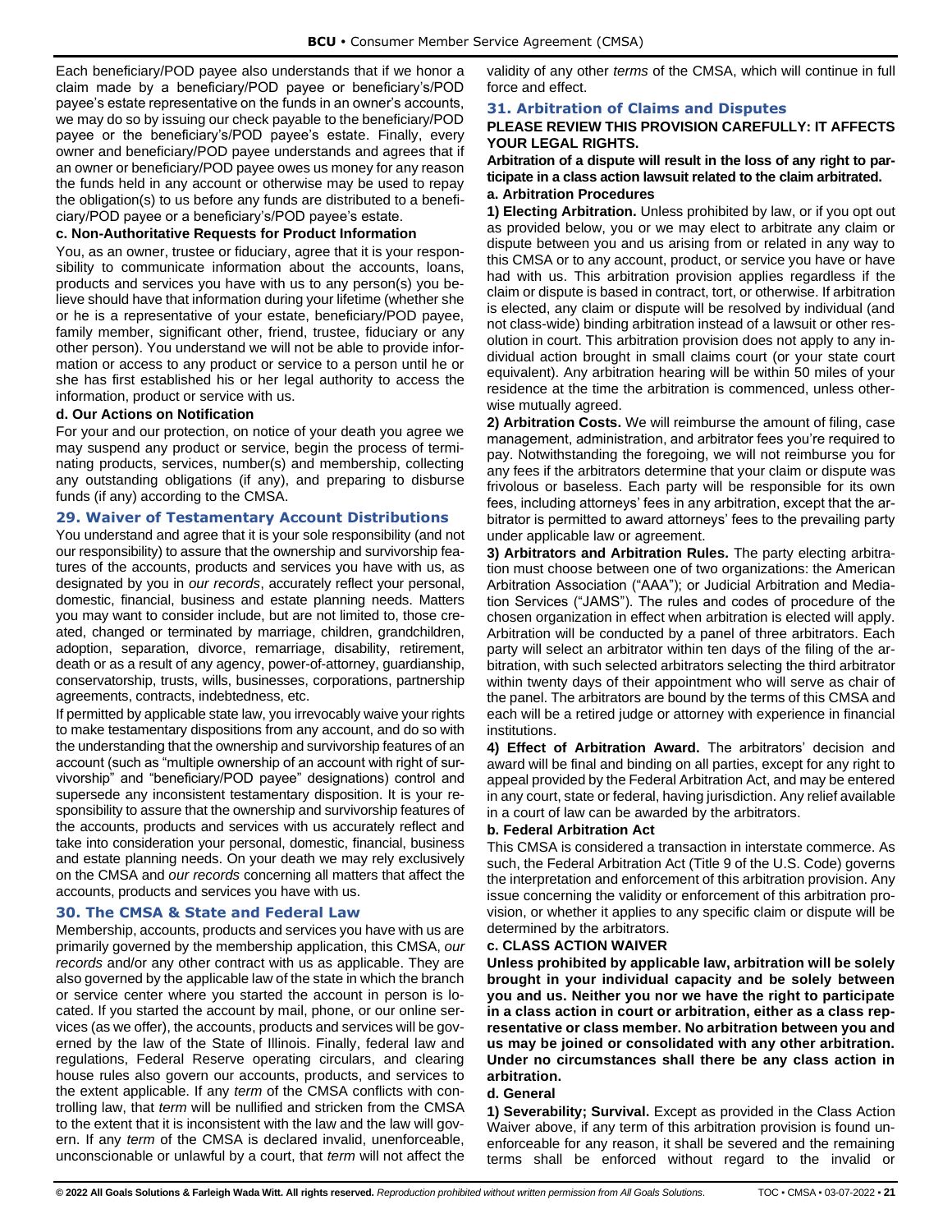Each beneficiary/POD payee also understands that if we honor a claim made by a beneficiary/POD payee or beneficiary's/POD payee's estate representative on the funds in an owner's accounts, we may do so by issuing our check payable to the beneficiary/POD payee or the beneficiary's/POD payee's estate. Finally, every owner and beneficiary/POD payee understands and agrees that if an owner or beneficiary/POD payee owes us money for any reason the funds held in any account or otherwise may be used to repay the obligation(s) to us before any funds are distributed to a beneficiary/POD payee or a beneficiary's/POD payee's estate.

**c. Non-Authoritative Requests for Product Information**

You, as an owner, trustee or fiduciary, agree that it is your responsibility to communicate information about the accounts, loans, products and services you have with us to any person(s) you believe should have that information during your lifetime (whether she or he is a representative of your estate, beneficiary/POD payee, family member, significant other, friend, trustee, fiduciary or any other person). You understand we will not be able to provide information or access to any product or service to a person until he or she has first established his or her legal authority to access the information, product or service with us.

**d. Our Actions on Notification**

For your and our protection, on notice of your death you agree we may suspend any product or service, begin the process of terminating products, services, number(s) and membership, collecting any outstanding obligations (if any), and preparing to disburse funds (if any) according to the CMSA.

## 29. Waiver of Testamentary Account Distributions

You understand and agree that it is your sole responsibility (and not our responsibility) to assure that the ownership and survivorship features of the accounts, products and services you have with us, as designated by you in *our records*, accurately reflect your personal, domestic, financial, business and estate planning needs. Matters you may want to consider include, but are not limited to, those created, changed or terminated by marriage, children, grandchildren, adoption, separation, divorce, remarriage, disability, retirement, death or as a result of any agency, power-of-attorney, guardianship, conservatorship, trusts, wills, businesses, corporations, partnership agreements, contracts, indebtedness, etc.

If permitted by applicable state law, you irrevocably waive your rights to make testamentary dispositions from any account, and do so with the understanding that the ownership and survivorship features of an account (such as "multiple ownership of an account with right of survivorship" and "beneficiary/POD payee" designations) control and supersede any inconsistent testamentary disposition. It is your responsibility to assure that the ownership and survivorship features of the accounts, products and services with us accurately reflect and take into consideration your personal, domestic, financial, business and estate planning needs. On your death we may rely exclusively on the CMSA and *our records* concerning all matters that affect the accounts, products and services you have with us.

## 30. The CMSA & State and Federal Law

Membership, accounts, products and services you have with us are primarily governed by the membership application, this CMSA, *our records* and/or any other contract with us as applicable. They are also governed by the applicable law of the state in which the branch or service center where you started the account in person is located. If you started the account by mail, phone, or our online services (as we offer), the accounts, products and services will be governed by the law of the State of Illinois. Finally, federal law and regulations, Federal Reserve operating circulars, and clearing house rules also govern our accounts, products, and services to the extent applicable. If any *term* of the CMSA conflicts with controlling law, that *term* will be nullified and stricken from the CMSA to the extent that it is inconsistent with the law and the law will govern. If any *term* of the CMSA is declared invalid, unenforceable, unconscionable or unlawful by a court, that *term* will not affect the validity of any other *terms* of the CMSA, which will continue in full force and effect.

## 31. Arbitration of Claims and Disputes

**PLEASE REVIEW THIS PROVISION CAREFULLY: IT AFFECTS YOUR LEGAL RIGHTS.**

**Arbitration of a dispute will result in the loss of any right to participate in a class action lawsuit related to the claim arbitrated.**

**a. Arbitration Procedures**

**1) Electing Arbitration.** Unless prohibited by law, or if you opt out as provided below, you or we may elect to arbitrate any claim or dispute between you and us arising from or related in any way to this CMSA or to any account, product, or service you have or have had with us. This arbitration provision applies regardless if the claim or dispute is based in contract, tort, or otherwise. If arbitration is elected, any claim or dispute will be resolved by individual (and not class-wide) binding arbitration instead of a lawsuit or other resolution in court. This arbitration provision does not apply to any individual action brought in small claims court (or your state court equivalent). Any arbitration hearing will be within 50 miles of your residence at the time the arbitration is commenced, unless otherwise mutually agreed.

**2) Arbitration Costs.** We will reimburse the amount of filing, case management, administration, and arbitrator fees you're required to pay. Notwithstanding the foregoing, we will not reimburse you for any fees if the arbitrators determine that your claim or dispute was frivolous or baseless. Each party will be responsible for its own fees, including attorneys' fees in any arbitration, except that the arbitrator is permitted to award attorneys' fees to the prevailing party under applicable law or agreement.

**3) Arbitrators and Arbitration Rules.** The party electing arbitration must choose between one of two organizations: the American Arbitration Association ("AAA"); or Judicial Arbitration and Mediation Services ("JAMS"). The rules and codes of procedure of the chosen organization in effect when arbitration is elected will apply. Arbitration will be conducted by a panel of three arbitrators. Each party will select an arbitrator within ten days of the filing of the arbitration, with such selected arbitrators selecting the third arbitrator within twenty days of their appointment who will serve as chair of the panel. The arbitrators are bound by the terms of this CMSA and each will be a retired judge or attorney with experience in financial institutions.

**4) Effect of Arbitration Award.** The arbitrators' decision and award will be final and binding on all parties, except for any right to appeal provided by the Federal Arbitration Act, and may be entered in any court, state or federal, having jurisdiction. Any relief available in a court of law can be awarded by the arbitrators.

**b. Federal Arbitration Act**

This CMSA is considered a transaction in interstate commerce. As such, the Federal Arbitration Act (Title 9 of the U.S. Code) governs the interpretation and enforcement of this arbitration provision. Any issue concerning the validity or enforcement of this arbitration provision, or whether it applies to any specific claim or dispute will be determined by the arbitrators.

**c. CLASS ACTION WAIVER**

**Unless prohibited by applicable law, arbitration will be solely brought in your individual capacity and be solely between you and us. Neither you nor we have the right to participate in a class action in court or arbitration, either as a class representative or class member. No arbitration between you and us may be joined or consolidated with any other arbitration. Under no circumstances shall there be any class action in arbitration.**

**d. General**

**1) Severability; Survival.** Except as provided in the Class Action Waiver above, if any term of this arbitration provision is found unenforceable for any reason, it shall be severed and the remaining terms shall be enforced without regard to the invalid or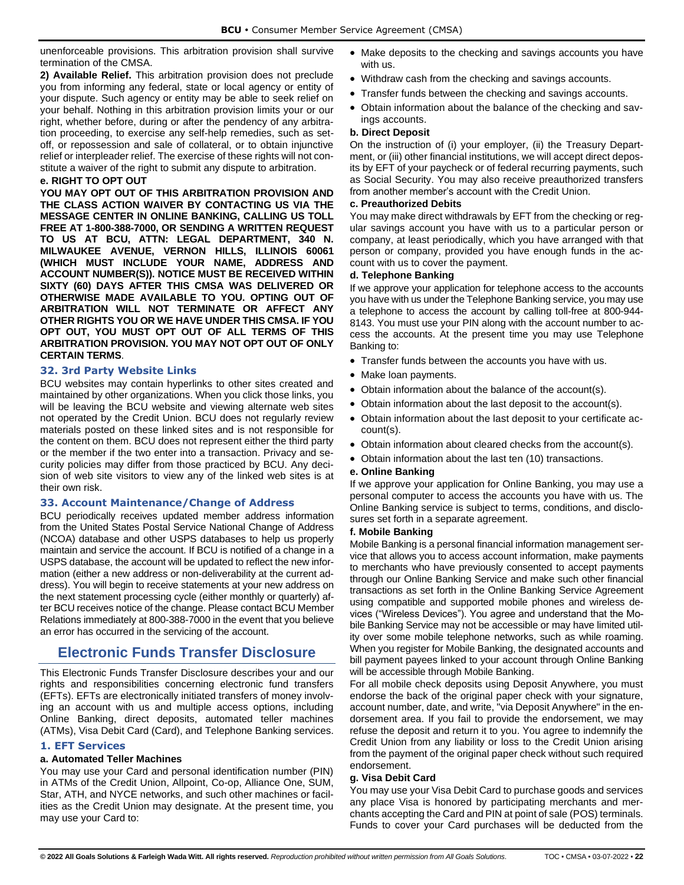unenforceable provisions. This arbitration provision shall survive termination of the CMSA.

**2) Available Relief.** This arbitration provision does not preclude you from informing any federal, state or local agency or entity of your dispute. Such agency or entity may be able to seek relief on your behalf. Nothing in this arbitration provision limits your or our right, whether before, during or after the pendency of any arbitration proceeding, to exercise any self-help remedies, such as set-off, or repossession and sale of collateral, or to obtain injunctive relief or interpleader relief. The exercise of these rights will not constitute a waiver of the right to submit any dispute to arbitration.

**e. RIGHT TO OPT OUT**

**YOU MAY OPT OUT OF THIS ARBITRATION PROVISION AND THE CLASS ACTION WAIVER BY CONTACTING US VIA THE MESSAGE CENTER IN ONLINE BANKING, CALLING US TOLL FREE AT 1-800-388-7000, OR SENDING A WRITTEN REQUEST TO US AT BCU, ATTN: LEGAL DEPARTMENT, 340 N. MILWAUKEE AVENUE, VERNON HILLS, ILLINOIS 60061 (WHICH MUST INCLUDE YOUR NAME, ADDRESS AND ACCOUNT NUMBER(S)). NOTICE MUST BE RECEIVED WITHIN SIXTY (60) DAYS AFTER THIS CMSA WAS DELIVERED OR OTHERWISE MADE AVAILABLE TO YOU. OPTING OUT OF ARBITRATION WILL NOT TERMINATE OR AFFECT ANY OTHER RIGHTS YOU OR WE HAVE UNDER THIS CMSA. IF YOU OPT OUT, YOU MUST OPT OUT OF ALL TERMS OF THIS ARBITRATION PROVISION. YOU MAY NOT OPT OUT OF ONLY CERTAIN TERMS**.

### 32. 3rd Party Website Links

BCU websites may contain hyperlinks to other sites created and maintained by other organizations. When you click those links, you will be leaving the BCU website and viewing alternate web sites not operated by the Credit Union. BCU does not regularly review materials posted on these linked sites and is not responsible for the content on them. BCU does not represent either the third party or the member if the two enter into a transaction. Privacy and security policies may differ from those practiced by BCU. Any decision of web site visitors to view any of the linked web sites is at their own risk.

### 33. Account Maintenance/Change of Address

BCU periodically receives updated member address information from the United States Postal Service National Change of Address (NCOA) database and other USPS databases to help us properly maintain and service the account. If BCU is notified of a change in a USPS database, the account will be updated to reflect the new information (either a new address or non-deliverability at the current address). You will begin to receive statements at your new address on the next statement processing cycle (either monthly or quarterly) after BCU receives notice of the change. Please contact BCU Member Relations immediately at 800-388-7000 in the event that you believe an error has occurred in the servicing of the account.

## Electronic Funds Transfer Disclosure

This Electronic Funds Transfer Disclosure describes your and our rights and responsibilities concerning electronic fund transfers (EFTs). EFTs are electronically initiated transfers of money involving an account with us and multiple access options, including Online Banking, direct deposits, automated teller machines (ATMs), Visa Debit Card (Card), and Telephone Banking services.

### 1. EFT Services

**a. Automated Teller Machines**

You may use your Card and personal identification number (PIN) in ATMs of the Credit Union, Allpoint, Co-op, Alliance One, SUM, Star, ATH, and NYCE networks, and such other machines or facilities as the Credit Union may designate. At the present time, you may use your Card to:

- Make deposits to the checking and savings accounts you have with us.
- Withdraw cash from the checking and savings accounts.
- Transfer funds between the checking and savings accounts.
- Obtain information about the balance of the checking and savings accounts.

**b. Direct Deposit**

On the instruction of (i) your employer, (ii) the Treasury Department, or (iii) other financial institutions, we will accept direct deposits by EFT of your paycheck or of federal recurring payments, such as Social Security. You may also receive preauthorized transfers from another member's account with the Credit Union.

**c. Preauthorized Debits**

You may make direct withdrawals by EFT from the checking or regular savings account you have with us to a particular person or company, at least periodically, which you have arranged with that person or company, provided you have enough funds in the account with us to cover the payment.

**d. Telephone Banking**

If we approve your application for telephone access to the accounts you have with us under the Telephone Banking service, you may use a telephone to access the account by calling toll-free at 800-944-8143. You must use your PIN along with the account number to access the accounts. At the present time you may use Telephone Banking to:

- Transfer funds between the accounts you have with us.
- Make loan payments.
- Obtain information about the balance of the account(s).
- Obtain information about the last deposit to the account(s).
- Obtain information about the last deposit to your certificate account(s).
- Obtain information about cleared checks from the account(s).
- Obtain information about the last ten (10) transactions.

**e. Online Banking**

If we approve your application for Online Banking, you may use a personal computer to access the accounts you have with us. The Online Banking service is subject to terms, conditions, and disclosures set forth in a separate agreement.

**f. Mobile Banking**

Mobile Banking is a personal financial information management service that allows you to access account information, make payments to merchants who have previously consented to accept payments through our Online Banking Service and make such other financial transactions as set forth in the Online Banking Service Agreement using compatible and supported mobile phones and wireless devices ("Wireless Devices"). You agree and understand that the Mobile Banking Service may not be accessible or may have limited utility over some mobile telephone networks, such as while roaming. When you register for Mobile Banking, the designated accounts and bill payment payees linked to your account through Online Banking will be accessible through Mobile Banking.

For all mobile check deposits using Deposit Anywhere, you must endorse the back of the original paper check with your signature, account number, date, and write, "via Deposit Anywhere" in the endorsement area. If you fail to provide the endorsement, we may refuse the deposit and return it to you. You agree to indemnify the Credit Union from any liability or loss to the Credit Union arising from the payment of the original paper check without such required endorsement.

**g. Visa Debit Card**

You may use your Visa Debit Card to purchase goods and services any place Visa is honored by participating merchants and merchants accepting the Card and PIN at point of sale (POS) terminals. Funds to cover your Card purchases will be deducted from the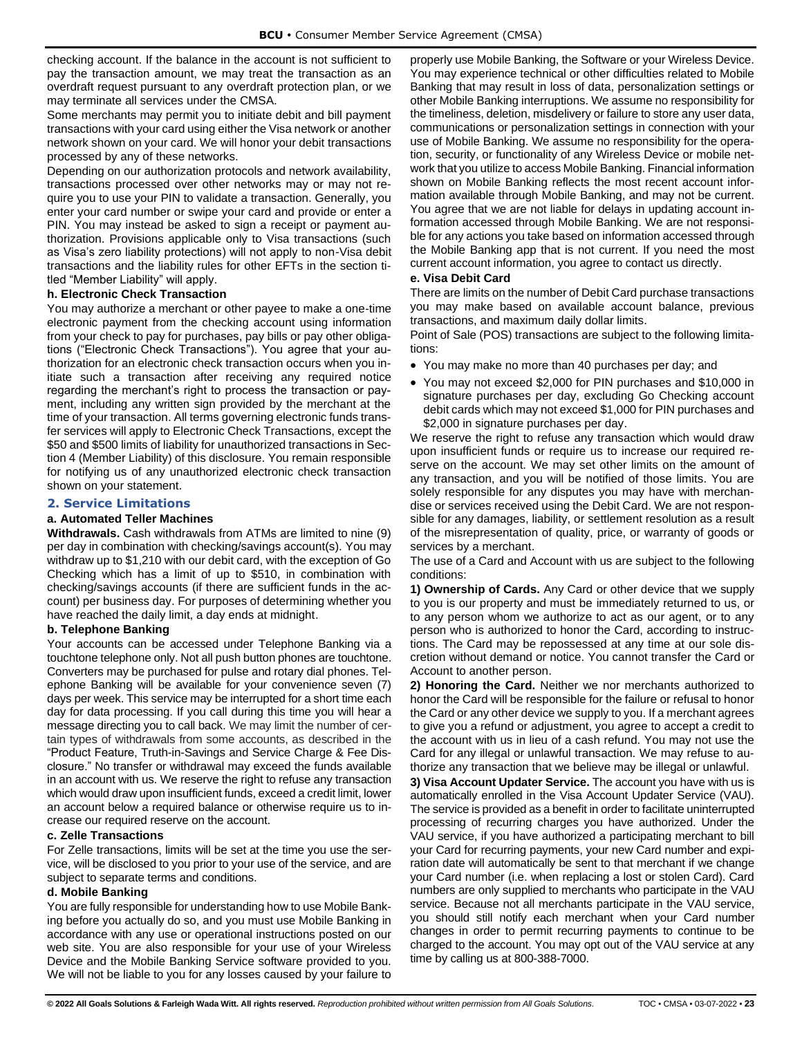checking account. If the balance in the account is not sufficient to pay the transaction amount, we may treat the transaction as an overdraft request pursuant to any overdraft protection plan, or we may terminate all services under the CMSA.

Some merchants may permit you to initiate debit and bill payment transactions with your card using either the Visa network or another network shown on your card. We will honor your debit transactions processed by any of these networks.

Depending on our authorization protocols and network availability, transactions processed over other networks may or may not require you to use your PIN to validate a transaction. Generally, you enter your card number or swipe your card and provide or enter a PIN. You may instead be asked to sign a receipt or payment authorization. Provisions applicable only to Visa transactions (such as Visa's zero liability protections) will not apply to non-Visa debit transactions and the liability rules for other EFTs in the section titled "Member Liability" will apply.

#### h. Electronic Check Transaction

You may authorize a merchant or other payee to make a one-time electronic payment from the checking account using information from your check to pay for purchases, pay bills or pay other obligations ("Electronic Check Transactions"). You agree that your authorization for an electronic check transaction occurs when you initiate such a transaction after receiving any required notice regarding the merchant's right to process the transaction or payment, including any written sign provided by the merchant at the time of your transaction. All terms governing electronic funds transfer services will apply to Electronic Check Transactions, except the $50 and $500 limits of liability for unauthorized transactions in Section 4 (Member Liability) of this disclosure. You remain responsible for notifying us of any unauthorized electronic check transaction shown on your statement.

### 2. Service Limitations

#### a. Automated Teller Machines

**Withdrawals.** Cash withdrawals from ATMs are limited to nine (9) per day in combination with checking/savings account(s). You may withdraw up to $1,210 with our debit card, with the exception of Go Checking which has a limit of up to $510, in combination with checking/savings accounts (if there are sufficient funds in the account) per business day. For purposes of determining whether you have reached the daily limit, a day ends at midnight.

#### b. Telephone Banking

Your accounts can be accessed under Telephone Banking via a touchtone telephone only. Not all push button phones are touchtone. Converters may be purchased for pulse and rotary dial phones. Telephone Banking will be available for your convenience seven (7) days per week. This service may be interrupted for a short time each day for data processing. If you call during this time you will hear a message directing you to call back. We may limit the number of certain types of withdrawals from some accounts, as described in the "Product Feature, Truth-in-Savings and Service Charge & Fee Disclosure." No transfer or withdrawal may exceed the funds available in an account with us. We reserve the right to refuse any transaction which would draw upon insufficient funds, exceed a credit limit, lower an account below a required balance or otherwise require us to increase our required reserve on the account.

#### c. Zelle Transactions

For Zelle transactions, limits will be set at the time you use the service, will be disclosed to you prior to your use of the service, and are subject to separate terms and conditions.

#### d. Mobile Banking

You are fully responsible for understanding how to use Mobile Banking before you actually do so, and you must use Mobile Banking in accordance with any use or operational instructions posted on our web site. You are also responsible for your use of your Wireless Device and the Mobile Banking Service software provided to you. We will not be liable to you for any losses caused by your failure to properly use Mobile Banking, the Software or your Wireless Device. You may experience technical or other difficulties related to Mobile Banking that may result in loss of data, personalization settings or other Mobile Banking interruptions. We assume no responsibility for the timeliness, deletion, misdelivery or failure to store any user data, communications or personalization settings in connection with your use of Mobile Banking. We assume no responsibility for the operation, security, or functionality of any Wireless Device or mobile network that you utilize to access Mobile Banking. Financial information shown on Mobile Banking reflects the most recent account information available through Mobile Banking, and may not be current. You agree that we are not liable for delays in updating account information accessed through Mobile Banking. We are not responsible for any actions you take based on information accessed through the Mobile Banking app that is not current. If you need the most current account information, you agree to contact us directly.

#### e. Visa Debit Card

There are limits on the number of Debit Card purchase transactions you may make based on available account balance, previous transactions, and maximum daily dollar limits.

Point of Sale (POS) transactions are subject to the following limitations:

- You may make no more than 40 purchases per day; and
- You may not exceed $2,000 for PIN purchases and $10,000 in signature purchases per day, excluding Go Checking account debit cards which may not exceed $1,000 for PIN purchases and $2,000 in signature purchases per day.

We reserve the right to refuse any transaction which would draw upon insufficient funds or require us to increase our required reserve on the account. We may set other limits on the amount of any transaction, and you will be notified of those limits. You are solely responsible for any disputes you may have with merchandise or services received using the Debit Card. We are not responsible for any damages, liability, or settlement resolution as a result of the misrepresentation of quality, price, or warranty of goods or services by a merchant.

The use of a Card and Account with us are subject to the following conditions:

**1) Ownership of Cards.** Any Card or other device that we supply to you is our property and must be immediately returned to us, or to any person whom we authorize to act as our agent, or to any person who is authorized to honor the Card, according to instructions. The Card may be repossessed at any time at our sole discretion without demand or notice. You cannot transfer the Card or Account to another person.

**2) Honoring the Card.** Neither we nor merchants authorized to honor the Card will be responsible for the failure or refusal to honor the Card or any other device we supply to you. If a merchant agrees to give you a refund or adjustment, you agree to accept a credit to the account with us in lieu of a cash refund. You may not use the Card for any illegal or unlawful transaction. We may refuse to authorize any transaction that we believe may be illegal or unlawful.

**3) Visa Account Updater Service.** The account you have with us is automatically enrolled in the Visa Account Updater Service (VAU). The service is provided as a benefit in order to facilitate uninterrupted processing of recurring charges you have authorized. Under the VAU service, if you have authorized a participating merchant to bill your Card for recurring payments, your new Card number and expiration date will automatically be sent to that merchant if we change your Card number (i.e. when replacing a lost or stolen Card). Card numbers are only supplied to merchants who participate in the VAU service. Because not all merchants participate in the VAU service, you should still notify each merchant when your Card number changes in order to permit recurring payments to continue to be charged to the account. You may opt out of the VAU service at any time by calling us at 800-388-7000.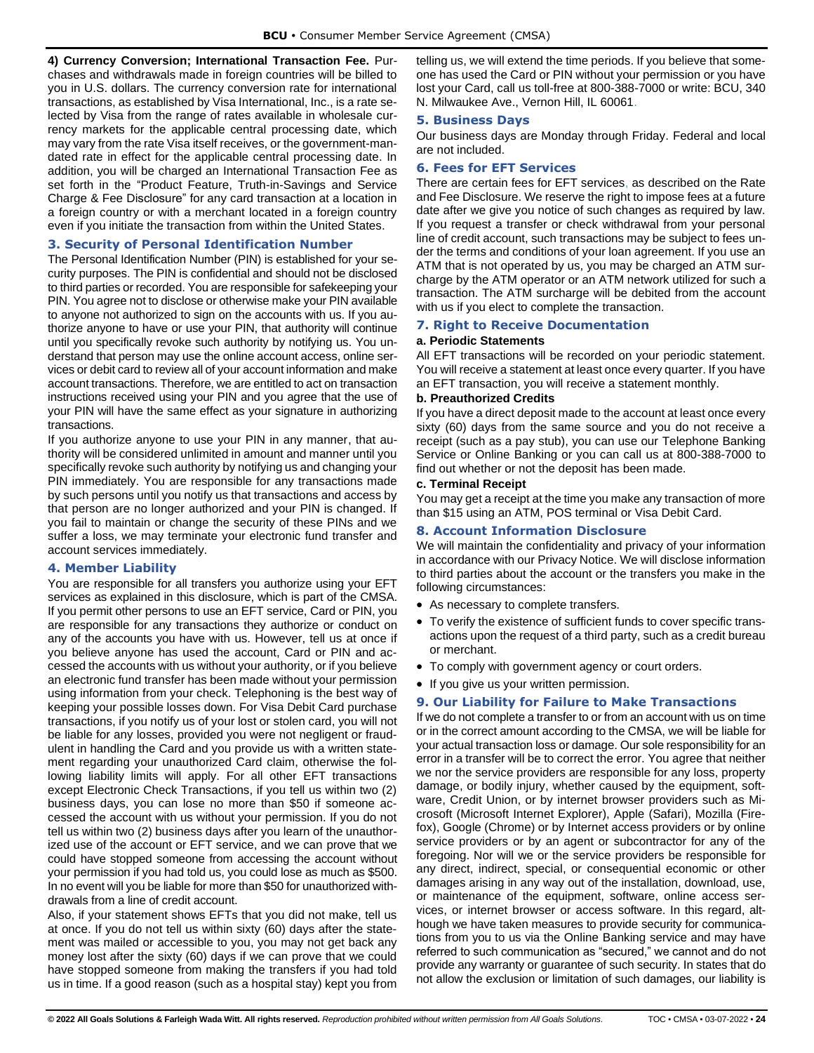**4) Currency Conversion; International Transaction Fee.** Purchases and withdrawals made in foreign countries will be billed to you in U.S. dollars. The currency conversion rate for international transactions, as established by Visa International, Inc., is a rate selected by Visa from the range of rates available in wholesale currency markets for the applicable central processing date, which may vary from the rate Visa itself receives, or the government-mandated rate in effect for the applicable central processing date. In addition, you will be charged an International Transaction Fee as set forth in the "Product Feature, Truth-in-Savings and Service Charge & Fee Disclosure" for any card transaction at a location in a foreign country or with a merchant located in a foreign country even if you initiate the transaction from within the United States.

### 3. Security of Personal Identification Number

The Personal Identification Number (PIN) is established for your security purposes. The PIN is confidential and should not be disclosed to third parties or recorded. You are responsible for safekeeping your PIN. You agree not to disclose or otherwise make your PIN available to anyone not authorized to sign on the accounts with us. If you authorize anyone to have or use your PIN, that authority will continue until you specifically revoke such authority by notifying us. You understand that person may use the online account access, online services or debit card to review all of your account information and make account transactions. Therefore, we are entitled to act on transaction instructions received using your PIN and you agree that the use of your PIN will have the same effect as your signature in authorizing transactions.

If you authorize anyone to use your PIN in any manner, that authority will be considered unlimited in amount and manner until you specifically revoke such authority by notifying us and changing your PIN immediately. You are responsible for any transactions made by such persons until you notify us that transactions and access by that person are no longer authorized and your PIN is changed. If you fail to maintain or change the security of these PINs and we suffer a loss, we may terminate your electronic fund transfer and account services immediately.

### 4. Member Liability

You are responsible for all transfers you authorize using your EFT services as explained in this disclosure, which is part of the CMSA. If you permit other persons to use an EFT service, Card or PIN, you are responsible for any transactions they authorize or conduct on any of the accounts you have with us. However, tell us at once if you believe anyone has used the account, Card or PIN and accessed the accounts with us without your authority, or if you believe an electronic fund transfer has been made without your permission using information from your check. Telephoning is the best way of keeping your possible losses down. For Visa Debit Card purchase transactions, if you notify us of your lost or stolen card, you will not be liable for any losses, provided you were not negligent or fraudulent in handling the Card and you provide us with a written statement regarding your unauthorized Card claim, otherwise the following liability limits will apply. For all other EFT transactions except Electronic Check Transactions, if you tell us within two (2) business days, you can lose no more than $50 if someone accessed the account with us without your permission. If you do not tell us within two (2) business days after you learn of the unauthorized use of the account or EFT service, and we can prove that we could have stopped someone from accessing the account without your permission if you had told us, you could lose as much as $500. In no event will you be liable for more than $50 for unauthorized withdrawals from a line of credit account.

Also, if your statement shows EFTs that you did not make, tell us at once. If you do not tell us within sixty (60) days after the statement was mailed or accessible to you, you may not get back any money lost after the sixty (60) days if we can prove that we could have stopped someone from making the transfers if you had told us in time. If a good reason (such as a hospital stay) kept you from telling us, we will extend the time periods. If you believe that someone has used the Card or PIN without your permission or you have lost your Card, call us toll-free at 800-388-7000 or write: BCU, 340 N. Milwaukee Ave., Vernon Hill, IL 60061.

### 5. Business Days

Our business days are Monday through Friday. Federal and local are not included.

### 6. Fees for EFT Services

There are certain fees for EFT services, as described on the Rate and Fee Disclosure. We reserve the right to impose fees at a future date after we give you notice of such changes as required by law. If you request a transfer or check withdrawal from your personal line of credit account, such transactions may be subject to fees under the terms and conditions of your loan agreement. If you use an ATM that is not operated by us, you may be charged an ATM surcharge by the ATM operator or an ATM network utilized for such a transaction. The ATM surcharge will be debited from the account with us if you elect to complete the transaction.

### 7. Right to Receive Documentation

**a. Periodic Statements**

All EFT transactions will be recorded on your periodic statement. You will receive a statement at least once every quarter. If you have an EFT transaction, you will receive a statement monthly.

**b. Preauthorized Credits**

If you have a direct deposit made to the account at least once every sixty (60) days from the same source and you do not receive a receipt (such as a pay stub), you can use our Telephone Banking Service or Online Banking or you can call us at 800-388-7000 to find out whether or not the deposit has been made.

**c. Terminal Receipt**

You may get a receipt at the time you make any transaction of more than $15 using an ATM, POS terminal or Visa Debit Card.

### 8. Account Information Disclosure

We will maintain the confidentiality and privacy of your information in accordance with our Privacy Notice. We will disclose information to third parties about the account or the transfers you make in the following circumstances:

- As necessary to complete transfers.
- To verify the existence of sufficient funds to cover specific transactions upon the request of a third party, such as a credit bureau or merchant.
- To comply with government agency or court orders.
- If you give us your written permission.

### 9. Our Liability for Failure to Make Transactions

If we do not complete a transfer to or from an account with us on time or in the correct amount according to the CMSA, we will be liable for your actual transaction loss or damage. Our sole responsibility for an error in a transfer will be to correct the error. You agree that neither we nor the service providers are responsible for any loss, property damage, or bodily injury, whether caused by the equipment, software, Credit Union, or by internet browser providers such as Microsoft (Microsoft Internet Explorer), Apple (Safari), Mozilla (Firefox), Google (Chrome) or by Internet access providers or by online service providers or by an agent or subcontractor for any of the foregoing. Nor will we or the service providers be responsible for any direct, indirect, special, or consequential economic or other damages arising in any way out of the installation, download, use, or maintenance of the equipment, software, online access services, or internet browser or access software. In this regard, although we have taken measures to provide security for communications from you to us via the Online Banking service and may have referred to such communication as "secured," we cannot and do not provide any warranty or guarantee of such security. In states that do not allow the exclusion or limitation of such damages, our liability is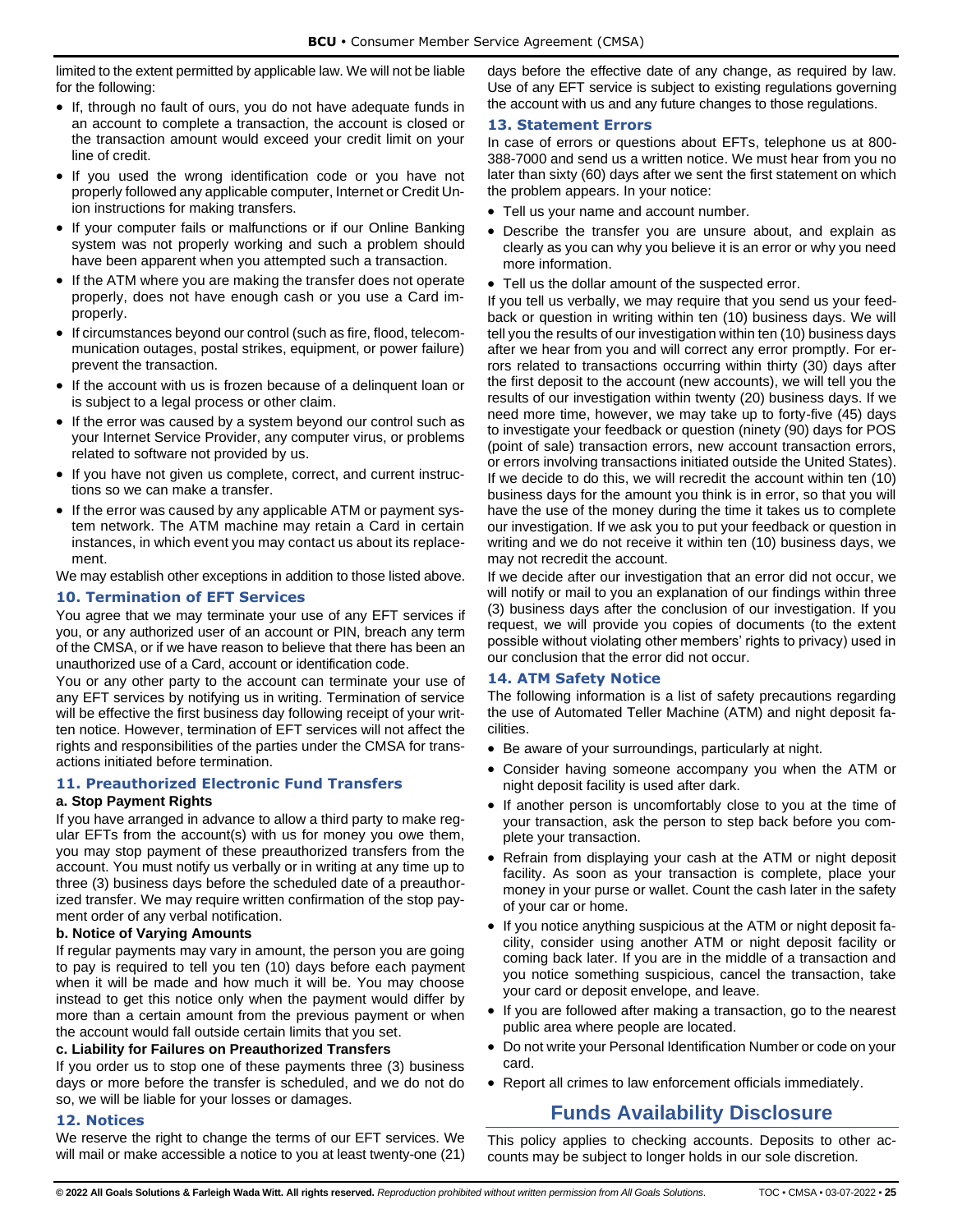limited to the extent permitted by applicable law. We will not be liable for the following:

- If, through no fault of ours, you do not have adequate funds in an account to complete a transaction, the account is closed or the transaction amount would exceed your credit limit on your line of credit.
- If you used the wrong identification code or you have not properly followed any applicable computer, Internet or Credit Union instructions for making transfers.
- If your computer fails or malfunctions or if our Online Banking system was not properly working and such a problem should have been apparent when you attempted such a transaction.
- If the ATM where you are making the transfer does not operate properly, does not have enough cash or you use a Card improperly.
- If circumstances beyond our control (such as fire, flood, telecommunication outages, postal strikes, equipment, or power failure) prevent the transaction.
- If the account with us is frozen because of a delinquent loan or is subject to a legal process or other claim.
- If the error was caused by a system beyond our control such as your Internet Service Provider, any computer virus, or problems related to software not provided by us.
- If you have not given us complete, correct, and current instructions so we can make a transfer.
- If the error was caused by any applicable ATM or payment system network. The ATM machine may retain a Card in certain instances, in which event you may contact us about its replacement.

We may establish other exceptions in addition to those listed above.

### 10. Termination of EFT Services

You agree that we may terminate your use of any EFT services if you, or any authorized user of an account or PIN, breach any term of the CMSA, or if we have reason to believe that there has been an unauthorized use of a Card, account or identification code.

You or any other party to the account can terminate your use of any EFT services by notifying us in writing. Termination of service will be effective the first business day following receipt of your written notice. However, termination of EFT services will not affect the rights and responsibilities of the parties under the CMSA for transactions initiated before termination.

### 11. Preauthorized Electronic Fund Transfers

**a. Stop Payment Rights**

If you have arranged in advance to allow a third party to make regular EFTs from the account(s) with us for money you owe them, you may stop payment of these preauthorized transfers from the account. You must notify us verbally or in writing at any time up to three (3) business days before the scheduled date of a preauthorized transfer. We may require written confirmation of the stop payment order of any verbal notification.

**b. Notice of Varying Amounts**

If regular payments may vary in amount, the person you are going to pay is required to tell you ten (10) days before each payment when it will be made and how much it will be. You may choose instead to get this notice only when the payment would differ by more than a certain amount from the previous payment or when the account would fall outside certain limits that you set.

**c. Liability for Failures on Preauthorized Transfers**

If you order us to stop one of these payments three (3) business days or more before the transfer is scheduled, and we do not do so, we will be liable for your losses or damages.

### 12. Notices

We reserve the right to change the terms of our EFT services. We will mail or make accessible a notice to you at least twenty-one (21) days before the effective date of any change, as required by law. Use of any EFT service is subject to existing regulations governing the account with us and any future changes to those regulations.

### 13. Statement Errors

In case of errors or questions about EFTs, telephone us at 800-388-7000 and send us a written notice. We must hear from you no later than sixty (60) days after we sent the first statement on which the problem appears. In your notice:

- Tell us your name and account number.
- Describe the transfer you are unsure about, and explain as clearly as you can why you believe it is an error or why you need more information.
- Tell us the dollar amount of the suspected error.

If you tell us verbally, we may require that you send us your feedback or question in writing within ten (10) business days. We will tell you the results of our investigation within ten (10) business days after we hear from you and will correct any error promptly. For errors related to transactions occurring within thirty (30) days after the first deposit to the account (new accounts), we will tell you the results of our investigation within twenty (20) business days. If we need more time, however, we may take up to forty-five (45) days to investigate your feedback or question (ninety (90) days for POS (point of sale) transaction errors, new account transaction errors, or errors involving transactions initiated outside the United States). If we decide to do this, we will recredit the account within ten (10) business days for the amount you think is in error, so that you will have the use of the money during the time it takes us to complete our investigation. If we ask you to put your feedback or question in writing and we do not receive it within ten (10) business days, we may not recredit the account.

If we decide after our investigation that an error did not occur, we will notify or mail to you an explanation of our findings within three (3) business days after the conclusion of our investigation. If you request, we will provide you copies of documents (to the extent possible without violating other members' rights to privacy) used in our conclusion that the error did not occur.

### 14. ATM Safety Notice

The following information is a list of safety precautions regarding the use of Automated Teller Machine (ATM) and night deposit facilities.

- Be aware of your surroundings, particularly at night.
- Consider having someone accompany you when the ATM or night deposit facility is used after dark.
- If another person is uncomfortably close to you at the time of your transaction, ask the person to step back before you complete your transaction.
- Refrain from displaying your cash at the ATM or night deposit facility. As soon as your transaction is complete, place your money in your purse or wallet. Count the cash later in the safety of your car or home.
- If you notice anything suspicious at the ATM or night deposit facility, consider using another ATM or night deposit facility or coming back later. If you are in the middle of a transaction and you notice something suspicious, cancel the transaction, take your card or deposit envelope, and leave.
- If you are followed after making a transaction, go to the nearest public area where people are located.
- Do not write your Personal Identification Number or code on your card.
- Report all crimes to law enforcement officials immediately.

## Funds Availability Disclosure

This policy applies to checking accounts. Deposits to other accounts may be subject to longer holds in our sole discretion.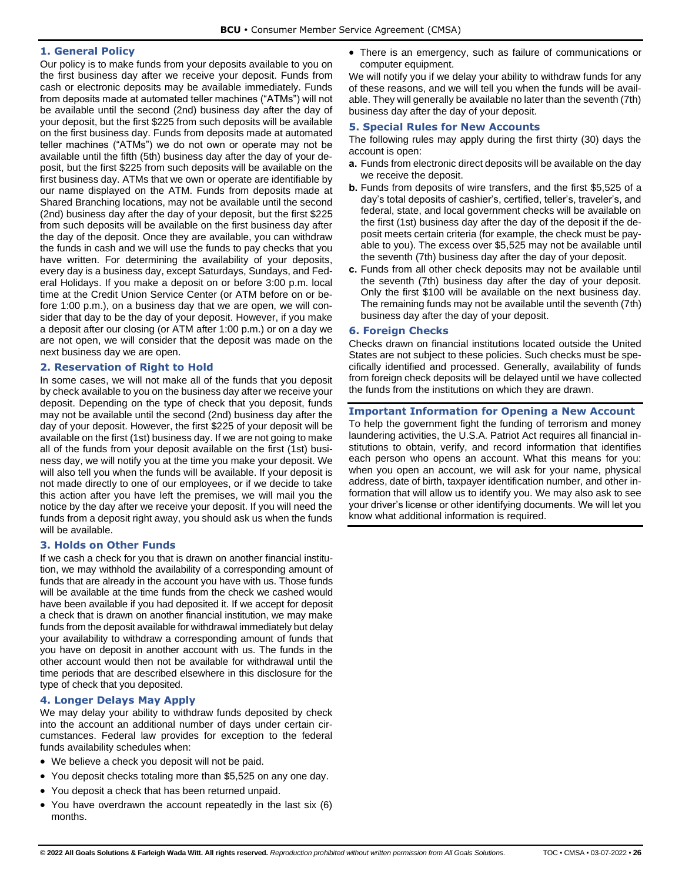## 1. General Policy

Our policy is to make funds from your deposits available to you on the first business day after we receive your deposit. Funds from cash or electronic deposits may be available immediately. Funds from deposits made at automated teller machines ("ATMs") will not be available until the second (2nd) business day after the day of your deposit, but the first $225 from such deposits will be available on the first business day. Funds from deposits made at automated teller machines ("ATMs") we do not own or operate may not be available until the fifth (5th) business day after the day of your deposit, but the first $225 from such deposits will be available on the first business day. ATMs that we own or operate are identifiable by our name displayed on the ATM. Funds from deposits made at Shared Branching locations, may not be available until the second (2nd) business day after the day of your deposit, but the first $225 from such deposits will be available on the first business day after the day of the deposit. Once they are available, you can withdraw the funds in cash and we will use the funds to pay checks that you have written. For determining the availability of your deposits, every day is a business day, except Saturdays, Sundays, and Federal Holidays. If you make a deposit on or before 3:00 p.m. local time at the Credit Union Service Center (or ATM before on or before 1:00 p.m.), on a business day that we are open, we will consider that day to be the day of your deposit. However, if you make a deposit after our closing (or ATM after 1:00 p.m.) or on a day we are not open, we will consider that the deposit was made on the next business day we are open.

## 2. Reservation of Right to Hold

In some cases, we will not make all of the funds that you deposit by check available to you on the business day after we receive your deposit. Depending on the type of check that you deposit, funds may not be available until the second (2nd) business day after the day of your deposit. However, the first $225 of your deposit will be available on the first (1st) business day. If we are not going to make all of the funds from your deposit available on the first (1st) business day, we will notify you at the time you make your deposit. We will also tell you when the funds will be available. If your deposit is not made directly to one of our employees, or if we decide to take this action after you have left the premises, we will mail you the notice by the day after we receive your deposit. If you will need the funds from a deposit right away, you should ask us when the funds will be available.

## 3. Holds on Other Funds

If we cash a check for you that is drawn on another financial institution, we may withhold the availability of a corresponding amount of funds that are already in the account you have with us. Those funds will be available at the time funds from the check we cashed would have been available if you had deposited it. If we accept for deposit a check that is drawn on another financial institution, we may make funds from the deposit available for withdrawal immediately but delay your availability to withdraw a corresponding amount of funds that you have on deposit in another account with us. The funds in the other account would then not be available for withdrawal until the time periods that are described elsewhere in this disclosure for the type of check that you deposited.

## 4. Longer Delays May Apply

We may delay your ability to withdraw funds deposited by check into the account an additional number of days under certain circumstances. Federal law provides for exception to the federal funds availability schedules when:

- We believe a check you deposit will not be paid.
- You deposit checks totaling more than $5,525 on any one day.
- You deposit a check that has been returned unpaid.
- You have overdrawn the account repeatedly in the last six (6) months.
- There is an emergency, such as failure of communications or computer equipment.

We will notify you if we delay your ability to withdraw funds for any of these reasons, and we will tell you when the funds will be available. They will generally be available no later than the seventh (7th) business day after the day of your deposit.

## 5. Special Rules for New Accounts

The following rules may apply during the first thirty (30) days the account is open:

**a.** Funds from electronic direct deposits will be available on the day we receive the deposit.

**b.** Funds from deposits of wire transfers, and the first $5,525 of a day's total deposits of cashier's, certified, teller's, traveler's, and federal, state, and local government checks will be available on the first (1st) business day after the day of the deposit if the deposit meets certain criteria (for example, the check must be payable to you). The excess over $5,525 may not be available until the seventh (7th) business day after the day of your deposit.

**c.** Funds from all other check deposits may not be available until the seventh (7th) business day after the day of your deposit. Only the first $100 will be available on the next business day. The remaining funds may not be available until the seventh (7th) business day after the day of your deposit.

## 6. Foreign Checks

Checks drawn on financial institutions located outside the United States are not subject to these policies. Such checks must be specifically identified and processed. Generally, availability of funds from foreign check deposits will be delayed until we have collected the funds from the institutions on which they are drawn.

## Important Information for Opening a New Account

To help the government fight the funding of terrorism and money laundering activities, the U.S.A. Patriot Act requires all financial institutions to obtain, verify, and record information that identifies each person who opens an account. What this means for you: when you open an account, we will ask for your name, physical address, date of birth, taxpayer identification number, and other information that will allow us to identify you. We may also ask to see your driver's license or other identifying documents. We will let you know what additional information is required.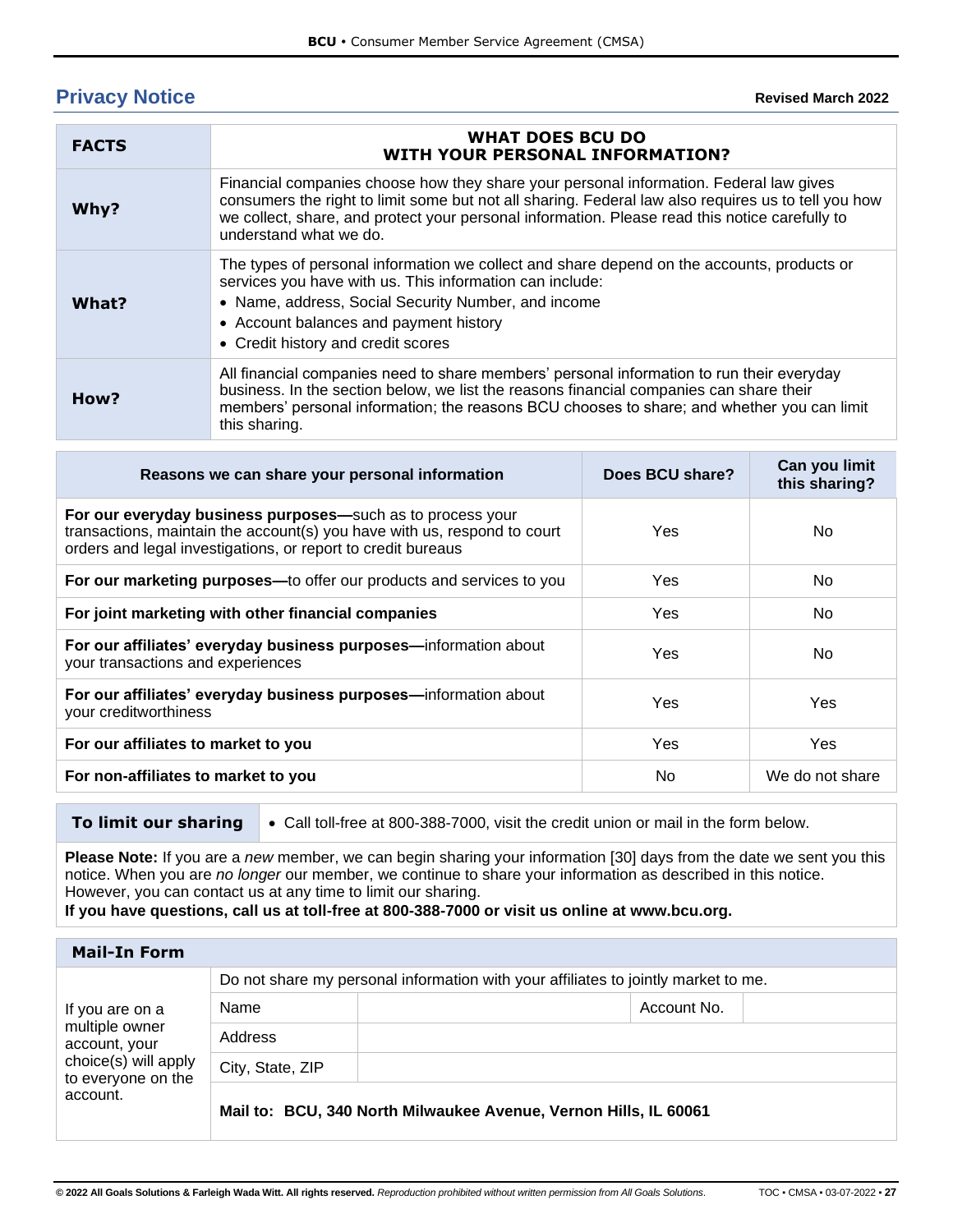## Privacy Notice

**Revised March 2022**

| FACTS | WHAT DOES BCU DO WITH YOUR PERSONAL INFORMATION? |
|---|---|
| **Why?** | Financial companies choose how they share your personal information. Federal law gives consumers the right to limit some but not all sharing. Federal law also requires us to tell you how we collect, share, and protect your personal information. Please read this notice carefully to understand what we do. |
| **What?** | The types of personal information we collect and share depend on the accounts, products or services you have with us. This information can include:<br>• Name, address, Social Security Number, and income<br>• Account balances and payment history<br>• Credit history and credit scores |
| **How?** | All financial companies need to share members' personal information to run their everyday business. In the section below, we list the reasons financial companies can share their members' personal information; the reasons BCU chooses to share; and whether you can limit this sharing. |

| Reasons we can share your personal information | Does BCU share? | Can you limit this sharing? |
|---|---|---|
| **For our everyday business purposes—**such as to process your transactions, maintain the account(s) you have with us, respond to court orders and legal investigations, or report to credit bureaus | Yes | No |
| **For our marketing purposes—**to offer our products and services to you | Yes | No |
| **For joint marketing with other financial companies** | Yes | No |
| **For our affiliates' everyday business purposes—**information about your transactions and experiences | Yes | No |
| **For our affiliates' everyday business purposes—**information about your creditworthiness | Yes | Yes |
| **For our affiliates to market to you** | Yes | Yes |
| **For non-affiliates to market to you** | No | We do not share |

| To limit our sharing | • Call toll-free at 800-388-7000, visit the credit union or mail in the form below. |
|---|---|

**Please Note:** If you are a *new* member, we can begin sharing your information [30] days from the date we sent you this notice. When you are *no longer* our member, we continue to share your information as described in this notice. However, you can contact us at any time to limit our sharing.

**If you have questions, call us at toll-free at 800-388-7000 or visit us online at www.bcu.org.**

| Mail-In Form | | | | |
|---|---|---|---|---|
| If you are on a multiple owner account, your choice(s) will apply to everyone on the account. | Do not share my personal information with your affiliates to jointly market to me. | | | |
| | Name | | Account No. | |
| | Address | | | |
| | City, State, ZIP | | | |
| | **Mail to: BCU, 340 North Milwaukee Avenue, Vernon Hills, IL 60061** | | | |

**© 2022 All Goals Solutions & Farleigh Wada Witt. All rights reserved.** *Reproduction prohibited without written permission from All Goals Solutions.*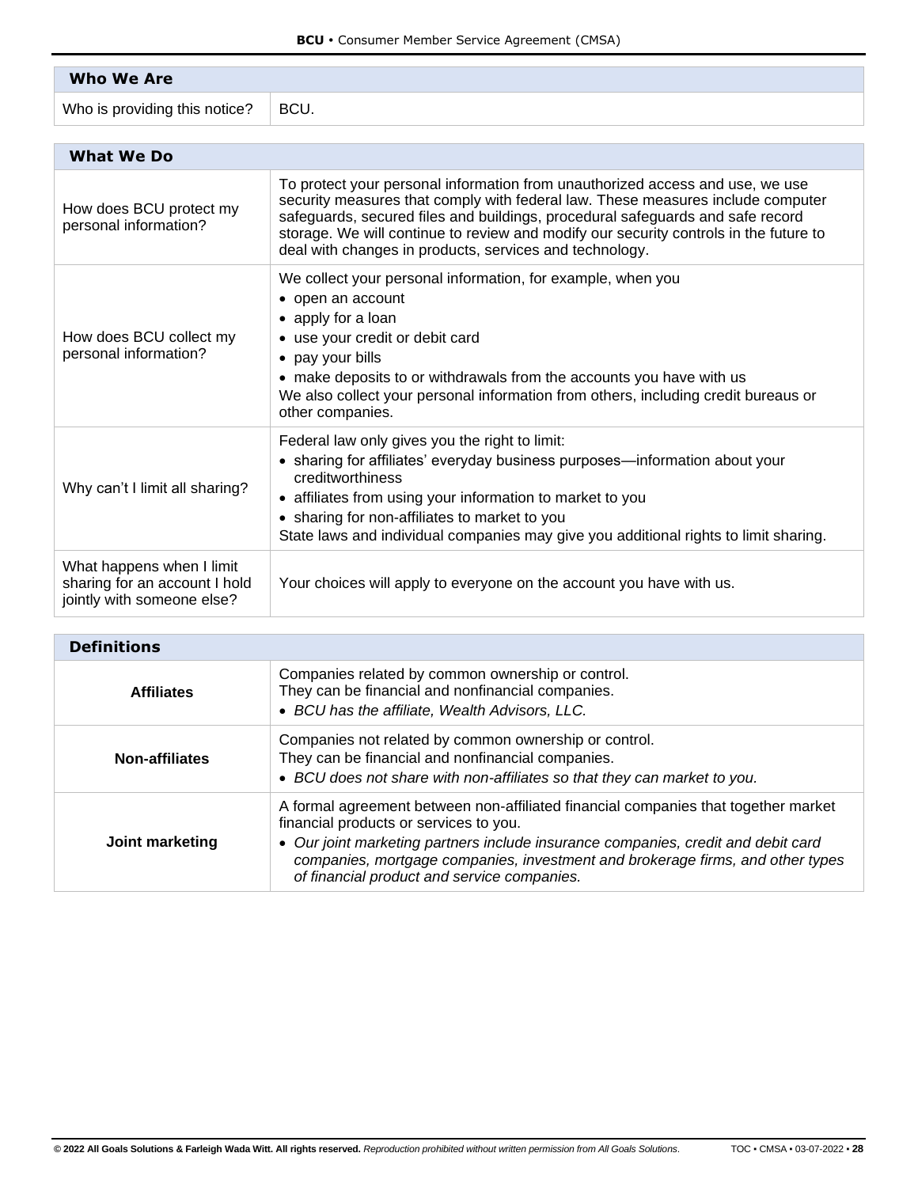| Who We Are | |
|---|---|
| Who is providing this notice? | BCU. |

| What We Do | |
|---|---|
| How does BCU protect my personal information? | To protect your personal information from unauthorized access and use, we use security measures that comply with federal law. These measures include computer safeguards, secured files and buildings, procedural safeguards and safe record storage. We will continue to review and modify our security controls in the future to deal with changes in products, services and technology. |
| How does BCU collect my personal information? | We collect your personal information, for example, when you<br>• open an account<br>• apply for a loan<br>• use your credit or debit card<br>• pay your bills<br>• make deposits to or withdrawals from the accounts you have with us<br>We also collect your personal information from others, including credit bureaus or other companies. |
| Why can't I limit all sharing? | Federal law only gives you the right to limit:<br>• sharing for affiliates' everyday business purposes—information about your creditworthiness<br>• affiliates from using your information to market to you<br>• sharing for non-affiliates to market to you<br>State laws and individual companies may give you additional rights to limit sharing. |
| What happens when I limit sharing for an account I hold jointly with someone else? | Your choices will apply to everyone on the account you have with us. |

| Definitions | |
|---|---|
| **Affiliates** | Companies related by common ownership or control.<br>They can be financial and nonfinancial companies.<br>• *BCU has the affiliate, Wealth Advisors, LLC.* |
| **Non-affiliates** | Companies not related by common ownership or control.<br>They can be financial and nonfinancial companies.<br>• *BCU does not share with non-affiliates so that they can market to you.* |
| **Joint marketing** | A formal agreement between non-affiliated financial companies that together market financial products or services to you.<br>• *Our joint marketing partners include insurance companies, credit and debit card companies, mortgage companies, investment and brokerage firms, and other types of financial product and service companies.* |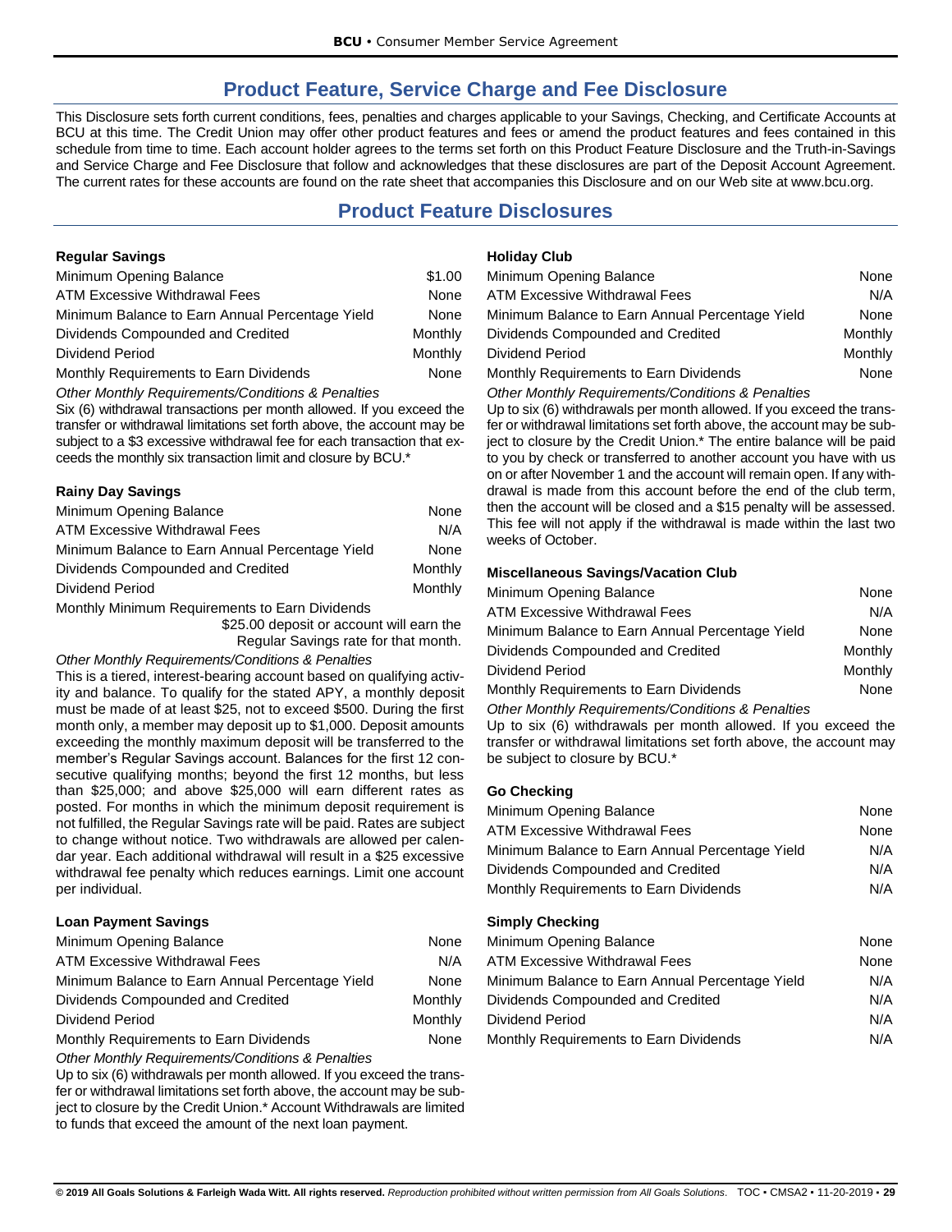# Product Feature, Service Charge and Fee Disclosure

This Disclosure sets forth current conditions, fees, penalties and charges applicable to your Savings, Checking, and Certificate Accounts at BCU at this time. The Credit Union may offer other product features and fees or amend the product features and fees contained in this schedule from time to time. Each account holder agrees to the terms set forth on this Product Feature Disclosure and the Truth-in-Savings and Service Charge and Fee Disclosure that follow and acknowledges that these disclosures are part of the Deposit Account Agreement. The current rates for these accounts are found on the rate sheet that accompanies this Disclosure and on our Web site at www.bcu.org.

## Product Feature Disclosures

### Regular Savings

| | |
|---|---|
| Minimum Opening Balance | $1.00 |
| ATM Excessive Withdrawal Fees | None |
| Minimum Balance to Earn Annual Percentage Yield | None |
| Dividends Compounded and Credited | Monthly |
| Dividend Period | Monthly |
| Monthly Requirements to Earn Dividends | None |

*Other Monthly Requirements/Conditions & Penalties*

Six (6) withdrawal transactions per month allowed. If you exceed the transfer or withdrawal limitations set forth above, the account may be subject to a $3 excessive withdrawal fee for each transaction that exceeds the monthly six transaction limit and closure by BCU.*

### Rainy Day Savings

| | |
|---|---|
| Minimum Opening Balance | None |
| ATM Excessive Withdrawal Fees | N/A |
| Minimum Balance to Earn Annual Percentage Yield | None |
| Dividends Compounded and Credited | Monthly |
| Dividend Period | Monthly |
| Monthly Minimum Requirements to Earn Dividends | $25.00 deposit or account will earn the Regular Savings rate for that month. |

*Other Monthly Requirements/Conditions & Penalties*

This is a tiered, interest-bearing account based on qualifying activity and balance. To qualify for the stated APY, a monthly deposit must be made of at least $25, not to exceed $500. During the first month only, a member may deposit up to $1,000. Deposit amounts exceeding the monthly maximum deposit will be transferred to the member's Regular Savings account. Balances for the first 12 consecutive qualifying months; beyond the first 12 months, but less than $25,000; and above $25,000 will earn different rates as posted. For months in which the minimum deposit requirement is not fulfilled, the Regular Savings rate will be paid. Rates are subject to change without notice. Two withdrawals are allowed per calendar year. Each additional withdrawal will result in a $25 excessive withdrawal fee penalty which reduces earnings. Limit one account per individual.

### Loan Payment Savings

| | |
|---|---|
| Minimum Opening Balance | None |
| ATM Excessive Withdrawal Fees | N/A |
| Minimum Balance to Earn Annual Percentage Yield | None |
| Dividends Compounded and Credited | Monthly |
| Dividend Period | Monthly |
| Monthly Requirements to Earn Dividends | None |

*Other Monthly Requirements/Conditions & Penalties*

Up to six (6) withdrawals per month allowed. If you exceed the transfer or withdrawal limitations set forth above, the account may be subject to closure by the Credit Union.* Account Withdrawals are limited to funds that exceed the amount of the next loan payment.

### Holiday Club

| | |
|---|---|
| Minimum Opening Balance | None |
| ATM Excessive Withdrawal Fees | N/A |
| Minimum Balance to Earn Annual Percentage Yield | None |
| Dividends Compounded and Credited | Monthly |
| Dividend Period | Monthly |
| Monthly Requirements to Earn Dividends | None |

*Other Monthly Requirements/Conditions & Penalties*

Up to six (6) withdrawals per month allowed. If you exceed the transfer or withdrawal limitations set forth above, the account may be subject to closure by the Credit Union.* The entire balance will be paid to you by check or transferred to another account you have with us on or after November 1 and the account will remain open. If any withdrawal is made from this account before the end of the club term, then the account will be closed and a $15 penalty will be assessed. This fee will not apply if the withdrawal is made within the last two weeks of October.

### Miscellaneous Savings/Vacation Club

| | |
|---|---|
| Minimum Opening Balance | None |
| ATM Excessive Withdrawal Fees | N/A |
| Minimum Balance to Earn Annual Percentage Yield | None |
| Dividends Compounded and Credited | Monthly |
| Dividend Period | Monthly |
| Monthly Requirements to Earn Dividends | None |

*Other Monthly Requirements/Conditions & Penalties*

Up to six (6) withdrawals per month allowed. If you exceed the transfer or withdrawal limitations set forth above, the account may be subject to closure by BCU.*

### Go Checking

| | |
|---|---|
| Minimum Opening Balance | None |
| ATM Excessive Withdrawal Fees | None |
| Minimum Balance to Earn Annual Percentage Yield | N/A |
| Dividends Compounded and Credited | N/A |
| Monthly Requirements to Earn Dividends | N/A |

### Simply Checking

| | |
|---|---|
| Minimum Opening Balance | None |
| ATM Excessive Withdrawal Fees | None |
| Minimum Balance to Earn Annual Percentage Yield | N/A |
| Dividends Compounded and Credited | N/A |
| Dividend Period | N/A |
| Monthly Requirements to Earn Dividends | N/A |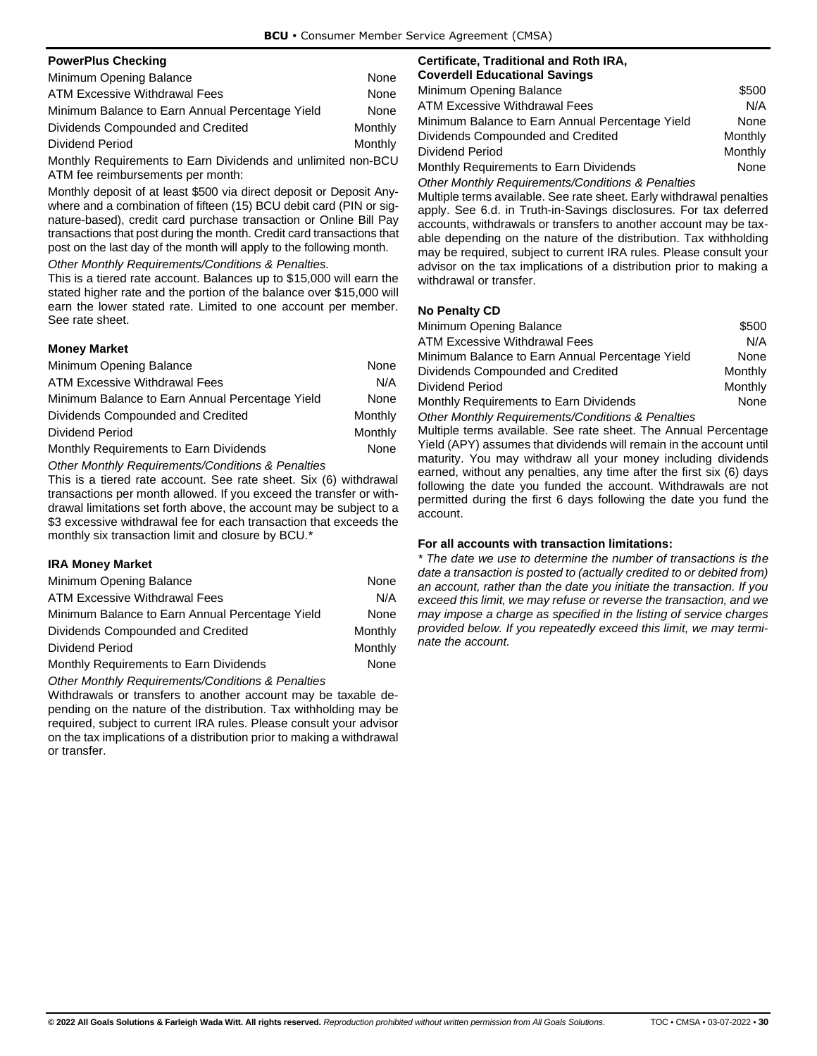### PowerPlus Checking

| | |
|---|---|
| Minimum Opening Balance | None |
| ATM Excessive Withdrawal Fees | None |
| Minimum Balance to Earn Annual Percentage Yield | None |
| Dividends Compounded and Credited | Monthly |
| Dividend Period | Monthly |

Monthly Requirements to Earn Dividends and unlimited non-BCU ATM fee reimbursements per month:

Monthly deposit of at least $500 via direct deposit or Deposit Anywhere and a combination of fifteen (15) BCU debit card (PIN or signature-based), credit card purchase transaction or Online Bill Pay transactions that post during the month. Credit card transactions that post on the last day of the month will apply to the following month.

*Other Monthly Requirements/Conditions & Penalties.*

This is a tiered rate account. Balances up to $15,000 will earn the stated higher rate and the portion of the balance over $15,000 will earn the lower stated rate. Limited to one account per member. See rate sheet.

### Money Market

| | |
|---|---|
| Minimum Opening Balance | None |
| ATM Excessive Withdrawal Fees | N/A |
| Minimum Balance to Earn Annual Percentage Yield | None |
| Dividends Compounded and Credited | Monthly |
| Dividend Period | Monthly |
| Monthly Requirements to Earn Dividends | None |

*Other Monthly Requirements/Conditions & Penalties*

This is a tiered rate account. See rate sheet. Six (6) withdrawal transactions per month allowed. If you exceed the transfer or withdrawal limitations set forth above, the account may be subject to a $3 excessive withdrawal fee for each transaction that exceeds the monthly six transaction limit and closure by BCU.*

### IRA Money Market

| | |
|---|---|
| Minimum Opening Balance | None |
| ATM Excessive Withdrawal Fees | N/A |
| Minimum Balance to Earn Annual Percentage Yield | None |
| Dividends Compounded and Credited | Monthly |
| Dividend Period | Monthly |
| Monthly Requirements to Earn Dividends | None |

*Other Monthly Requirements/Conditions & Penalties*

Withdrawals or transfers to another account may be taxable depending on the nature of the distribution. Tax withholding may be required, subject to current IRA rules. Please consult your advisor on the tax implications of a distribution prior to making a withdrawal or transfer.

### Certificate, Traditional and Roth IRA, Coverdell Educational Savings

| | |
|---|---|
| Minimum Opening Balance | $500 |
| ATM Excessive Withdrawal Fees | N/A |
| Minimum Balance to Earn Annual Percentage Yield | None |
| Dividends Compounded and Credited | Monthly |
| Dividend Period | Monthly |
| Monthly Requirements to Earn Dividends | None |

*Other Monthly Requirements/Conditions & Penalties*

Multiple terms available. See rate sheet. Early withdrawal penalties apply. See 6.d. in Truth-in-Savings disclosures. For tax deferred accounts, withdrawals or transfers to another account may be taxable depending on the nature of the distribution. Tax withholding may be required, subject to current IRA rules. Please consult your advisor on the tax implications of a distribution prior to making a withdrawal or transfer.

### No Penalty CD

| | |
|---|---|
| Minimum Opening Balance | $500 |
| ATM Excessive Withdrawal Fees | N/A |
| Minimum Balance to Earn Annual Percentage Yield | None |
| Dividends Compounded and Credited | Monthly |
| Dividend Period | Monthly |
| Monthly Requirements to Earn Dividends | None |

*Other Monthly Requirements/Conditions & Penalties*

Multiple terms available. See rate sheet. The Annual Percentage Yield (APY) assumes that dividends will remain in the account until maturity. You may withdraw all your money including dividends earned, without any penalties, any time after the first six (6) days following the date you funded the account. Withdrawals are not permitted during the first 6 days following the date you fund the account.

### For all accounts with transaction limitations:

*\* The date we use to determine the number of transactions is the date a transaction is posted to (actually credited to or debited from) an account, rather than the date you initiate the transaction. If you exceed this limit, we may refuse or reverse the transaction, and we may impose a charge as specified in the listing of service charges provided below. If you repeatedly exceed this limit, we may terminate the account.*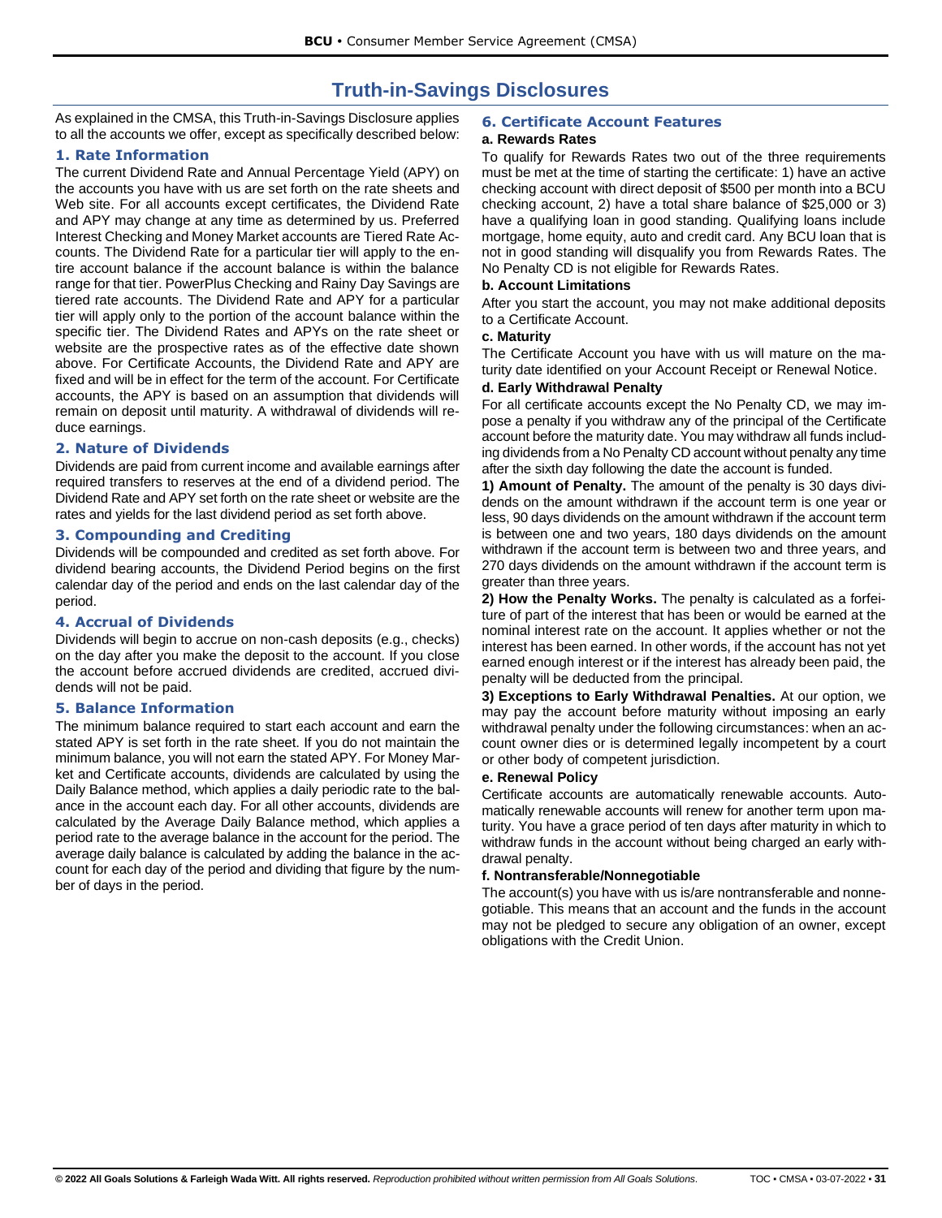# Truth-in-Savings Disclosures

As explained in the CMSA, this Truth-in-Savings Disclosure applies to all the accounts we offer, except as specifically described below:

## 1. Rate Information

The current Dividend Rate and Annual Percentage Yield (APY) on the accounts you have with us are set forth on the rate sheets and Web site. For all accounts except certificates, the Dividend Rate and APY may change at any time as determined by us. Preferred Interest Checking and Money Market accounts are Tiered Rate Accounts. The Dividend Rate for a particular tier will apply to the entire account balance if the account balance is within the balance range for that tier. PowerPlus Checking and Rainy Day Savings are tiered rate accounts. The Dividend Rate and APY for a particular tier will apply only to the portion of the account balance within the specific tier. The Dividend Rates and APYs on the rate sheet or website are the prospective rates as of the effective date shown above. For Certificate Accounts, the Dividend Rate and APY are fixed and will be in effect for the term of the account. For Certificate accounts, the APY is based on an assumption that dividends will remain on deposit until maturity. A withdrawal of dividends will reduce earnings.

## 2. Nature of Dividends

Dividends are paid from current income and available earnings after required transfers to reserves at the end of a dividend period. The Dividend Rate and APY set forth on the rate sheet or website are the rates and yields for the last dividend period as set forth above.

## 3. Compounding and Crediting

Dividends will be compounded and credited as set forth above. For dividend bearing accounts, the Dividend Period begins on the first calendar day of the period and ends on the last calendar day of the period.

## 4. Accrual of Dividends

Dividends will begin to accrue on non-cash deposits (e.g., checks) on the day after you make the deposit to the account. If you close the account before accrued dividends are credited, accrued dividends will not be paid.

## 5. Balance Information

The minimum balance required to start each account and earn the stated APY is set forth in the rate sheet. If you do not maintain the minimum balance, you will not earn the stated APY. For Money Market and Certificate accounts, dividends are calculated by using the Daily Balance method, which applies a daily periodic rate to the balance in the account each day. For all other accounts, dividends are calculated by the Average Daily Balance method, which applies a period rate to the average balance in the account for the period. The average daily balance is calculated by adding the balance in the account for each day of the period and dividing that figure by the number of days in the period.

## 6. Certificate Account Features

### a. Rewards Rates

To qualify for Rewards Rates two out of the three requirements must be met at the time of starting the certificate: 1) have an active checking account with direct deposit of $500 per month into a BCU checking account, 2) have a total share balance of $25,000 or 3) have a qualifying loan in good standing. Qualifying loans include mortgage, home equity, auto and credit card. Any BCU loan that is not in good standing will disqualify you from Rewards Rates. The No Penalty CD is not eligible for Rewards Rates.

### b. Account Limitations

After you start the account, you may not make additional deposits to a Certificate Account.

### c. Maturity

The Certificate Account you have with us will mature on the maturity date identified on your Account Receipt or Renewal Notice.

### d. Early Withdrawal Penalty

For all certificate accounts except the No Penalty CD, we may impose a penalty if you withdraw any of the principal of the Certificate account before the maturity date. You may withdraw all funds including dividends from a No Penalty CD account without penalty any time after the sixth day following the date the account is funded.

**1) Amount of Penalty.** The amount of the penalty is 30 days dividends on the amount withdrawn if the account term is one year or less, 90 days dividends on the amount withdrawn if the account term is between one and two years, 180 days dividends on the amount withdrawn if the account term is between two and three years, and 270 days dividends on the amount withdrawn if the account term is greater than three years.

**2) How the Penalty Works.** The penalty is calculated as a forfeiture of part of the interest that has been or would be earned at the nominal interest rate on the account. It applies whether or not the interest has been earned. In other words, if the account has not yet earned enough interest or if the interest has already been paid, the penalty will be deducted from the principal.

**3) Exceptions to Early Withdrawal Penalties.** At our option, we may pay the account before maturity without imposing an early withdrawal penalty under the following circumstances: when an account owner dies or is determined legally incompetent by a court or other body of competent jurisdiction.

### e. Renewal Policy

Certificate accounts are automatically renewable accounts. Automatically renewable accounts will renew for another term upon maturity. You have a grace period of ten days after maturity in which to withdraw funds in the account without being charged an early withdrawal penalty.

### f. Nontransferable/Nonnegotiable

The account(s) you have with us is/are nontransferable and nonnegotiable. This means that an account and the funds in the account may not be pledged to secure any obligation of an owner, except obligations with the Credit Union.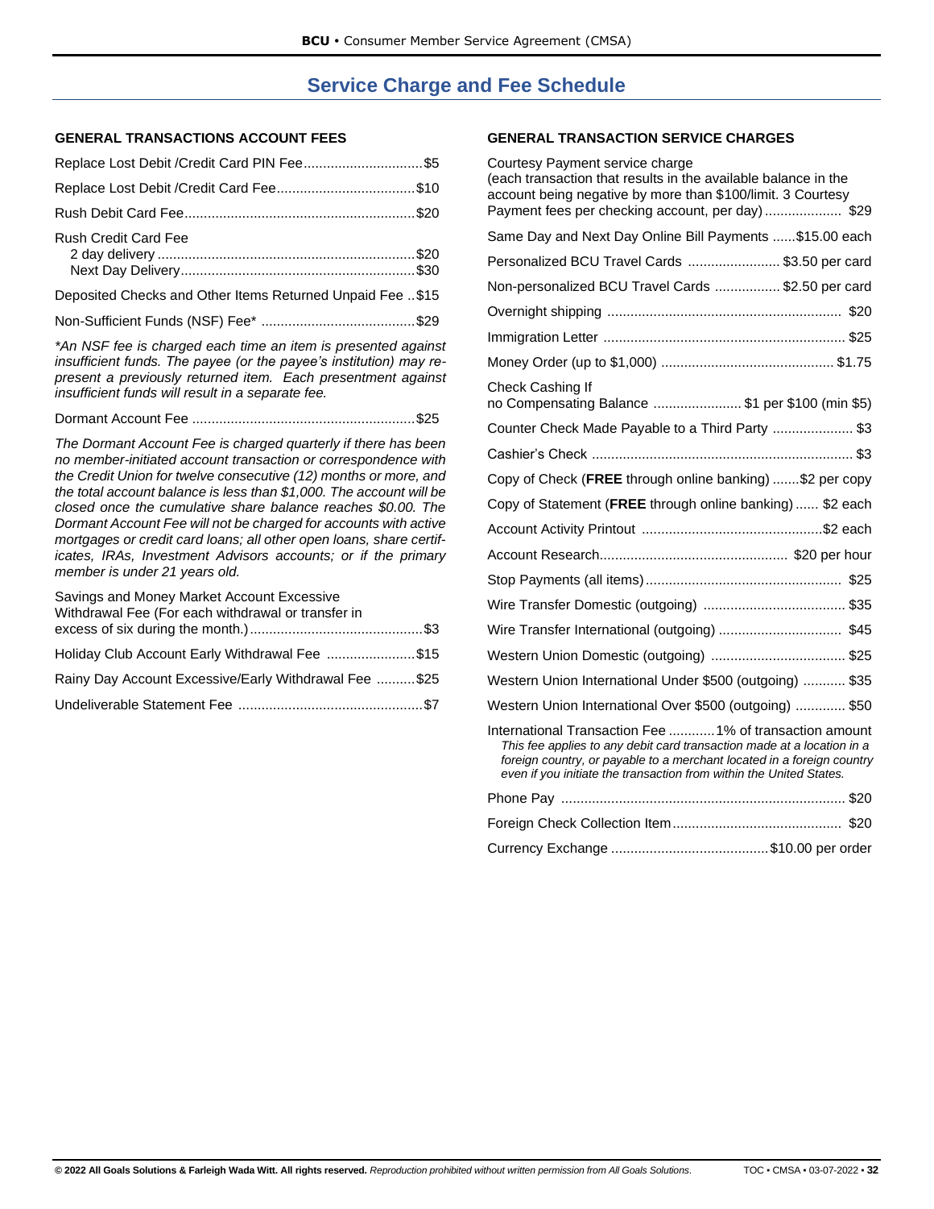# Service Charge and Fee Schedule

## GENERAL TRANSACTIONS ACCOUNT FEES

| Fee | Amount |
|---|---|
| Replace Lost Debit /Credit Card PIN Fee | $5 |
| Replace Lost Debit /Credit Card Fee | $10 |
| Rush Debit Card Fee | $20 |
| Rush Credit Card Fee – 2 day delivery | $20 |
| Rush Credit Card Fee – Next Day Delivery | $30 |
| Deposited Checks and Other Items Returned Unpaid Fee | $15 |
| Non-Sufficient Funds (NSF) Fee* | $29 |

*\*An NSF fee is charged each time an item is presented against insufficient funds. The payee (or the payee's institution) may re-present a previously returned item. Each presentment against insufficient funds will result in a separate fee.*

| Fee | Amount |
|---|---|
| Dormant Account Fee | $25 |

*The Dormant Account Fee is charged quarterly if there has been no member-initiated account transaction or correspondence with the Credit Union for twelve consecutive (12) months or more, and the total account balance is less than $1,000. The account will be closed once the cumulative share balance reaches $0.00. The Dormant Account Fee will not be charged for accounts with active mortgages or credit card loans; all other open loans, share certificates, IRAs, Investment Advisors accounts; or if the primary member is under 21 years old.*

| Fee | Amount |
|---|---|
| Savings and Money Market Account Excessive Withdrawal Fee (For each withdrawal or transfer in excess of six during the month.) | $3 |
| Holiday Club Account Early Withdrawal Fee | $15 |
| Rainy Day Account Excessive/Early Withdrawal Fee | $25 |
| Undeliverable Statement Fee | $7 |

## GENERAL TRANSACTION SERVICE CHARGES

| Service | Charge |
|---|---|
| Courtesy Payment service charge (each transaction that results in the available balance in the account being negative by more than $100/limit. 3 Courtesy Payment fees per checking account, per day) | $29 |
| Same Day and Next Day Online Bill Payments | $15.00 each |
| Personalized BCU Travel Cards | $3.50 per card |
| Non-personalized BCU Travel Cards | $2.50 per card |
| Overnight shipping | $20 |
| Immigration Letter | $25 |
| Money Order (up to $1,000) | $1.75 |
| Check Cashing If no Compensating Balance | $1 per $100 (min $5) |
| Counter Check Made Payable to a Third Party | $3 |
| Cashier's Check | $3 |
| Copy of Check (**FREE** through online banking) | $2 per copy |
| Copy of Statement (**FREE** through online banking) | $2 each |
| Account Activity Printout | $2 each |
| Account Research | $20 per hour |
| Stop Payments (all items) | $25 |
| Wire Transfer Domestic (outgoing) | $35 |
| Wire Transfer International (outgoing) | $45 |
| Western Union Domestic (outgoing) | $25 |
| Western Union International Under $500 (outgoing) | $35 |
| Western Union International Over $500 (outgoing) | $50 |
| International Transaction Fee | 1% of transaction amount |

*This fee applies to any debit card transaction made at a location in a foreign country, or payable to a merchant located in a foreign country even if you initiate the transaction from within the United States.*

| Service | Charge |
|---|---|
| Phone Pay | $20 |
| Foreign Check Collection Item | $20 |
| Currency Exchange | $10.00 per order |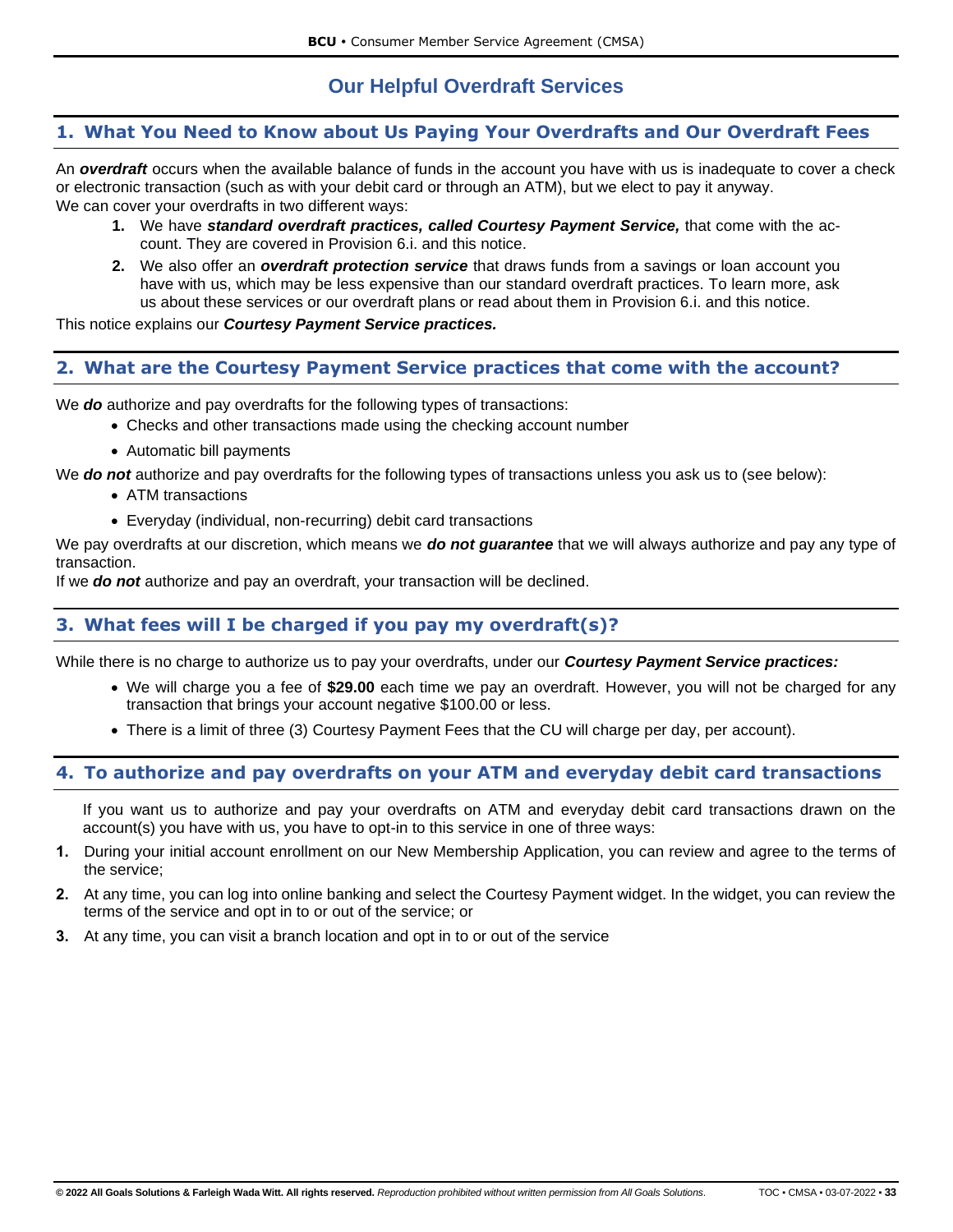# Our Helpful Overdraft Services

## 1. What You Need to Know about Us Paying Your Overdrafts and Our Overdraft Fees

An ***overdraft*** occurs when the available balance of funds in the account you have with us is inadequate to cover a check or electronic transaction (such as with your debit card or through an ATM), but we elect to pay it anyway.
We can cover your overdrafts in two different ways:

1. We have ***standard overdraft practices, called Courtesy Payment Service,*** that come with the account. They are covered in Provision 6.i. and this notice.
2. We also offer an ***overdraft protection service*** that draws funds from a savings or loan account you have with us, which may be less expensive than our standard overdraft practices. To learn more, ask us about these services or our overdraft plans or read about them in Provision 6.i. and this notice.

This notice explains our ***Courtesy Payment Service practices.***

## 2. What are the Courtesy Payment Service practices that come with the account?

We ***do*** authorize and pay overdrafts for the following types of transactions:

- Checks and other transactions made using the checking account number
- Automatic bill payments

We ***do not*** authorize and pay overdrafts for the following types of transactions unless you ask us to (see below):

- ATM transactions
- Everyday (individual, non-recurring) debit card transactions

We pay overdrafts at our discretion, which means we ***do not guarantee*** that we will always authorize and pay any type of transaction.
If we ***do not*** authorize and pay an overdraft, your transaction will be declined.

## 3. What fees will I be charged if you pay my overdraft(s)?

While there is no charge to authorize us to pay your overdrafts, under our ***Courtesy Payment Service practices:***

- We will charge you a fee of **$29.00** each time we pay an overdraft. However, you will not be charged for any transaction that brings your account negative $100.00 or less.
- There is a limit of three (3) Courtesy Payment Fees that the CU will charge per day, per account).

## 4. To authorize and pay overdrafts on your ATM and everyday debit card transactions

If you want us to authorize and pay your overdrafts on ATM and everyday debit card transactions drawn on the account(s) you have with us, you have to opt-in to this service in one of three ways:

1. During your initial account enrollment on our New Membership Application, you can review and agree to the terms of the service;
2. At any time, you can log into online banking and select the Courtesy Payment widget. In the widget, you can review the terms of the service and opt in to or out of the service; or
3. At any time, you can visit a branch location and opt in to or out of the service